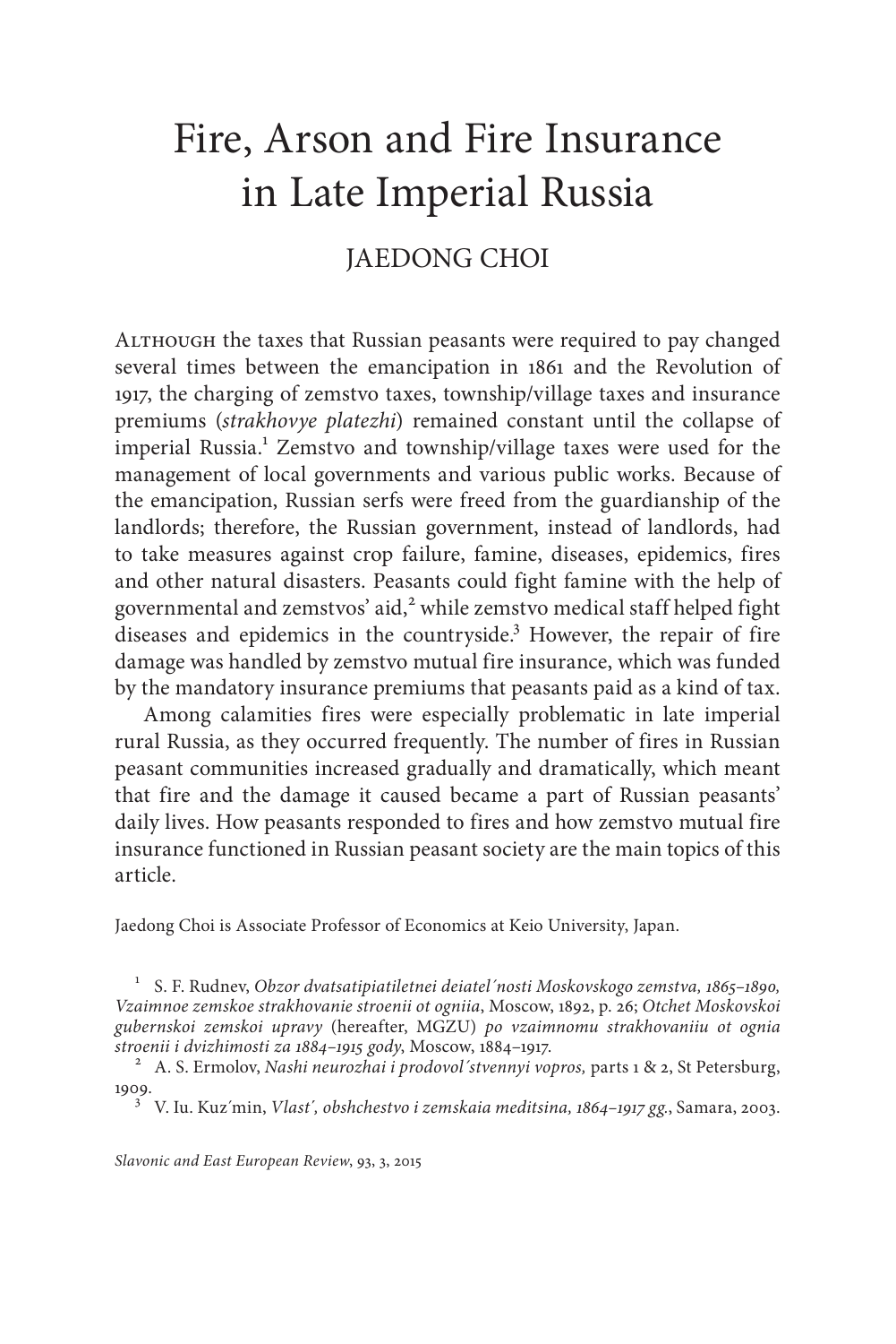# Fire, Arson and Fire Insurance in Late Imperial Russia

## JAEDONG CHOI

ALTHOUGH the taxes that Russian peasants were required to pay changed several times between the emancipation in 1861 and the Revolution of 1917, the charging of zemstvo taxes, township/village taxes and insurance premiums (*strakhovye platezhi*) remained constant until the collapse of imperial Russia.[1] Zemstvo and township/village taxes were used for the management of local governments and various public works. Because of the emancipation, Russian serfs were freed from the guardianship of the landlords; therefore, the Russian government, instead of landlords, had to take measures against crop failure, famine, diseases, epidemics, fires and other natural disasters. Peasants could fight famine with the help of governmental and zemstvos' aid,[2] while zemstvo medical staff helped fight diseases and epidemics in the countryside.[3] However, the repair of fire damage was handled by zemstvo mutual fire insurance, which was funded by the mandatory insurance premiums that peasants paid as a kind of tax.

Among calamities fires were especially problematic in late imperial rural Russia, as they occurred frequently. The number of fires in Russian peasant communities increased gradually and dramatically, which meant that fire and the damage it caused became a part of Russian peasants' daily lives. How peasants responded to fires and how zemstvo mutual fire insurance functioned in Russian peasant society are the main topics of this article.

Jaedong Choi is Associate Professor of Economics at Keio University, Japan.

[1] S. F. Rudnev, *Obzor dvatsatipiatiletnei deiatel´nosti Moskovskogo zemstva, 1865–1890, Vzaimnoe zemskoe strakhovanie stroenii ot ogniia*, Moscow, 1892, p. 26; *Otchet Moskovskoi gubernskoi zemskoi upravy* (hereafter, MGZU) *po vzaimnomu strakhovaniiu ot ognia stroenii i dvizhimosti za 1884–1915 gody*, Moscow, 1884–1917.

[2] A. S. Ermolov, *Nashi neurozhai i prodovol´stvennyi vopros,* parts 1 & 2, St Petersburg, 1909.

[3] V. Iu. Kuz´min, *Vlast´, obshchestvo i zemskaia meditsina, 1864–1917 gg.*, Samara, 2003.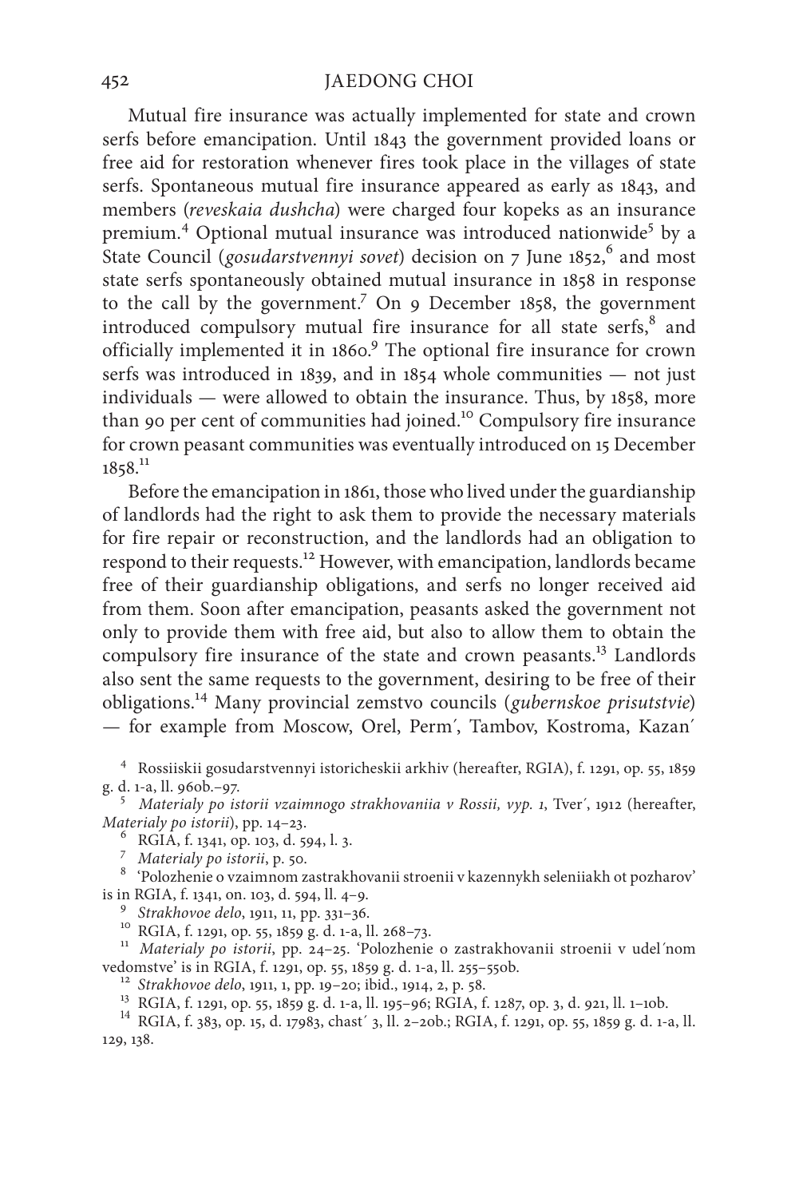Mutual fire insurance was actually implemented for state and crown serfs before emancipation. Until 1843 the government provided loans or free aid for restoration whenever fires took place in the villages of state serfs. Spontaneous mutual fire insurance appeared as early as 1843, and members (*reveskaia dushcha*) were charged four kopeks as an insurance premium.[4] Optional mutual insurance was introduced nationwide[5] by a State Council (*gosudarstvennyi sovet*) decision on 7 June 1852,[6] and most state serfs spontaneously obtained mutual insurance in 1858 in response to the call by the government.[7] On 9 December 1858, the government introduced compulsory mutual fire insurance for all state serfs,[8] and officially implemented it in 1860.[9] The optional fire insurance for crown serfs was introduced in 1839, and in 1854 whole communities — not just individuals — were allowed to obtain the insurance. Thus, by 1858, more than 90 per cent of communities had joined.[10] Compulsory fire insurance for crown peasant communities was eventually introduced on 15 December 1858.[11]

Before the emancipation in 1861, those who lived under the guardianship of landlords had the right to ask them to provide the necessary materials for fire repair or reconstruction, and the landlords had an obligation to respond to their requests.[12] However, with emancipation, landlords became free of their guardianship obligations, and serfs no longer received aid from them. Soon after emancipation, peasants asked the government not only to provide them with free aid, but also to allow them to obtain the compulsory fire insurance of the state and crown peasants.[13] Landlords also sent the same requests to the government, desiring to be free of their obligations.[14] Many provincial zemstvo councils (*gubernskoe prisutstvie*) — for example from Moscow, Orel, Perm′, Tambov, Kostroma, Kazan′

---

[4] Rossiiskii gosudarstvennyi istoricheskii arkhiv (hereafter, RGIA), f. 1291, op. 55, 1859 g. d. 1-a, ll. 96ob.–97.

[5] *Materialy po istorii vzaimnogo strakhovaniia v Rossii, vyp. 1*, Tver′, 1912 (hereafter, *Materialy po istorii*), pp. 14–23.

[6] RGIA, f. 1341, op. 103, d. 594, l. 3.

[7] *Materialy po istorii*, p. 50.

[8] 'Polozhenie o vzaimnom zastrakhovanii stroenii v kazennykh seleniiakh ot pozharov' is in RGIA, f. 1341, on. 103, d. 594, ll. 4–9.

[9] *Strakhovoe delo*, 1911, 11, pp. 331–36.

[10] RGIA, f. 1291, op. 55, 1859 g. d. 1-a, ll. 268–73.

[11] *Materialy po istorii*, pp. 24–25. 'Polozhenie o zastrakhovanii stroenii v udel′nom vedomstve' is in RGIA, f. 1291, op. 55, 1859 g. d. 1-a, ll. 255–55ob.

[12] *Strakhovoe delo*, 1911, 1, pp. 19–20; ibid., 1914, 2, p. 58.

[13] RGIA, f. 1291, op. 55, 1859 g. d. 1-a, ll. 195–96; RGIA, f. 1287, op. 3, d. 921, ll. 1–10b.

[14] RGIA, f. 383, op. 15, d. 17983, chast′ 3, ll. 2–20b.; RGIA, f. 1291, op. 55, 1859 g. d. 1-a, ll. 129, 138.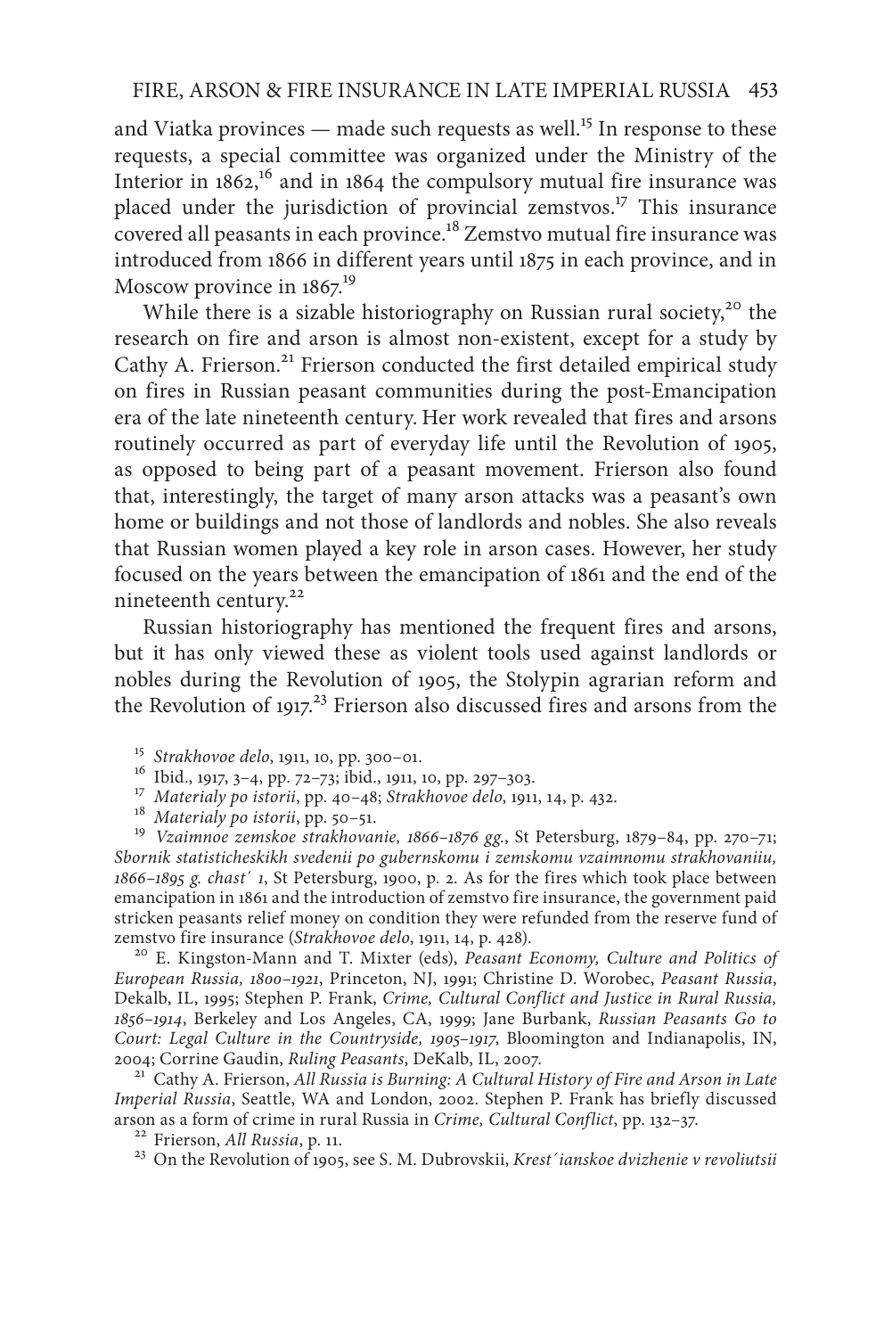and Viatka provinces — made such requests as well.[15] In response to these requests, a special committee was organized under the Ministry of the Interior in 1862,[16] and in 1864 the compulsory mutual fire insurance was placed under the jurisdiction of provincial zemstvos.[17] This insurance covered all peasants in each province.[18] Zemstvo mutual fire insurance was introduced from 1866 in different years until 1875 in each province, and in Moscow province in 1867.[19]

While there is a sizable historiography on Russian rural society,[20] the research on fire and arson is almost non-existent, except for a study by Cathy A. Frierson.[21] Frierson conducted the first detailed empirical study on fires in Russian peasant communities during the post-Emancipation era of the late nineteenth century. Her work revealed that fires and arsons routinely occurred as part of everyday life until the Revolution of 1905, as opposed to being part of a peasant movement. Frierson also found that, interestingly, the target of many arson attacks was a peasant's own home or buildings and not those of landlords and nobles. She also reveals that Russian women played a key role in arson cases. However, her study focused on the years between the emancipation of 1861 and the end of the nineteenth century.[22]

Russian historiography has mentioned the frequent fires and arsons, but it has only viewed these as violent tools used against landlords or nobles during the Revolution of 1905, the Stolypin agrarian reform and the Revolution of 1917.[23] Frierson also discussed fires and arsons from the

[15] *Strakhovoe delo*, 1911, 10, pp. 300–01.

[16] Ibid., 1917, 3–4, pp. 72–73; ibid., 1911, 10, pp. 297–303.

[17] *Materialy po istorii*, pp. 40–48; *Strakhovoe delo*, 1911, 14, p. 432.

[18] *Materialy po istorii*, pp. 50–51.

[19] *Vzaimnoe zemskoe strakhovanie, 1866–1876 gg.*, St Petersburg, 1879–84, pp. 270–71; *Sbornik statisticheskikh svedenii po gubernskomu i zemskomu vzaimnomu strakhovaniiu, 1866–1895 g. chast´ 1*, St Petersburg, 1900, p. 2. As for the fires which took place between emancipation in 1861 and the introduction of zemstvo fire insurance, the government paid stricken peasants relief money on condition they were refunded from the reserve fund of zemstvo fire insurance (*Strakhovoe delo*, 1911, 14, p. 428).

[20] E. Kingston-Mann and T. Mixter (eds), *Peasant Economy, Culture and Politics of European Russia, 1800–1921*, Princeton, NJ, 1991; Christine D. Worobec, *Peasant Russia*, Dekalb, IL, 1995; Stephen P. Frank, *Crime, Cultural Conflict and Justice in Rural Russia, 1856–1914*, Berkeley and Los Angeles, CA, 1999; Jane Burbank, *Russian Peasants Go to Court: Legal Culture in the Countryside, 1905–1917*, Bloomington and Indianapolis, IN, 2004; Corrine Gaudin, *Ruling Peasants*, DeKalb, IL, 2007.

[21] Cathy A. Frierson, *All Russia is Burning: A Cultural History of Fire and Arson in Late Imperial Russia*, Seattle, WA and London, 2002. Stephen P. Frank has briefly discussed arson as a form of crime in rural Russia in *Crime, Cultural Conflict*, pp. 132–37.

[22] Frierson, *All Russia*, p. 11.

[23] On the Revolution of 1905, see S. M. Dubrovskii, *Krest´ianskoe dvizhenie v revoliutsii*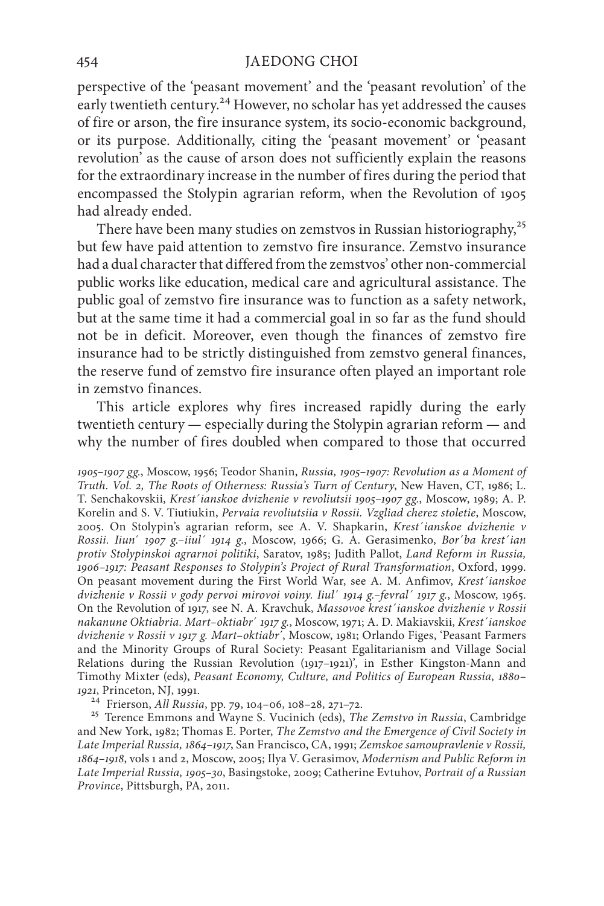perspective of the 'peasant movement' and the 'peasant revolution' of the early twentieth century.[24] However, no scholar has yet addressed the causes of fire or arson, the fire insurance system, its socio-economic background, or its purpose. Additionally, citing the 'peasant movement' or 'peasant revolution' as the cause of arson does not sufficiently explain the reasons for the extraordinary increase in the number of fires during the period that encompassed the Stolypin agrarian reform, when the Revolution of 1905 had already ended.

There have been many studies on zemstvos in Russian historiography,[25] but few have paid attention to zemstvo fire insurance. Zemstvo insurance had a dual character that differed from the zemstvos' other non-commercial public works like education, medical care and agricultural assistance. The public goal of zemstvo fire insurance was to function as a safety network, but at the same time it had a commercial goal in so far as the fund should not be in deficit. Moreover, even though the finances of zemstvo fire insurance had to be strictly distinguished from zemstvo general finances, the reserve fund of zemstvo fire insurance often played an important role in zemstvo finances.

This article explores why fires increased rapidly during the early twentieth century — especially during the Stolypin agrarian reform — and why the number of fires doubled when compared to those that occurred

*1905–1907 gg.*, Moscow, 1956; Teodor Shanin, *Russia, 1905–1907: Revolution as a Moment of Truth. Vol. 2, The Roots of Otherness: Russia's Turn of Century*, New Haven, CT, 1986; L. T. Senchakovskii, *Krest´ianskoe dvizhenie v revoliutsii 1905–1907 gg.*, Moscow, 1989; A. P. Korelin and S. V. Tiutiukin, *Pervaia revoliutsiia v Rossii. Vzgliad cherez stoletie*, Moscow, 2005. On Stolypin's agrarian reform, see A. V. Shapkarin, *Krest´ianskoe dvizhenie v Rossii. Iiun´ 1907 g.–iiul´ 1914 g.*, Moscow, 1966; G. A. Gerasimenko, *Bor´ba krest´ian protiv Stolypinskoi agrarnoi politiki*, Saratov, 1985; Judith Pallot, *Land Reform in Russia, 1906–1917: Peasant Responses to Stolypin's Project of Rural Transformation*, Oxford, 1999. On peasant movement during the First World War, see A. M. Anfimov, *Krest´ianskoe dvizhenie v Rossii v gody pervoi mirovoi voiny. Iiul´ 1914 g.–fevral´ 1917 g.*, Moscow, 1965. On the Revolution of 1917, see N. A. Kravchuk, *Massovoe krest´ianskoe dvizhenie v Rossii nakanune Oktiabria. Mart–oktiabr´ 1917 g.*, Moscow, 1971; A. D. Makiavskii, *Krest´ianskoe dvizhenie v Rossii v 1917 g. Mart–oktiabr´*, Moscow, 1981; Orlando Figes, 'Peasant Farmers and the Minority Groups of Rural Society: Peasant Egalitarianism and Village Social Relations during the Russian Revolution (1917–1921)', in Esther Kingston-Mann and Timothy Mixter (eds), *Peasant Economy, Culture, and Politics of European Russia, 1880–1921*, Princeton, NJ, 1991.

[24] Frierson, *All Russia*, pp. 79, 104–06, 108–28, 271–72.

[25] Terence Emmons and Wayne S. Vucinich (eds), *The Zemstvo in Russia*, Cambridge and New York, 1982; Thomas E. Porter, *The Zemstvo and the Emergence of Civil Society in Late Imperial Russia, 1864–1917*, San Francisco, CA, 1991; *Zemskoe samoupravlenie v Rossii, 1864–1918*, vols 1 and 2, Moscow, 2005; Ilya V. Gerasimov, *Modernism and Public Reform in Late Imperial Russia, 1905–30*, Basingstoke, 2009; Catherine Evtuhov, *Portrait of a Russian Province*, Pittsburgh, PA, 2011.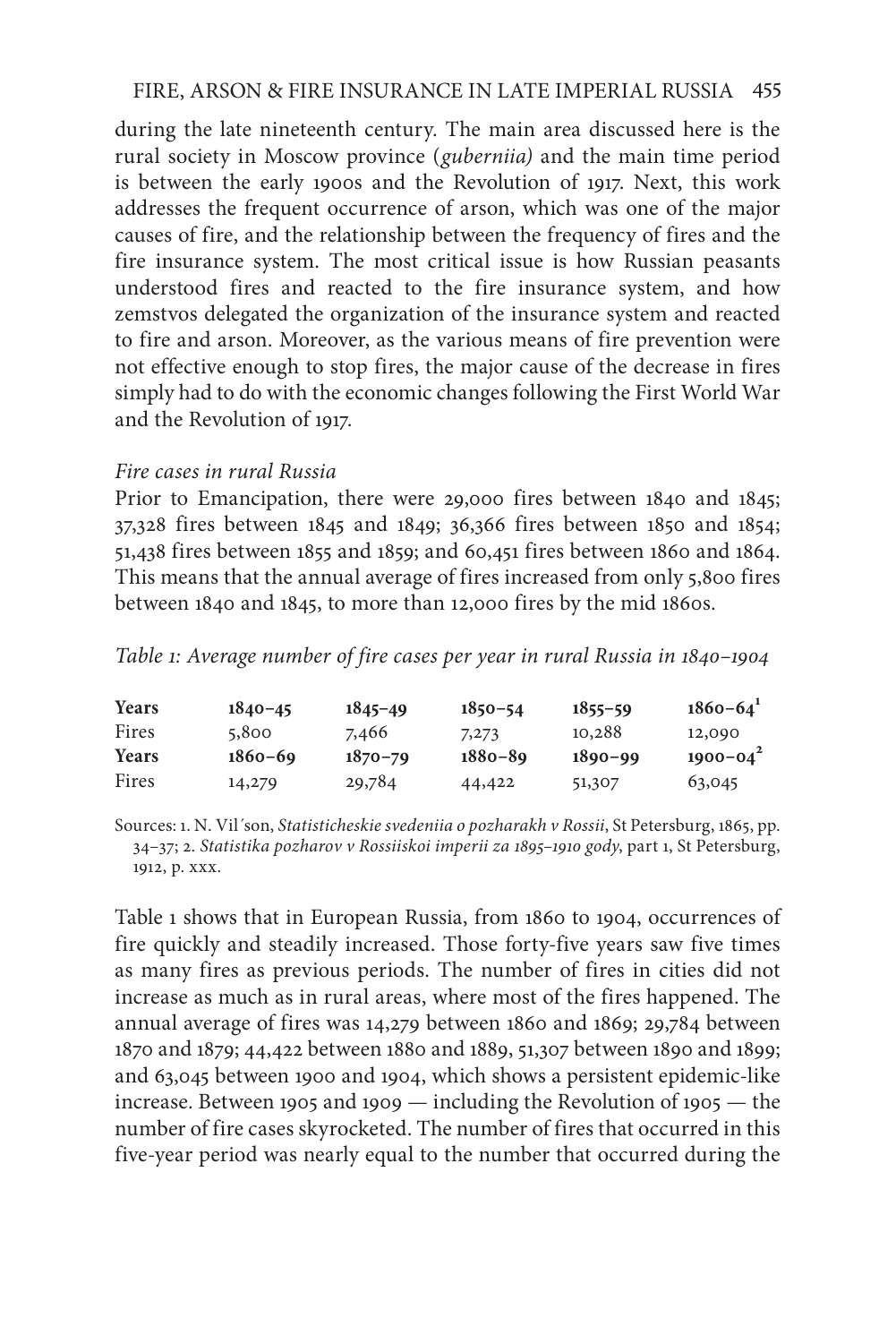during the late nineteenth century. The main area discussed here is the rural society in Moscow province (*guberniia)* and the main time period is between the early 1900s and the Revolution of 1917. Next, this work addresses the frequent occurrence of arson, which was one of the major causes of fire, and the relationship between the frequency of fires and the fire insurance system. The most critical issue is how Russian peasants understood fires and reacted to the fire insurance system, and how zemstvos delegated the organization of the insurance system and reacted to fire and arson. Moreover, as the various means of fire prevention were not effective enough to stop fires, the major cause of the decrease in fires simply had to do with the economic changes following the First World War and the Revolution of 1917.

*Fire cases in rural Russia*

Prior to Emancipation, there were 29,000 fires between 1840 and 1845; 37,328 fires between 1845 and 1849; 36,366 fires between 1850 and 1854; 51,438 fires between 1855 and 1859; and 60,451 fires between 1860 and 1864. This means that the annual average of fires increased from only 5,800 fires between 1840 and 1845, to more than 12,000 fires by the mid 1860s.

*Table 1: Average number of fire cases per year in rural Russia in 1840–1904*

| **Years** | **1840–45** | **1845–49** | **1850–54** | **1855–59** | **1860–64**[1] |
|---|---|---|---|---|---|
| Fires | 5,800 | 7,466 | 7,273 | 10,288 | 12,090 |
| **Years** | **1860–69** | **1870–79** | **1880–89** | **1890–99** | **1900–04**[2] |
| Fires | 14,279 | 29,784 | 44,422 | 51,307 | 63,045 |

Sources: 1. N. Vil´son, *Statisticheskie svedeniia o pozharakh v Rossii*, St Petersburg, 1865, pp. 34–37; 2. *Statistika pozharov v Rossiiskoi imperii za 1895–1910 gody*, part 1, St Petersburg, 1912, p. xxx.

Table 1 shows that in European Russia, from 1860 to 1904, occurrences of fire quickly and steadily increased. Those forty-five years saw five times as many fires as previous periods. The number of fires in cities did not increase as much as in rural areas, where most of the fires happened. The annual average of fires was 14,279 between 1860 and 1869; 29,784 between 1870 and 1879; 44,422 between 1880 and 1889, 51,307 between 1890 and 1899; and 63,045 between 1900 and 1904, which shows a persistent epidemic-like increase. Between 1905 and 1909 — including the Revolution of 1905 — the number of fire cases skyrocketed. The number of fires that occurred in this five-year period was nearly equal to the number that occurred during the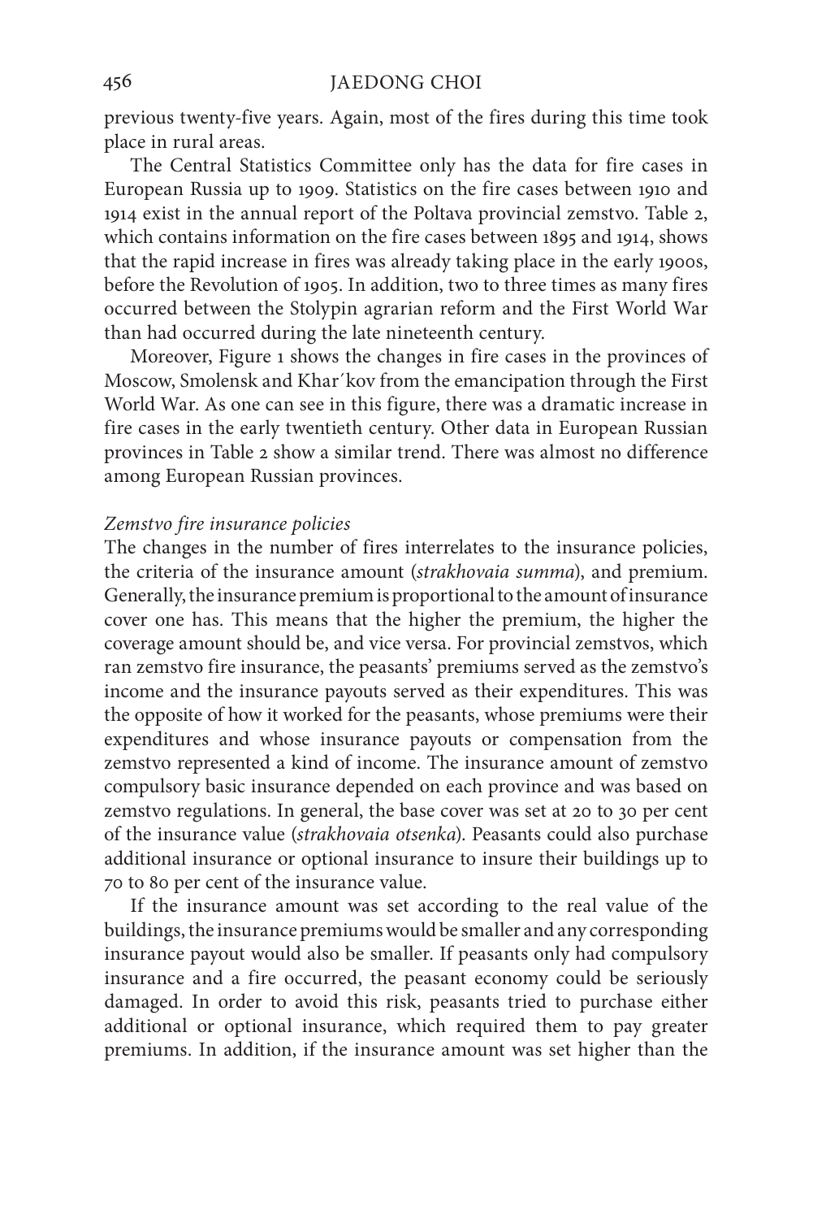previous twenty-five years. Again, most of the fires during this time took place in rural areas.

The Central Statistics Committee only has the data for fire cases in European Russia up to 1909. Statistics on the fire cases between 1910 and 1914 exist in the annual report of the Poltava provincial zemstvo. Table 2, which contains information on the fire cases between 1895 and 1914, shows that the rapid increase in fires was already taking place in the early 1900s, before the Revolution of 1905. In addition, two to three times as many fires occurred between the Stolypin agrarian reform and the First World War than had occurred during the late nineteenth century.

Moreover, Figure 1 shows the changes in fire cases in the provinces of Moscow, Smolensk and Khar´kov from the emancipation through the First World War. As one can see in this figure, there was a dramatic increase in fire cases in the early twentieth century. Other data in European Russian provinces in Table 2 show a similar trend. There was almost no difference among European Russian provinces.

*Zemstvo fire insurance policies*

The changes in the number of fires interrelates to the insurance policies, the criteria of the insurance amount (*strakhovaia summa*), and premium. Generally, the insurance premium is proportional to the amount of insurance cover one has. This means that the higher the premium, the higher the coverage amount should be, and vice versa. For provincial zemstvos, which ran zemstvo fire insurance, the peasants' premiums served as the zemstvo's income and the insurance payouts served as their expenditures. This was the opposite of how it worked for the peasants, whose premiums were their expenditures and whose insurance payouts or compensation from the zemstvo represented a kind of income. The insurance amount of zemstvo compulsory basic insurance depended on each province and was based on zemstvo regulations. In general, the base cover was set at 20 to 30 per cent of the insurance value (*strakhovaia otsenka*). Peasants could also purchase additional insurance or optional insurance to insure their buildings up to 70 to 80 per cent of the insurance value.

If the insurance amount was set according to the real value of the buildings, the insurance premiums would be smaller and any corresponding insurance payout would also be smaller. If peasants only had compulsory insurance and a fire occurred, the peasant economy could be seriously damaged. In order to avoid this risk, peasants tried to purchase either additional or optional insurance, which required them to pay greater premiums. In addition, if the insurance amount was set higher than the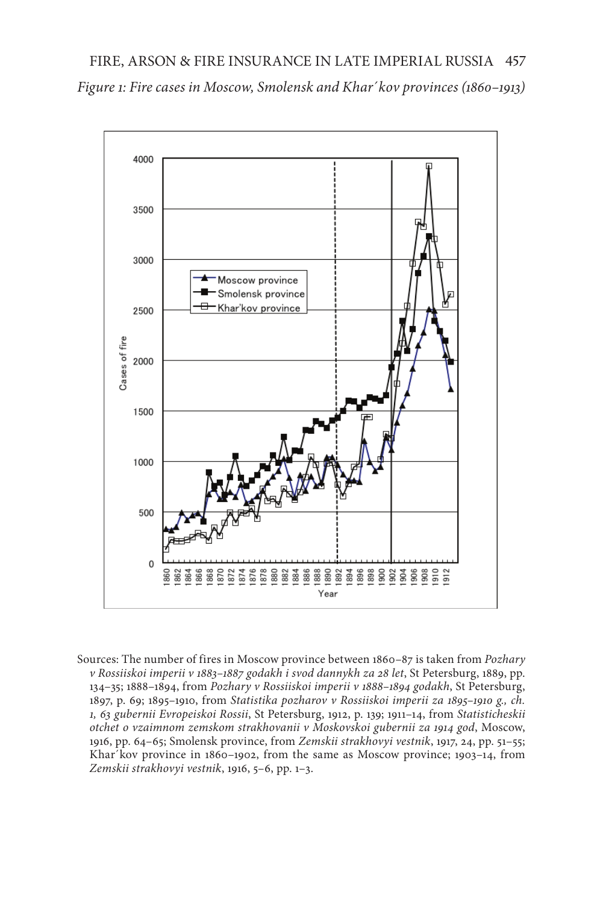*Figure 1: Fire cases in Moscow, Smolensk and Khar´kov provinces (1860–1913)*

Sources: The number of fires in Moscow province between 1860–87 is taken from *Pozhary v Rossiiskoi imperii v 1883–1887 godakh i svod dannykh za 28 let*, St Petersburg, 1889, pp. 134–35; 1888–1894, from *Pozhary v Rossiiskoi imperii v 1888–1894 godakh*, St Petersburg, 1897, p. 69; 1895–1910, from *Statistika pozharov v Rossiiskoi imperii za 1895–1910 g., ch. 1, 63 gubernii Evropeiskoi Rossii*, St Petersburg, 1912, p. 139; 1911–14, from *Statisticheskii otchet o vzaimnom zemskom strakhovanii v Moskovskoi gubernii za 1914 god*, Moscow, 1916, pp. 64–65; Smolensk province, from *Zemskii strakhovyi vestnik*, 1917, 24, pp. 51–55; Khar´kov province in 1860–1902, from the same as Moscow province; 1903–14, from *Zemskii strakhovyi vestnik*, 1916, 5–6, pp. 1–3.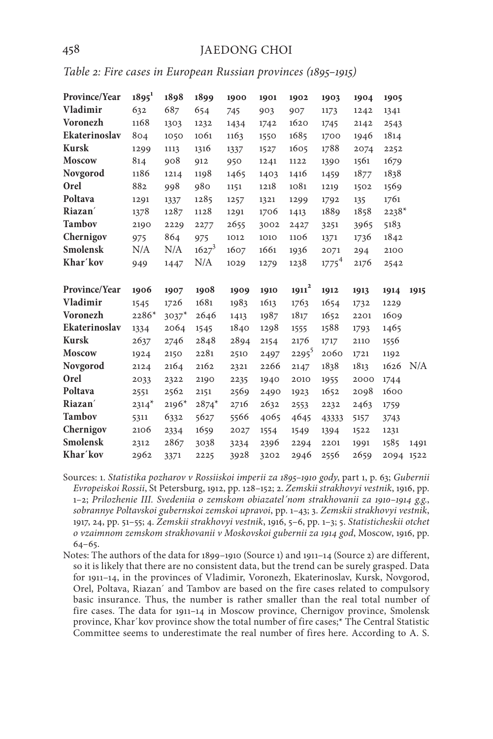*Table 2: Fire cases in European Russian provinces (1895–1915)*

| Province/Year | 1895[1] | 1898 | 1899 | 1900 | 1901 | 1902 | 1903 | 1904 | 1905 |
|---|---|---|---|---|---|---|---|---|---|
| **Vladimir** | 632 | 687 | 654 | 745 | 903 | 907 | 1173 | 1242 | 1341 |
| **Voronezh** | 1168 | 1303 | 1232 | 1434 | 1742 | 1620 | 1745 | 2142 | 2543 |
| **Ekaterinoslav** | 804 | 1050 | 1061 | 1163 | 1550 | 1685 | 1700 | 1946 | 1814 |
| **Kursk** | 1299 | 1113 | 1316 | 1337 | 1527 | 1605 | 1788 | 2074 | 2252 |
| **Moscow** | 814 | 908 | 912 | 950 | 1241 | 1122 | 1390 | 1561 | 1679 |
| **Novgorod** | 1186 | 1214 | 1198 | 1465 | 1403 | 1416 | 1459 | 1877 | 1838 |
| **Orel** | 882 | 998 | 980 | 1151 | 1218 | 1081 | 1219 | 1502 | 1569 |
| **Poltava** | 1291 | 1337 | 1285 | 1257 | 1321 | 1299 | 1792 | 135 | 1761 |
| **Riazan´** | 1378 | 1287 | 1128 | 1291 | 1706 | 1413 | 1889 | 1858 | 2238* |
| **Tambov** | 2190 | 2229 | 2277 | 2655 | 3002 | 2427 | 3251 | 3965 | 5183 |
| **Chernigov** | 975 | 864 | 975 | 1012 | 1010 | 1106 | 1371 | 1736 | 1842 |
| **Smolensk** | N/A | N/A | 1627[3] | 1607 | 1661 | 1936 | 2071 | 294 | 2100 |
| **Khar´kov** | 949 | 1447 | N/A | 1029 | 1279 | 1238 | 1775[4] | 2176 | 2542 |

| Province/Year | 1906 | 1907 | 1908 | 1909 | 1910 | 1911[2] | 1912 | 1913 | 1914 | 1915 |
|---|---|---|---|---|---|---|---|---|---|---|
| **Vladimir** | 1545 | 1726 | 1681 | 1983 | 1613 | 1763 | 1654 | 1732 | 1229 | |
| **Voronezh** | 2286* | 3037* | 2646 | 1413 | 1987 | 1817 | 1652 | 2201 | 1609 | |
| **Ekaterinoslav** | 1334 | 2064 | 1545 | 1840 | 1298 | 1555 | 1588 | 1793 | 1465 | |
| **Kursk** | 2637 | 2746 | 2848 | 2894 | 2154 | 2176 | 1717 | 2110 | 1556 | |
| **Moscow** | 1924 | 2150 | 2281 | 2510 | 2497 | 2295[5] | 2060 | 1721 | 1192 | |
| **Novgorod** | 2124 | 2164 | 2162 | 2321 | 2266 | 2147 | 1838 | 1813 | 1626 | N/A |
| **Orel** | 2033 | 2322 | 2190 | 2235 | 1940 | 2010 | 1955 | 2000 | 1744 | |
| **Poltava** | 2551 | 2562 | 2151 | 2569 | 2490 | 1923 | 1652 | 2098 | 1600 | |
| **Riazan´** | 2314* | 2196* | 2874* | 2716 | 2632 | 2553 | 2232 | 2463 | 1759 | |
| **Tambov** | 5311 | 6332 | 5627 | 5566 | 4065 | 4645 | 43333 | 5157 | 3743 | |
| **Chernigov** | 2106 | 2334 | 1659 | 2027 | 1554 | 1549 | 1394 | 1522 | 1231 | |
| **Smolensk** | 2312 | 2867 | 3038 | 3234 | 2396 | 2294 | 2201 | 1991 | 1585 | 1491 |
| **Khar´kov** | 2962 | 3371 | 2225 | 3928 | 3202 | 2946 | 2556 | 2659 | 2094 | 1522 |

Sources: 1. *Statistika pozharov v Rossiiskoi imperii za 1895–1910 gody*, part 1, p. 63; *Gubernii Evropeiskoi Rossii*, St Petersburg, 1912, pp. 128–152; 2. *Zemskii strakhovyi vestnik*, 1916, pp. 1–2; *Prilozhenie III. Svedeniia o zemskom obiazatel´nom strakhovanii za 1910–1914 g.g., sobrannye Poltavskoi gubernskoi zemskoi upravoi*, pp. 1–43; 3. *Zemskii strakhovyi vestnik*, 1917, 24, pp. 51–55; 4. *Zemskii strakhovyi vestnik*, 1916, 5–6, pp. 1–3; 5. *Statisticheskii otchet o vzaimnom zemskom strakhovanii v Moskovskoi gubernii za 1914 god*, Moscow, 1916, pp. 64–65.

Notes: The authors of the data for 1899–1910 (Source 1) and 1911–14 (Source 2) are different, so it is likely that there are no consistent data, but the trend can be surely grasped. Data for 1911–14, in the provinces of Vladimir, Voronezh, Ekaterinoslav, Kursk, Novgorod, Orel, Poltava, Riazan´ and Tambov are based on the fire cases related to compulsory basic insurance. Thus, the number is rather smaller than the real total number of fire cases. The data for 1911–14 in Moscow province, Chernigov province, Smolensk province, Khar´kov province show the total number of fire cases;* The Central Statistic Committee seems to underestimate the real number of fires here. According to A. S.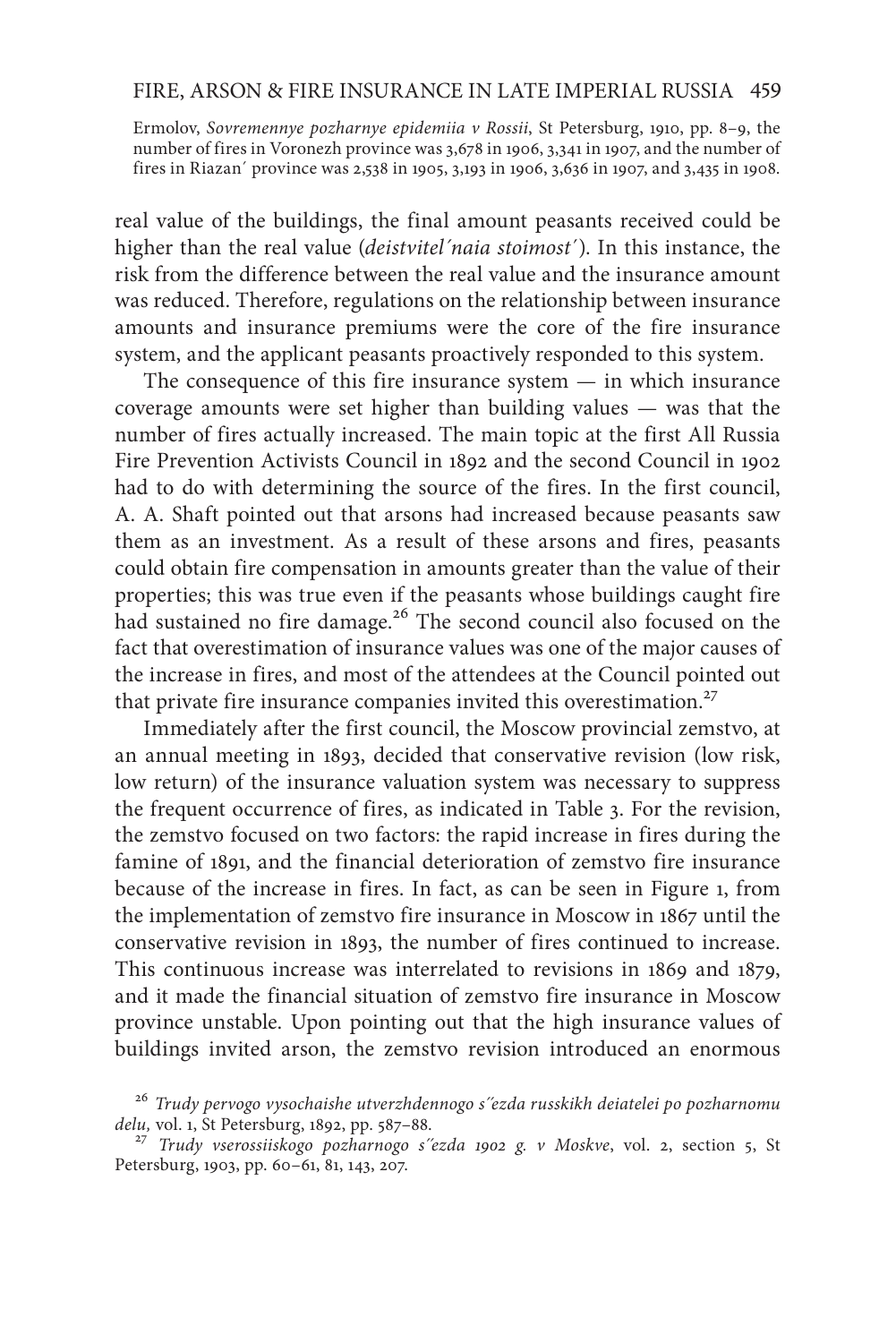Ermolov, *Sovremennye pozharnye epidemiia v Rossii*, St Petersburg, 1910, pp. 8–9, the number of fires in Voronezh province was 3,678 in 1906, 3,341 in 1907, and the number of fires in Riazan´ province was 2,538 in 1905, 3,193 in 1906, 3,636 in 1907, and 3,435 in 1908.

real value of the buildings, the final amount peasants received could be higher than the real value (*deistvitel´naia stoimost´*). In this instance, the risk from the difference between the real value and the insurance amount was reduced. Therefore, regulations on the relationship between insurance amounts and insurance premiums were the core of the fire insurance system, and the applicant peasants proactively responded to this system.

The consequence of this fire insurance system — in which insurance coverage amounts were set higher than building values — was that the number of fires actually increased. The main topic at the first All Russia Fire Prevention Activists Council in 1892 and the second Council in 1902 had to do with determining the source of the fires. In the first council, A. A. Shaft pointed out that arsons had increased because peasants saw them as an investment. As a result of these arsons and fires, peasants could obtain fire compensation in amounts greater than the value of their properties; this was true even if the peasants whose buildings caught fire had sustained no fire damage.[26] The second council also focused on the fact that overestimation of insurance values was one of the major causes of the increase in fires, and most of the attendees at the Council pointed out that private fire insurance companies invited this overestimation.[27]

Immediately after the first council, the Moscow provincial zemstvo, at an annual meeting in 1893, decided that conservative revision (low risk, low return) of the insurance valuation system was necessary to suppress the frequent occurrence of fires, as indicated in Table 3. For the revision, the zemstvo focused on two factors: the rapid increase in fires during the famine of 1891, and the financial deterioration of zemstvo fire insurance because of the increase in fires. In fact, as can be seen in Figure 1, from the implementation of zemstvo fire insurance in Moscow in 1867 until the conservative revision in 1893, the number of fires continued to increase. This continuous increase was interrelated to revisions in 1869 and 1879, and it made the financial situation of zemstvo fire insurance in Moscow province unstable. Upon pointing out that the high insurance values of buildings invited arson, the zemstvo revision introduced an enormous

[26] *Trudy pervogo vysochaishe utverzhdennogo s´´ezda russkikh deiatelei po pozharnomu delu*, vol. 1, St Petersburg, 1892, pp. 587–88.

[27] *Trudy vserossiiskogo pozharnogo s´´ezda 1902 g. v Moskve*, vol. 2, section 5, St Petersburg, 1903, pp. 60–61, 81, 143, 207.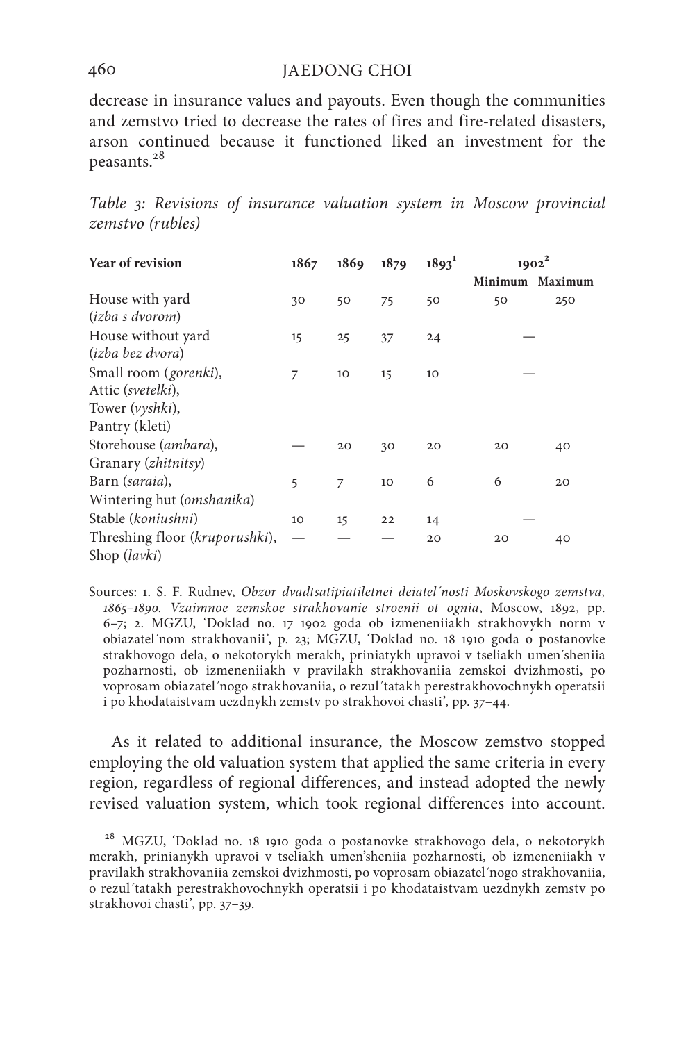decrease in insurance values and payouts. Even though the communities and zemstvo tried to decrease the rates of fires and fire-related disasters, arson continued because it functioned liked an investment for the peasants.[28]

*Table 3: Revisions of insurance valuation system in Moscow provincial zemstvo (rubles)*

| Year of revision | 1867 | 1869 | 1879 | 1893[1] | 1902[2] | |
|---|---|---|---|---|---|---|
| | | | | | Minimum | Maximum |
| House with yard (*izba s dvorom*) | 30 | 50 | 75 | 50 | 50 | 250 |
| House without yard (*izba bez dvora*) | 15 | 25 | 37 | 24 | — | |
| Small room (*gorenki*), Attic (*svetelki*), Tower (*vyshki*), Pantry (kleti) | 7 | 10 | 15 | 10 | — | |
| Storehouse (*ambara*), Granary (*zhitnitsy*) | — | 20 | 30 | 20 | 20 | 40 |
| Barn (*saraia*), Wintering hut (*omshanika*) | 5 | 7 | 10 | 6 | 6 | 20 |
| Stable (*koniushni*) | 10 | 15 | 22 | 14 | — | |
| Threshing floor (*kruporushki*), Shop (*lavki*) | — | — | — | 20 | 20 | 40 |

Sources: 1. S. F. Rudnev, *Obzor dvadtsatipiatiletnei deiatel´nosti Moskovskogo zemstva, 1865–1890. Vzaimnoe zemskoe strakhovanie stroenii ot ognia*, Moscow, 1892, pp. 6–7; 2. MGZU, 'Doklad no. 17 1902 goda ob izmeneniiakh strakhovykh norm v obiazatel´nom strakhovanii', p. 23; MGZU, 'Doklad no. 18 1910 goda o postanovke strakhovogo dela, o nekotorykh merakh, priniatykh upravoi v tseliakh umen´sheniia pozharnosti, ob izmeneniiakh v pravilakh strakhovaniia zemskoi dvizhmosti, po voprosam obiazatel´nogo strakhovaniia, o rezul´tatakh perestrakhovochnykh operatsii i po khodataistvam uezdnykh zemstv po strakhovoi chasti', pp. 37–44.

As it related to additional insurance, the Moscow zemstvo stopped employing the old valuation system that applied the same criteria in every region, regardless of regional differences, and instead adopted the newly revised valuation system, which took regional differences into account.

[28] MGZU, 'Doklad no. 18 1910 goda o postanovke strakhovogo dela, o nekotorykh merakh, prinianykh upravoi v tseliakh umen'sheniia pozharnosti, ob izmeneniiakh v pravilakh strakhovaniia zemskoi dvizhmosti, po voprosam obiazatel´nogo strakhovaniia, o rezul´tatakh perestrakhovochnykh operatsii i po khodataistvam uezdnykh zemstv po strakhovoi chasti', pp. 37–39.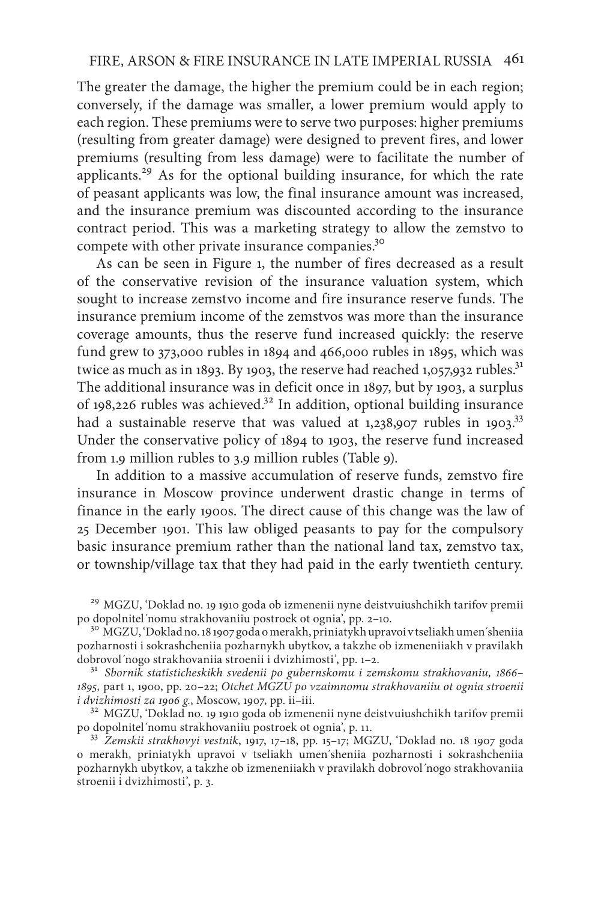The greater the damage, the higher the premium could be in each region; conversely, if the damage was smaller, a lower premium would apply to each region. These premiums were to serve two purposes: higher premiums (resulting from greater damage) were designed to prevent fires, and lower premiums (resulting from less damage) were to facilitate the number of applicants.[29] As for the optional building insurance, for which the rate of peasant applicants was low, the final insurance amount was increased, and the insurance premium was discounted according to the insurance contract period. This was a marketing strategy to allow the zemstvo to compete with other private insurance companies.[30]

As can be seen in Figure 1, the number of fires decreased as a result of the conservative revision of the insurance valuation system, which sought to increase zemstvo income and fire insurance reserve funds. The insurance premium income of the zemstvos was more than the insurance coverage amounts, thus the reserve fund increased quickly: the reserve fund grew to 373,000 rubles in 1894 and 466,000 rubles in 1895, which was twice as much as in 1893. By 1903, the reserve had reached 1,057,932 rubles.[31] The additional insurance was in deficit once in 1897, but by 1903, a surplus of 198,226 rubles was achieved.[32] In addition, optional building insurance had a sustainable reserve that was valued at 1,238,907 rubles in 1903.[33] Under the conservative policy of 1894 to 1903, the reserve fund increased from 1.9 million rubles to 3.9 million rubles (Table 9).

In addition to a massive accumulation of reserve funds, zemstvo fire insurance in Moscow province underwent drastic change in terms of finance in the early 1900s. The direct cause of this change was the law of 25 December 1901. This law obliged peasants to pay for the compulsory basic insurance premium rather than the national land tax, zemstvo tax, or township/village tax that they had paid in the early twentieth century.

[29] MGZU, 'Doklad no. 19 1910 goda ob izmenenii nyne deistvuiushchikh tarifov premii po dopolnitel´nomu strakhovaniiu postroek ot ognia', pp. 2–10.

[30] MGZU, 'Doklad no. 18 1907 goda o merakh, priniatykh upravoi v tseliakh umen´sheniia pozharnosti i sokrashcheniia pozharnykh ubytkov, a takzhe ob izmeneniiakh v pravilakh dobrovol´nogo strakhovaniia stroenii i dvizhimosti', pp. 1–2.

[31] *Sbornik statisticheskikh svedenii po gubernskomu i zemskomu strakhovaniu, 1866–1895,* part 1, 1900, pp. 20–22; *Otchet MGZU po vzaimnomu strakhovaniiu ot ognia stroenii i dvizhimosti za 1906 g.*, Moscow, 1907, pp. ii–iii.

[32] MGZU, 'Doklad no. 19 1910 goda ob izmenenii nyne deistvuiushchikh tarifov premii po dopolnitel´nomu strakhovaniiu postroek ot ognia', p. 11.

[33] *Zemskii strakhovyi vestnik*, 1917, 17–18, pp. 15–17; MGZU, 'Doklad no. 18 1907 goda o merakh, priniatykh upravoi v tseliakh umen´sheniia pozharnosti i sokrashcheniia pozharnykh ubytkov, a takzhe ob izmeneniiakh v pravilakh dobrovol´nogo strakhovaniia stroenii i dvizhimosti', p. 3.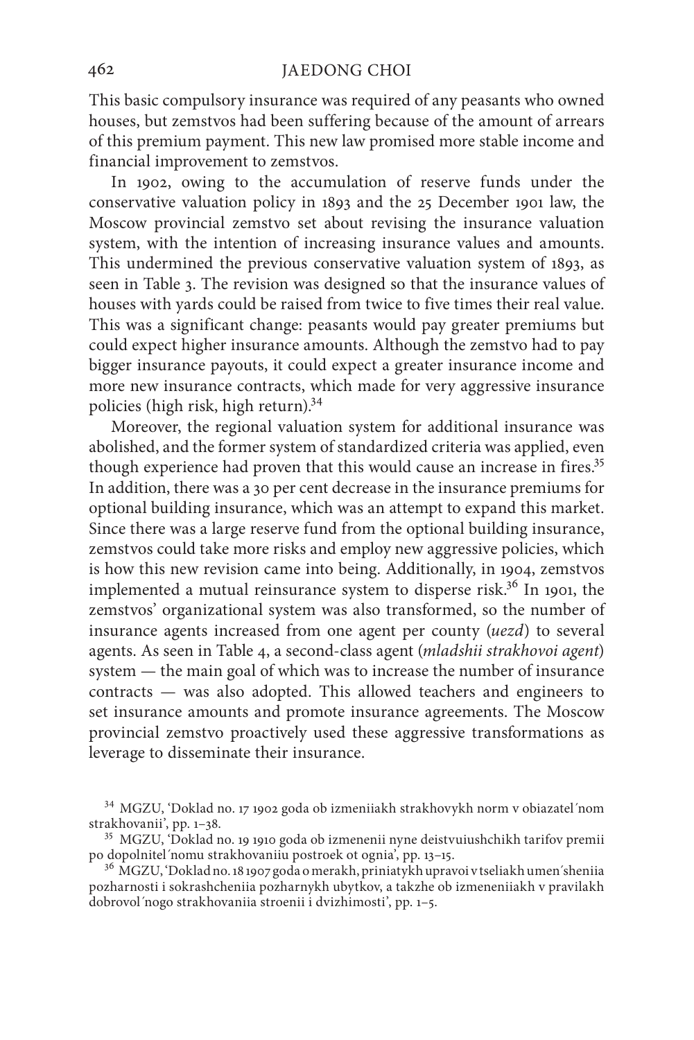This basic compulsory insurance was required of any peasants who owned houses, but zemstvos had been suffering because of the amount of arrears of this premium payment. This new law promised more stable income and financial improvement to zemstvos.

In 1902, owing to the accumulation of reserve funds under the conservative valuation policy in 1893 and the 25 December 1901 law, the Moscow provincial zemstvo set about revising the insurance valuation system, with the intention of increasing insurance values and amounts. This undermined the previous conservative valuation system of 1893, as seen in Table 3. The revision was designed so that the insurance values of houses with yards could be raised from twice to five times their real value. This was a significant change: peasants would pay greater premiums but could expect higher insurance amounts. Although the zemstvo had to pay bigger insurance payouts, it could expect a greater insurance income and more new insurance contracts, which made for very aggressive insurance policies (high risk, high return).[34]

Moreover, the regional valuation system for additional insurance was abolished, and the former system of standardized criteria was applied, even though experience had proven that this would cause an increase in fires.[35] In addition, there was a 30 per cent decrease in the insurance premiums for optional building insurance, which was an attempt to expand this market. Since there was a large reserve fund from the optional building insurance, zemstvos could take more risks and employ new aggressive policies, which is how this new revision came into being. Additionally, in 1904, zemstvos implemented a mutual reinsurance system to disperse risk.[36] In 1901, the zemstvos' organizational system was also transformed, so the number of insurance agents increased from one agent per county (*uezd*) to several agents. As seen in Table 4, a second-class agent (*mladshii strakhovoi agent*) system — the main goal of which was to increase the number of insurance contracts — was also adopted. This allowed teachers and engineers to set insurance amounts and promote insurance agreements. The Moscow provincial zemstvo proactively used these aggressive transformations as leverage to disseminate their insurance.

[34] MGZU, 'Doklad no. 17 1902 goda ob izmeniiakh strakhovykh norm v obiazatel´nom strakhovanii', pp. 1–38.

[35] MGZU, 'Doklad no. 19 1910 goda ob izmenenii nyne deistvuiushchikh tarifov premii po dopolnitel´nomu strakhovaniiu postroek ot ognia', pp. 13–15.

[36] MGZU, 'Doklad no. 18 1907 goda o merakh, priniatykh upravoi v tseliakh umen´sheniia pozharnosti i sokrashcheniia pozharnykh ubytkov, a takzhe ob izmeneniiakh v pravilakh dobrovol´nogo strakhovaniia stroenii i dvizhimosti', pp. 1–5.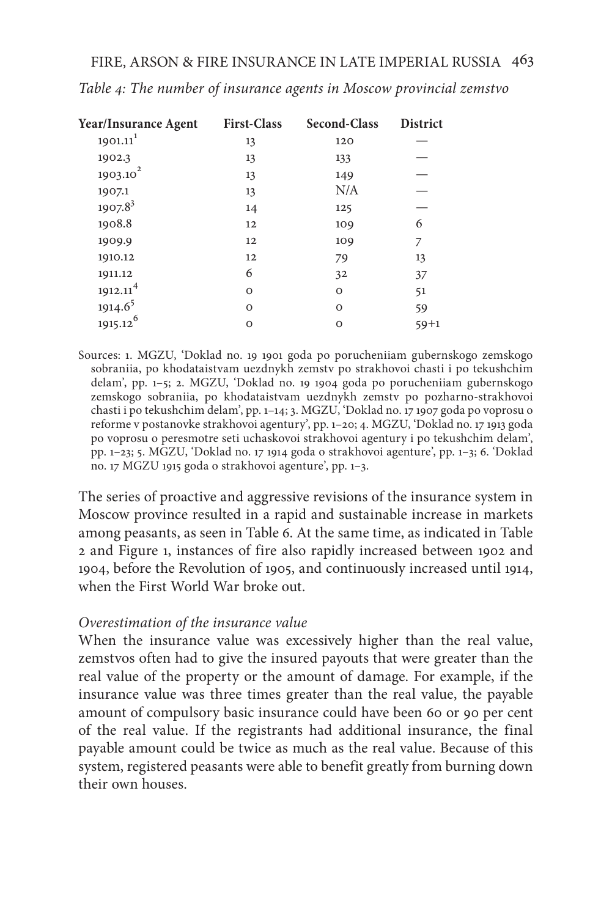*Table 4: The number of insurance agents in Moscow provincial zemstvo*

| Year/Insurance Agent | First-Class | Second-Class | District |
|---|---|---|---|
| 1901.11[1] | 13 | 120 | — |
| 1902.3 | 13 | 133 | — |
| 1903.10[2] | 13 | 149 | — |
| 1907.1 | 13 | N/A | — |
| 1907.8[3] | 14 | 125 | — |
| 1908.8 | 12 | 109 | 6 |
| 1909.9 | 12 | 109 | 7 |
| 1910.12 | 12 | 79 | 13 |
| 1911.12 | 6 | 32 | 37 |
| 1912.11[4] | 0 | 0 | 51 |
| 1914.6[5] | 0 | 0 | 59 |
| 1915.12[6] | 0 | 0 | 59+1 |

Sources: 1. MGZU, 'Doklad no. 19 1901 goda po porucheniiam gubernskogo zemskogo sobraniia, po khodataistvam uezdnykh zemstv po strakhovoi chasti i po tekushchim delam', pp. 1–5; 2. MGZU, 'Doklad no. 19 1904 goda po porucheniiam gubernskogo zemskogo sobraniia, po khodataistvam uezdnykh zemstv po pozharno-strakhovoi chasti i po tekushchim delam', pp. 1–14; 3. MGZU, 'Doklad no. 17 1907 goda po voprosu o reforme v postanovke strakhovoi agentury', pp. 1–20; 4. MGZU, 'Doklad no. 17 1913 goda po voprosu o peresmotre seti uchaskovoi strakhovoi agentury i po tekushchim delam', pp. 1–23; 5. MGZU, 'Doklad no. 17 1914 goda o strakhovoi agenture', pp. 1–3; 6. 'Doklad no. 17 MGZU 1915 goda o strakhovoi agenture', pp. 1–3.

The series of proactive and aggressive revisions of the insurance system in Moscow province resulted in a rapid and sustainable increase in markets among peasants, as seen in Table 6. At the same time, as indicated in Table 2 and Figure 1, instances of fire also rapidly increased between 1902 and 1904, before the Revolution of 1905, and continuously increased until 1914, when the First World War broke out.

*Overestimation of the insurance value*

When the insurance value was excessively higher than the real value, zemstvos often had to give the insured payouts that were greater than the real value of the property or the amount of damage. For example, if the insurance value was three times greater than the real value, the payable amount of compulsory basic insurance could have been 60 or 90 per cent of the real value. If the registrants had additional insurance, the final payable amount could be twice as much as the real value. Because of this system, registered peasants were able to benefit greatly from burning down their own houses.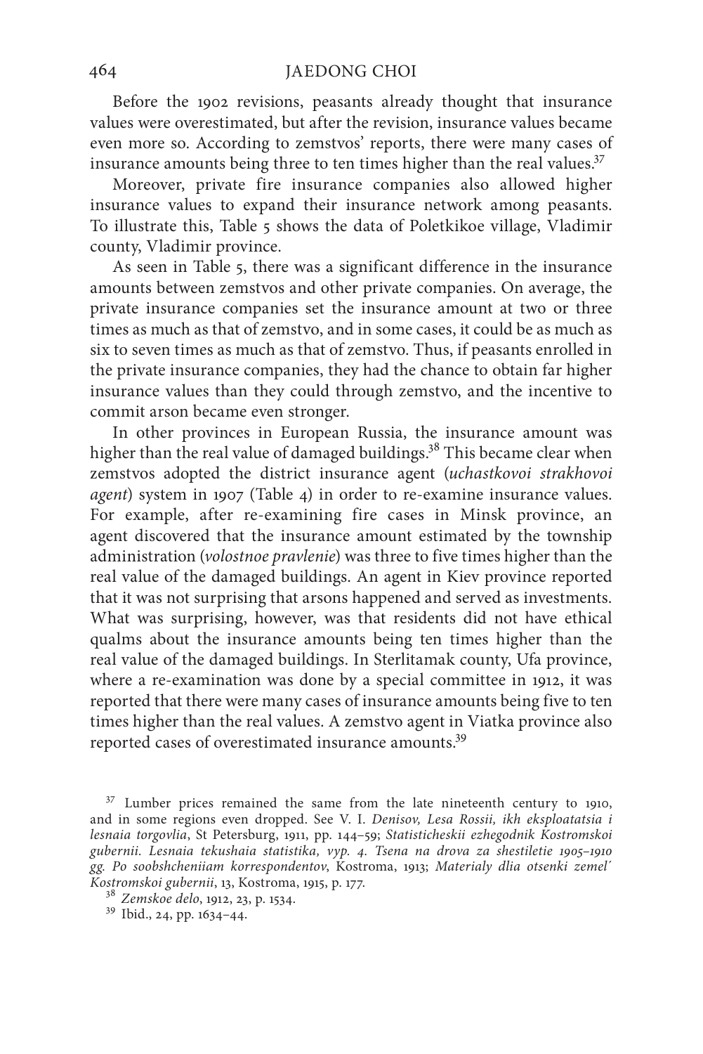Before the 1902 revisions, peasants already thought that insurance values were overestimated, but after the revision, insurance values became even more so. According to zemstvos' reports, there were many cases of insurance amounts being three to ten times higher than the real values.[37]

Moreover, private fire insurance companies also allowed higher insurance values to expand their insurance network among peasants. To illustrate this, Table 5 shows the data of Poletkikoe village, Vladimir county, Vladimir province.

As seen in Table 5, there was a significant difference in the insurance amounts between zemstvos and other private companies. On average, the private insurance companies set the insurance amount at two or three times as much as that of zemstvo, and in some cases, it could be as much as six to seven times as much as that of zemstvo. Thus, if peasants enrolled in the private insurance companies, they had the chance to obtain far higher insurance values than they could through zemstvo, and the incentive to commit arson became even stronger.

In other provinces in European Russia, the insurance amount was higher than the real value of damaged buildings.[38] This became clear when zemstvos adopted the district insurance agent (*uchastkovoi strakhovoi agent*) system in 1907 (Table 4) in order to re-examine insurance values. For example, after re-examining fire cases in Minsk province, an agent discovered that the insurance amount estimated by the township administration (*volostnoe pravlenie*) was three to five times higher than the real value of the damaged buildings. An agent in Kiev province reported that it was not surprising that arsons happened and served as investments. What was surprising, however, was that residents did not have ethical qualms about the insurance amounts being ten times higher than the real value of the damaged buildings. In Sterlitamak county, Ufa province, where a re-examination was done by a special committee in 1912, it was reported that there were many cases of insurance amounts being five to ten times higher than the real values. A zemstvo agent in Viatka province also reported cases of overestimated insurance amounts.[39]

[37] Lumber prices remained the same from the late nineteenth century to 1910, and in some regions even dropped. See V. I. *Denisov, Lesa Rossii, ikh eksploatatsia i lesnaia torgovlia*, St Petersburg, 1911, pp. 144–59; *Statisticheskii ezhegodnik Kostromskoi gubernii. Lesnaia tekushaia statistika, vyp. 4. Tsena na drova za shestiletie 1905–1910 gg. Po soobshcheniiam korrespondentov*, Kostroma, 1913; *Materialy dlia otsenki zemel′ Kostromskoi gubernii*, 13, Kostroma, 1915, p. 177.

[38] *Zemskoe delo*, 1912, 23, p. 1534.

[39] Ibid., 24, pp. 1634–44.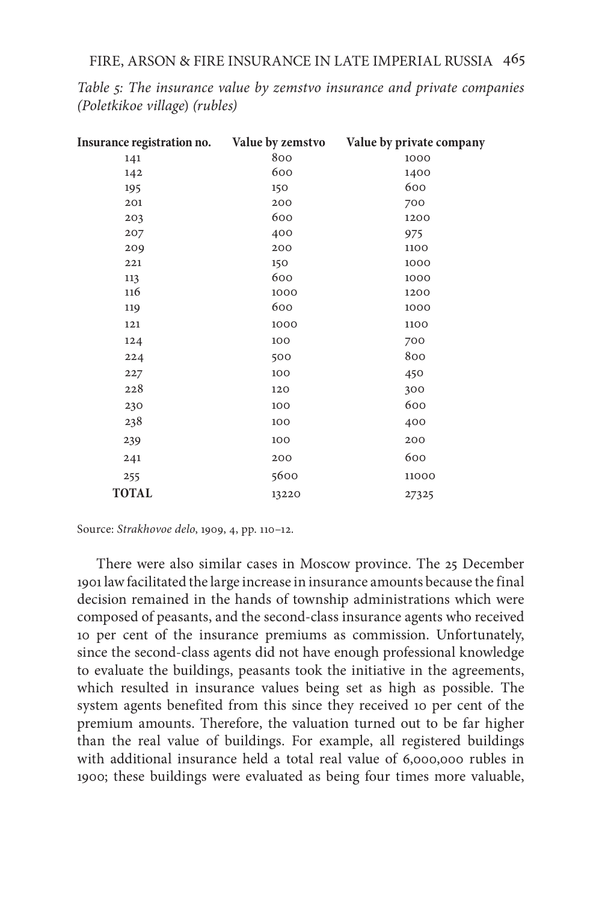*Table 5: The insurance value by zemstvo insurance and private companies (Poletkikoe village) (rubles)*

| Insurance registration no. | Value by zemstvo | Value by private company |
|---|---|---|
| 141 | 800 | 1000 |
| 142 | 600 | 1400 |
| 195 | 150 | 600 |
| 201 | 200 | 700 |
| 203 | 600 | 1200 |
| 207 | 400 | 975 |
| 209 | 200 | 1100 |
| 221 | 150 | 1000 |
| 113 | 600 | 1000 |
| 116 | 1000 | 1200 |
| 119 | 600 | 1000 |
| 121 | 1000 | 1100 |
| 124 | 100 | 700 |
| 224 | 500 | 800 |
| 227 | 100 | 450 |
| 228 | 120 | 300 |
| 230 | 100 | 600 |
| 238 | 100 | 400 |
| 239 | 100 | 200 |
| 241 | 200 | 600 |
| 255 | 5600 | 11000 |
| **TOTAL** | 13220 | 27325 |

Source: *Strakhovoe delo*, 1909, 4, pp. 110–12.

There were also similar cases in Moscow province. The 25 December 1901 law facilitated the large increase in insurance amounts because the final decision remained in the hands of township administrations which were composed of peasants, and the second-class insurance agents who received 10 per cent of the insurance premiums as commission. Unfortunately, since the second-class agents did not have enough professional knowledge to evaluate the buildings, peasants took the initiative in the agreements, which resulted in insurance values being set as high as possible. The system agents benefited from this since they received 10 per cent of the premium amounts. Therefore, the valuation turned out to be far higher than the real value of buildings. For example, all registered buildings with additional insurance held a total real value of 6,000,000 rubles in 1900; these buildings were evaluated as being four times more valuable,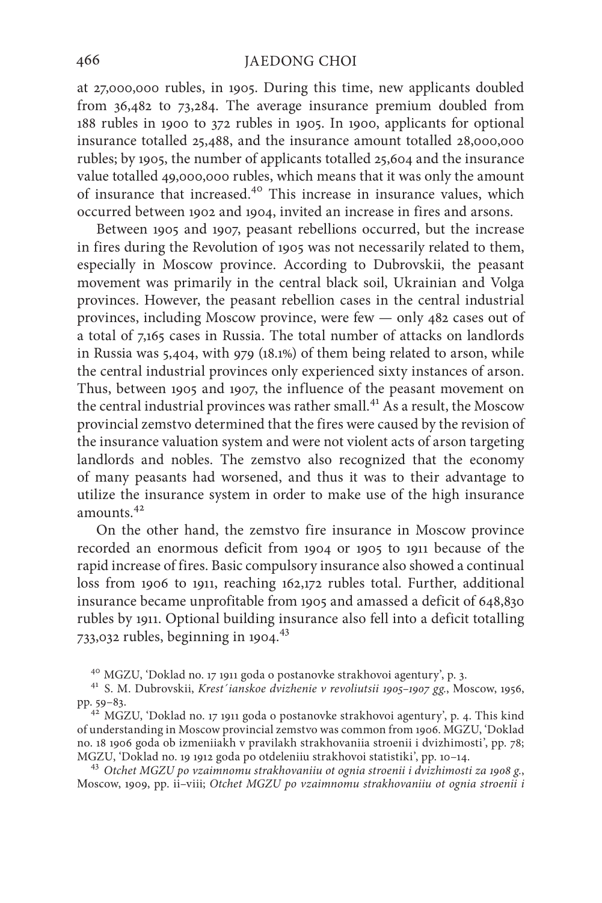at 27,000,000 rubles, in 1905. During this time, new applicants doubled from 36,482 to 73,284. The average insurance premium doubled from 188 rubles in 1900 to 372 rubles in 1905. In 1900, applicants for optional insurance totalled 25,488, and the insurance amount totalled 28,000,000 rubles; by 1905, the number of applicants totalled 25,604 and the insurance value totalled 49,000,000 rubles, which means that it was only the amount of insurance that increased.[40] This increase in insurance values, which occurred between 1902 and 1904, invited an increase in fires and arsons.

Between 1905 and 1907, peasant rebellions occurred, but the increase in fires during the Revolution of 1905 was not necessarily related to them, especially in Moscow province. According to Dubrovskii, the peasant movement was primarily in the central black soil, Ukrainian and Volga provinces. However, the peasant rebellion cases in the central industrial provinces, including Moscow province, were few — only 482 cases out of a total of 7,165 cases in Russia. The total number of attacks on landlords in Russia was 5,404, with 979 (18.1%) of them being related to arson, while the central industrial provinces only experienced sixty instances of arson. Thus, between 1905 and 1907, the influence of the peasant movement on the central industrial provinces was rather small.[41] As a result, the Moscow provincial zemstvo determined that the fires were caused by the revision of the insurance valuation system and were not violent acts of arson targeting landlords and nobles. The zemstvo also recognized that the economy of many peasants had worsened, and thus it was to their advantage to utilize the insurance system in order to make use of the high insurance amounts.[42]

On the other hand, the zemstvo fire insurance in Moscow province recorded an enormous deficit from 1904 or 1905 to 1911 because of the rapid increase of fires. Basic compulsory insurance also showed a continual loss from 1906 to 1911, reaching 162,172 rubles total. Further, additional insurance became unprofitable from 1905 and amassed a deficit of 648,830 rubles by 1911. Optional building insurance also fell into a deficit totalling 733,032 rubles, beginning in 1904.[43]

[40] MGZU, 'Doklad no. 17 1911 goda o postanovke strakhovoi agentury', p. 3.

[41] S. M. Dubrovskii, *Krest´ianskoe dvizhenie v revoliutsii 1905–1907 gg.*, Moscow, 1956, pp. 59–83.

[42] MGZU, 'Doklad no. 17 1911 goda o postanovke strakhovoi agentury', p. 4. This kind of understanding in Moscow provincial zemstvo was common from 1906. MGZU, 'Doklad no. 18 1906 goda ob izmeniiakh v pravilakh strakhovaniia stroenii i dvizhimosti', pp. 78; MGZU, 'Doklad no. 19 1912 goda po otdeleniiu strakhovoi statistiki', pp. 10–14.

[43] *Otchet MGZU po vzaimnomu strakhovaniiu ot ognia stroenii i dvizhimosti za 1908 g.*, Moscow, 1909, pp. ii–viii; *Otchet MGZU po vzaimnomu strakhovaniiu ot ognia stroenii i*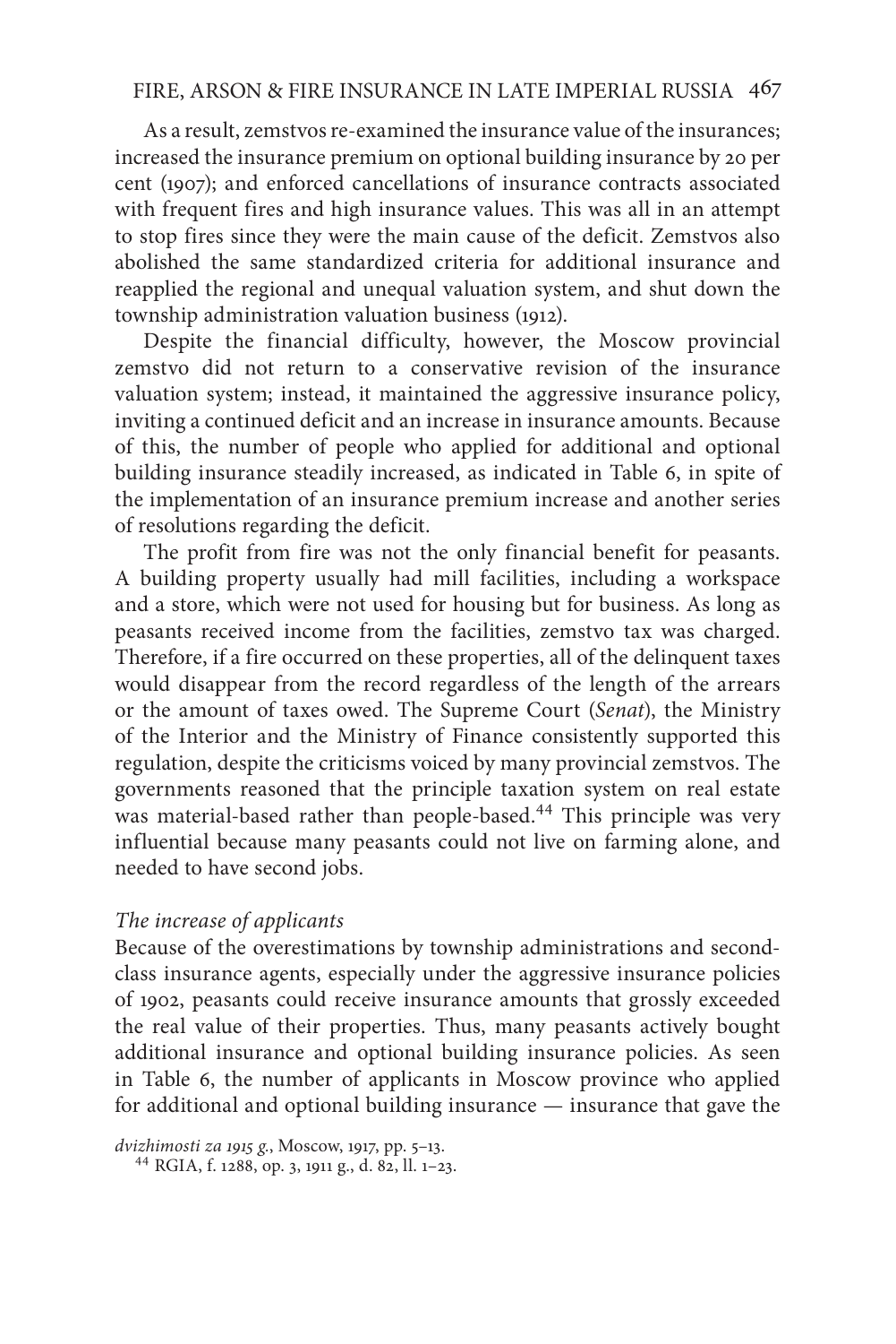As a result, zemstvos re-examined the insurance value of the insurances; increased the insurance premium on optional building insurance by 20 per cent (1907); and enforced cancellations of insurance contracts associated with frequent fires and high insurance values. This was all in an attempt to stop fires since they were the main cause of the deficit. Zemstvos also abolished the same standardized criteria for additional insurance and reapplied the regional and unequal valuation system, and shut down the township administration valuation business (1912).

Despite the financial difficulty, however, the Moscow provincial zemstvo did not return to a conservative revision of the insurance valuation system; instead, it maintained the aggressive insurance policy, inviting a continued deficit and an increase in insurance amounts. Because of this, the number of people who applied for additional and optional building insurance steadily increased, as indicated in Table 6, in spite of the implementation of an insurance premium increase and another series of resolutions regarding the deficit.

The profit from fire was not the only financial benefit for peasants. A building property usually had mill facilities, including a workspace and a store, which were not used for housing but for business. As long as peasants received income from the facilities, zemstvo tax was charged. Therefore, if a fire occurred on these properties, all of the delinquent taxes would disappear from the record regardless of the length of the arrears or the amount of taxes owed. The Supreme Court (*Senat*), the Ministry of the Interior and the Ministry of Finance consistently supported this regulation, despite the criticisms voiced by many provincial zemstvos. The governments reasoned that the principle taxation system on real estate was material-based rather than people-based.[44] This principle was very influential because many peasants could not live on farming alone, and needed to have second jobs.

*The increase of applicants*

Because of the overestimations by township administrations and second-class insurance agents, especially under the aggressive insurance policies of 1902, peasants could receive insurance amounts that grossly exceeded the real value of their properties. Thus, many peasants actively bought additional insurance and optional building insurance policies. As seen in Table 6, the number of applicants in Moscow province who applied for additional and optional building insurance — insurance that gave the

*dvizhimosti za 1915 g.*, Moscow, 1917, pp. 5–13.

[44] RGIA, f. 1288, op. 3, 1911 g., d. 82, ll. 1–23.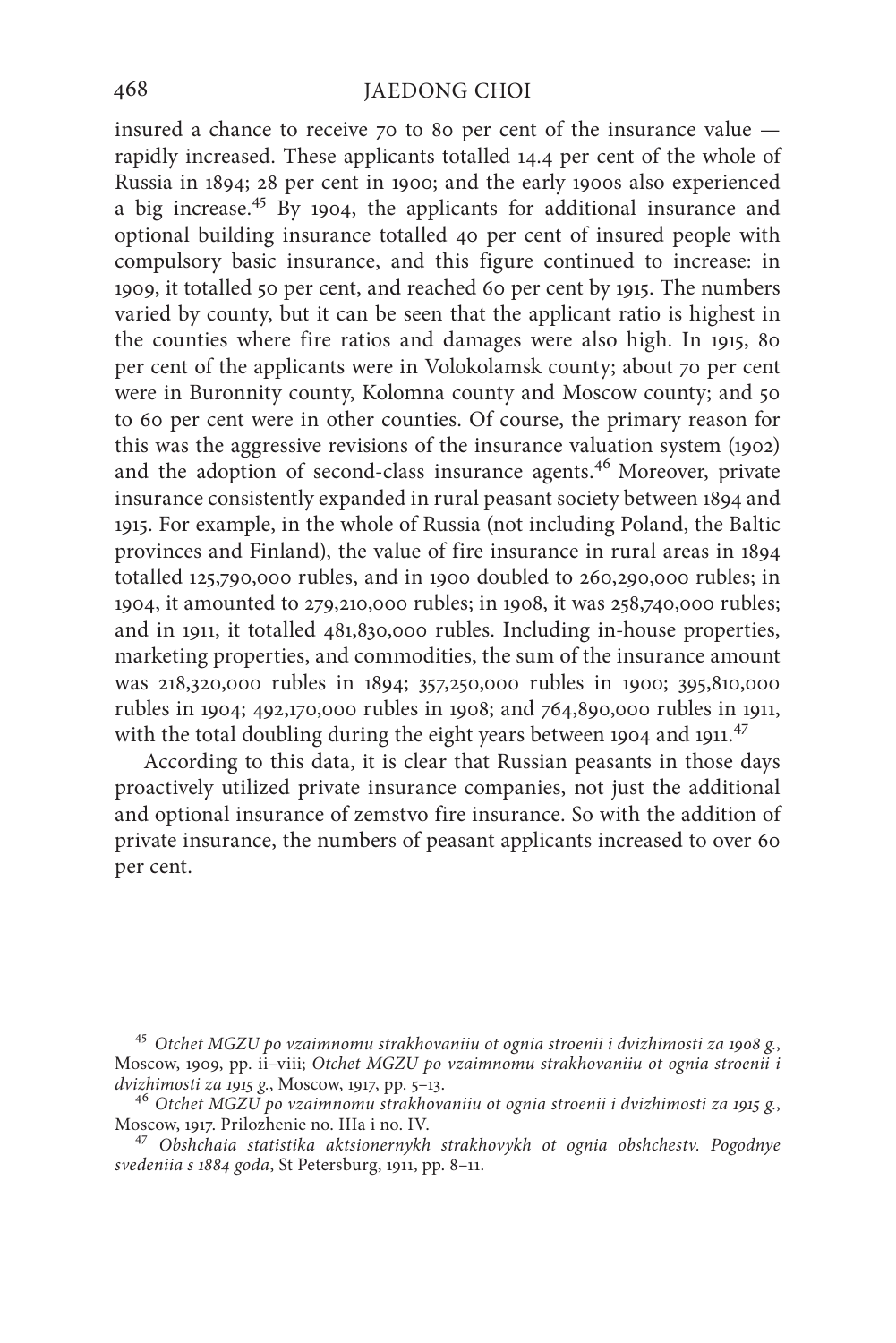insured a chance to receive 70 to 80 per cent of the insurance value — rapidly increased. These applicants totalled 14.4 per cent of the whole of Russia in 1894; 28 per cent in 1900; and the early 1900s also experienced a big increase.[45] By 1904, the applicants for additional insurance and optional building insurance totalled 40 per cent of insured people with compulsory basic insurance, and this figure continued to increase: in 1909, it totalled 50 per cent, and reached 60 per cent by 1915. The numbers varied by county, but it can be seen that the applicant ratio is highest in the counties where fire ratios and damages were also high. In 1915, 80 per cent of the applicants were in Volokolamsk county; about 70 per cent were in Buronnity county, Kolomna county and Moscow county; and 50 to 60 per cent were in other counties. Of course, the primary reason for this was the aggressive revisions of the insurance valuation system (1902) and the adoption of second-class insurance agents.[46] Moreover, private insurance consistently expanded in rural peasant society between 1894 and 1915. For example, in the whole of Russia (not including Poland, the Baltic provinces and Finland), the value of fire insurance in rural areas in 1894 totalled 125,790,000 rubles, and in 1900 doubled to 260,290,000 rubles; in 1904, it amounted to 279,210,000 rubles; in 1908, it was 258,740,000 rubles; and in 1911, it totalled 481,830,000 rubles. Including in-house properties, marketing properties, and commodities, the sum of the insurance amount was 218,320,000 rubles in 1894; 357,250,000 rubles in 1900; 395,810,000 rubles in 1904; 492,170,000 rubles in 1908; and 764,890,000 rubles in 1911, with the total doubling during the eight years between 1904 and 1911.[47]

According to this data, it is clear that Russian peasants in those days proactively utilized private insurance companies, not just the additional and optional insurance of zemstvo fire insurance. So with the addition of private insurance, the numbers of peasant applicants increased to over 60 per cent.

---

[45] *Otchet MGZU po vzaimnomu strakhovaniiu ot ognia stroenii i dvizhimosti za 1908 g.*, Moscow, 1909, pp. ii–viii; *Otchet MGZU po vzaimnomu strakhovaniiu ot ognia stroenii i dvizhimosti za 1915 g.*, Moscow, 1917, pp. 5–13.

[46] *Otchet MGZU po vzaimnomu strakhovaniiu ot ognia stroenii i dvizhimosti za 1915 g.*, Moscow, 1917. Prilozhenie no. IIIa i no. IV.

[47] *Obshchaia statistika aktsionernykh strakhovykh ot ognia obshchestv. Pogodnye svedeniia s 1884 goda*, St Petersburg, 1911, pp. 8–11.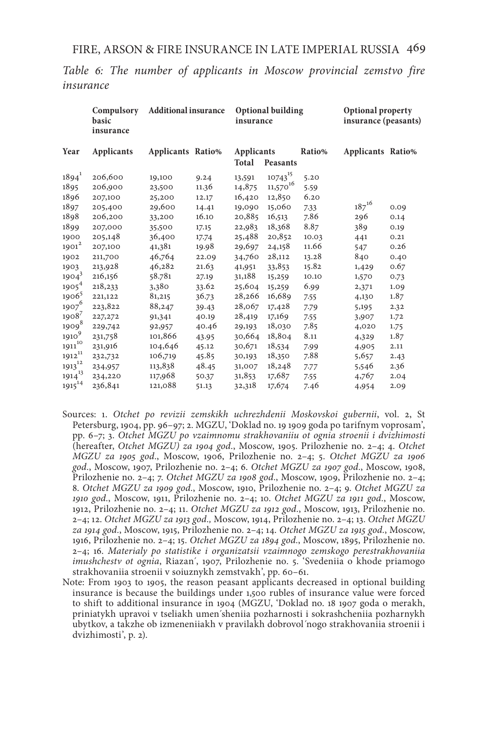*Table 6: The number of applicants in Moscow provincial zemstvo fire insurance*

| | Compulsory basic insurance | Additional insurance | | Optional building insurance | | | Optional property insurance (peasants) | |
|---|---|---|---|---|---|---|---|---|
| Year | Applicants | Applicants | Ratio% | Applicants Total | Applicants Peasants | Ratio% | Applicants | Ratio% |
| 1894[1] | 206,600 | 19,100 | 9.24 | 13,591 | 10743[15] | 5.20 | | |
| 1895 | 206,900 | 23,500 | 11.36 | 14,875 | 11,570[16] | 5.59 | | |
| 1896 | 207,100 | 25,200 | 12.17 | 16,420 | 12,850 | 6.20 | | |
| 1897 | 205,400 | 29,600 | 14.41 | 19,090 | 15,060 | 7.33 | 187[16] | 0.09 |
| 1898 | 206,200 | 33,200 | 16.10 | 20,885 | 16,513 | 7.86 | 296 | 0.14 |
| 1899 | 207,000 | 35,500 | 17.15 | 22,983 | 18,368 | 8.87 | 389 | 0.19 |
| 1900 | 205,148 | 36,400 | 17.74 | 25,488 | 20,852 | 10.03 | 441 | 0.21 |
| 1901[2] | 207,100 | 41,381 | 19.98 | 29,697 | 24,158 | 11.66 | 547 | 0.26 |
| 1902 | 211,700 | 46,764 | 22.09 | 34,760 | 28,112 | 13.28 | 840 | 0.40 |
| 1903 | 213,928 | 46,282 | 21.63 | 41,951 | 33,853 | 15.82 | 1,429 | 0.67 |
| 1904[3] | 216,156 | 58.781 | 27.19 | 31,188 | 15,259 | 10.10 | 1,570 | 0.73 |
| 1905[4] | 218,233 | 3,380 | 33.62 | 25,604 | 15,259 | 6.99 | 2,371 | 1.09 |
| 1906[5] | 221,122 | 81,215 | 36.73 | 28,266 | 16,689 | 7.55 | 4,130 | 1.87 |
| 1907[6] | 223,822 | 88,247 | 39.43 | 28,067 | 17,428 | 7.79 | 5,195 | 2.32 |
| 1908[7] | 227,272 | 91,341 | 40.19 | 28,419 | 17,169 | 7.55 | 3,907 | 1.72 |
| 1909[8] | 229,742 | 92,957 | 40.46 | 29,193 | 18,030 | 7.85 | 4,020 | 1.75 |
| 1910[9] | 231,758 | 101,866 | 43.95 | 30,664 | 18,804 | 8.11 | 4,329 | 1.87 |
| 1911[10] | 231,916 | 104,646 | 45.12 | 30,671 | 18,534 | 7.99 | 4,905 | 2.11 |
| 1912[11] | 232,732 | 106,719 | 45.85 | 30,193 | 18,350 | 7.88 | 5,657 | 2.43 |
| 1913[12] | 234,957 | 113,838 | 48.45 | 31,007 | 18,248 | 7.77 | 5,546 | 2.36 |
| 1914[13] | 234,220 | 117,968 | 50.37 | 31,853 | 17,687 | 7.55 | 4,767 | 2.04 |
| 1915[14] | 236,841 | 121,088 | 51.13 | 32,318 | 17,674 | 7.46 | 4,954 | 2.09 |

Sources: 1. *Otchet po revizii zemskikh uchrezhdenii Moskovskoi gubernii*, vol. 2, St Petersburg, 1904, pp. 96–97; 2. MGZU, 'Doklad no. 19 1909 goda po tarifnym voprosam', pp. 6–7; 3. *Otchet MGZU po vzaimnomu strakhovaniiu ot ognia stroenii i dvizhimosti* (hereafter, *Otchet MGZU*) *za 1904 god.*, Moscow, 1905. Prilozhenie no. 2–4; 4. *Otchet MGZU za 1905 god.*, Moscow, 1906, Prilozhenie no. 2–4; 5. *Otchet MGZU za 1906 god.*, Moscow, 1907, Prilozhenie no. 2–4; 6. *Otchet MGZU za 1907 god.*, Moscow, 1908, Prilozhenie no. 2–4; 7. *Otchet MGZU za 1908 god.*, Moscow, 1909, Prilozhenie no. 2–4; 8. *Otchet MGZU za 1909 god.*, Moscow, 1910, Prilozhenie no. 2–4; 9. *Otchet MGZU za 1910 god.*, Moscow, 1911, Prilozhenie no. 2–4; 10. *Otchet MGZU za 1911 god.*, Moscow, 1912, Prilozhenie no. 2–4; 11. *Otchet MGZU za 1912 god.*, Moscow, 1913, Prilozhenie no. 2–4; 12. *Otchet MGZU za 1913 god.,* Moscow, 1914, Prilozhenie no. 2–4; 13. *Otchet MGZU za 1914 god.*, Moscow, 1915, Prilozhenie no. 2–4; 14. *Otchet MGZU za 1915 god.*, Moscow, 1916, Prilozhenie no. 2–4; 15. *Otchet MGZU za 1894 god.*, Moscow, 1895, Prilozhenie no. 2–4; 16. *Materialy po statistike i organizatsii vzaimnogo zemskogo perestrakhovaniia imushchestv ot ognia*, Riazan′, 1907, Prilozhenie no. 5. 'Svedeniia o khode priamogo strakhovaniia stroenii v soiuznykh zemstvakh', pp. 60–61.

Note: From 1903 to 1905, the reason peasant applicants decreased in optional building insurance is because the buildings under 1,500 rubles of insurance value were forced to shift to additional insurance in 1904 (MGZU, 'Doklad no. 18 1907 goda o merakh, priniatykh upravoi v tseliakh umen′sheniia pozharnosti i sokrashcheniia pozharnykh ubytkov, a takzhe ob izmeneniiakh v pravilakh dobrovol′nogo strakhovaniia stroenii i dvizhimosti', p. 2).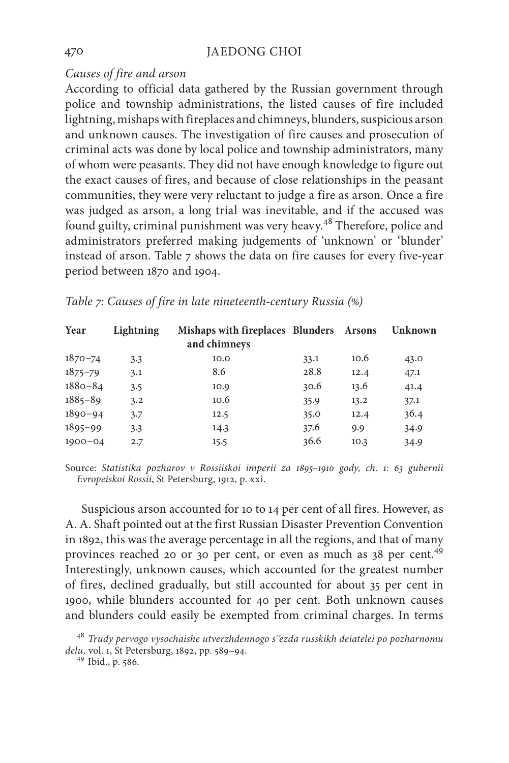*Causes of fire and arson*

According to official data gathered by the Russian government through police and township administrations, the listed causes of fire included lightning, mishaps with fireplaces and chimneys, blunders, suspicious arson and unknown causes. The investigation of fire causes and prosecution of criminal acts was done by local police and township administrators, many of whom were peasants. They did not have enough knowledge to figure out the exact causes of fires, and because of close relationships in the peasant communities, they were very reluctant to judge a fire as arson. Once a fire was judged as arson, a long trial was inevitable, and if the accused was found guilty, criminal punishment was very heavy.[48] Therefore, police and administrators preferred making judgements of 'unknown' or 'blunder' instead of arson. Table 7 shows the data on fire causes for every five-year period between 1870 and 1904.

*Table 7: Causes of fire in late nineteenth-century Russia (%)*

| Year | Lightning | Mishaps with fireplaces and chimneys | Blunders | Arsons | Unknown |
|---|---|---|---|---|---|
| 1870–74 | 3.3 | 10.0 | 33.1 | 10.6 | 43.0 |
| 1875–79 | 3.1 | 8.6 | 28.8 | 12.4 | 47.1 |
| 1880–84 | 3.5 | 10.9 | 30.6 | 13.6 | 41.4 |
| 1885–89 | 3.2 | 10.6 | 35.9 | 13.2 | 37.1 |
| 1890–94 | 3.7 | 12.5 | 35.0 | 12.4 | 36.4 |
| 1895–99 | 3.3 | 14.3 | 37.6 | 9.9 | 34.9 |
| 1900–04 | 2.7 | 15.5 | 36.6 | 10.3 | 34.9 |

Source: *Statistika pozharov v Rossiiskoi imperii za 1895–1910 gody, ch. 1: 63 gubernii Evropeiskoi Rossii*, St Petersburg, 1912, p. xxi.

Suspicious arson accounted for 10 to 14 per cent of all fires. However, as A. A. Shaft pointed out at the first Russian Disaster Prevention Convention in 1892, this was the average percentage in all the regions, and that of many provinces reached 20 or 30 per cent, or even as much as 38 per cent.[49] Interestingly, unknown causes, which accounted for the greatest number of fires, declined gradually, but still accounted for about 35 per cent in 1900, while blunders accounted for 40 per cent. Both unknown causes and blunders could easily be exempted from criminal charges. In terms

[48] *Trudy pervogo vysochaishe utverzhdennogo s″ezda russkikh deiatelei po pozharnomu delu,* vol. 1, St Petersburg, 1892, pp. 589–94.

[49] Ibid., p. 586.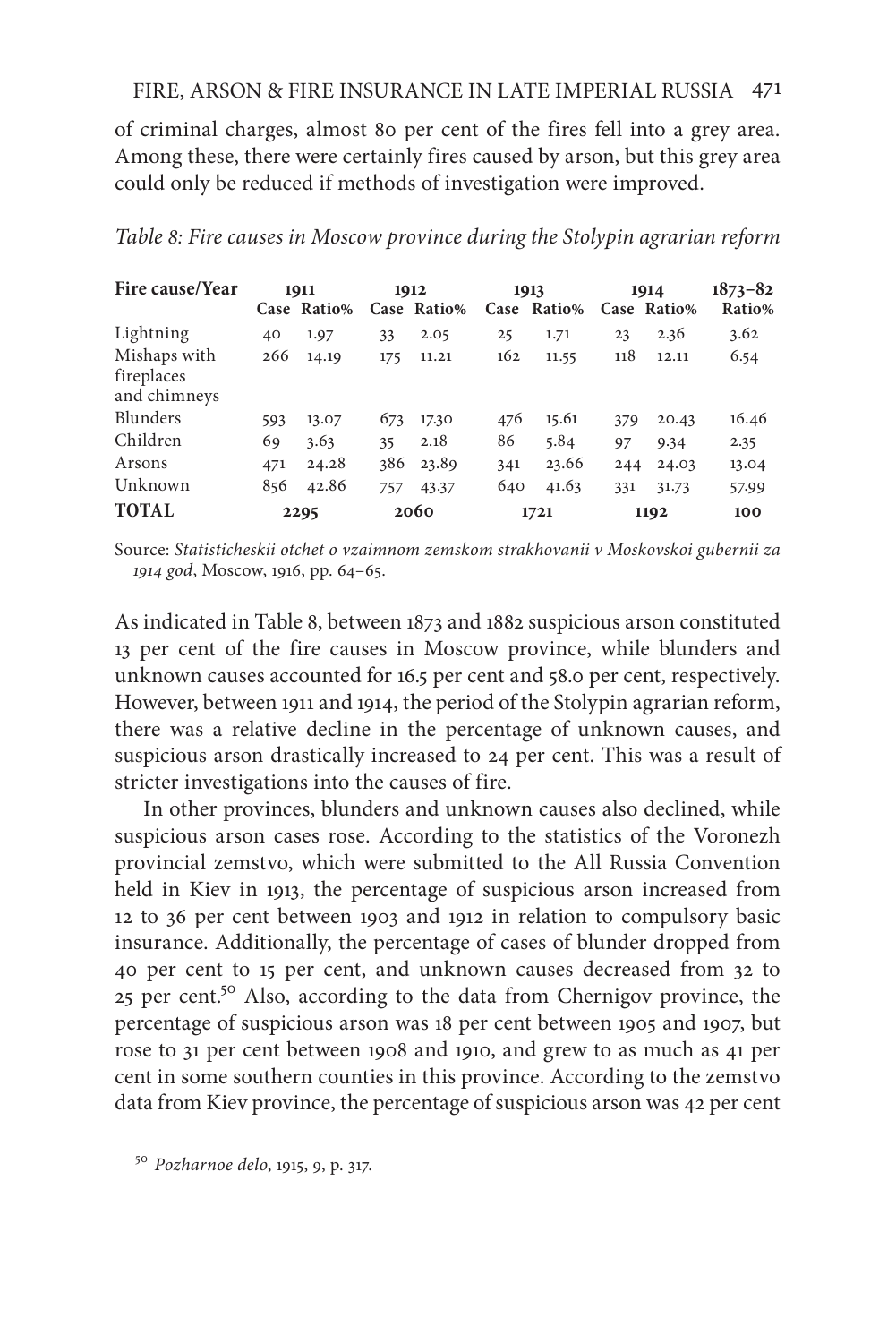of criminal charges, almost 80 per cent of the fires fell into a grey area. Among these, there were certainly fires caused by arson, but this grey area could only be reduced if methods of investigation were improved.

*Table 8: Fire causes in Moscow province during the Stolypin agrarian reform*

| Fire cause/Year | 1911 | | 1912 | | 1913 | | 1914 | | 1873–82 |
|---|---|---|---|---|---|---|---|---|---|
| | Case | Ratio% | Case | Ratio% | Case | Ratio% | Case | Ratio% | Ratio% |
| Lightning | 40 | 1.97 | 33 | 2.05 | 25 | 1.71 | 23 | 2.36 | 3.62 |
| Mishaps with fireplaces and chimneys | 266 | 14.19 | 175 | 11.21 | 162 | 11.55 | 118 | 12.11 | 6.54 |
| Blunders | 593 | 13.07 | 673 | 17.30 | 476 | 15.61 | 379 | 20.43 | 16.46 |
| Children | 69 | 3.63 | 35 | 2.18 | 86 | 5.84 | 97 | 9.34 | 2.35 |
| Arsons | 471 | 24.28 | 386 | 23.89 | 341 | 23.66 | 244 | 24.03 | 13.04 |
| Unknown | 856 | 42.86 | 757 | 43.37 | 640 | 41.63 | 331 | 31.73 | 57.99 |
| **TOTAL** | **2295** | | **2060** | | **1721** | | **1192** | | **100** |

Source: *Statisticheskii otchet o vzaimnom zemskom strakhovanii v Moskovskoi gubernii za 1914 god*, Moscow, 1916, pp. 64–65.

As indicated in Table 8, between 1873 and 1882 suspicious arson constituted 13 per cent of the fire causes in Moscow province, while blunders and unknown causes accounted for 16.5 per cent and 58.0 per cent, respectively. However, between 1911 and 1914, the period of the Stolypin agrarian reform, there was a relative decline in the percentage of unknown causes, and suspicious arson drastically increased to 24 per cent. This was a result of stricter investigations into the causes of fire.

In other provinces, blunders and unknown causes also declined, while suspicious arson cases rose. According to the statistics of the Voronezh provincial zemstvo, which were submitted to the All Russia Convention held in Kiev in 1913, the percentage of suspicious arson increased from 12 to 36 per cent between 1903 and 1912 in relation to compulsory basic insurance. Additionally, the percentage of cases of blunder dropped from 40 per cent to 15 per cent, and unknown causes decreased from 32 to 25 per cent.[50] Also, according to the data from Chernigov province, the percentage of suspicious arson was 18 per cent between 1905 and 1907, but rose to 31 per cent between 1908 and 1910, and grew to as much as 41 per cent in some southern counties in this province. According to the zemstvo data from Kiev province, the percentage of suspicious arson was 42 per cent

[50] *Pozharnoe delo*, 1915, 9, p. 317.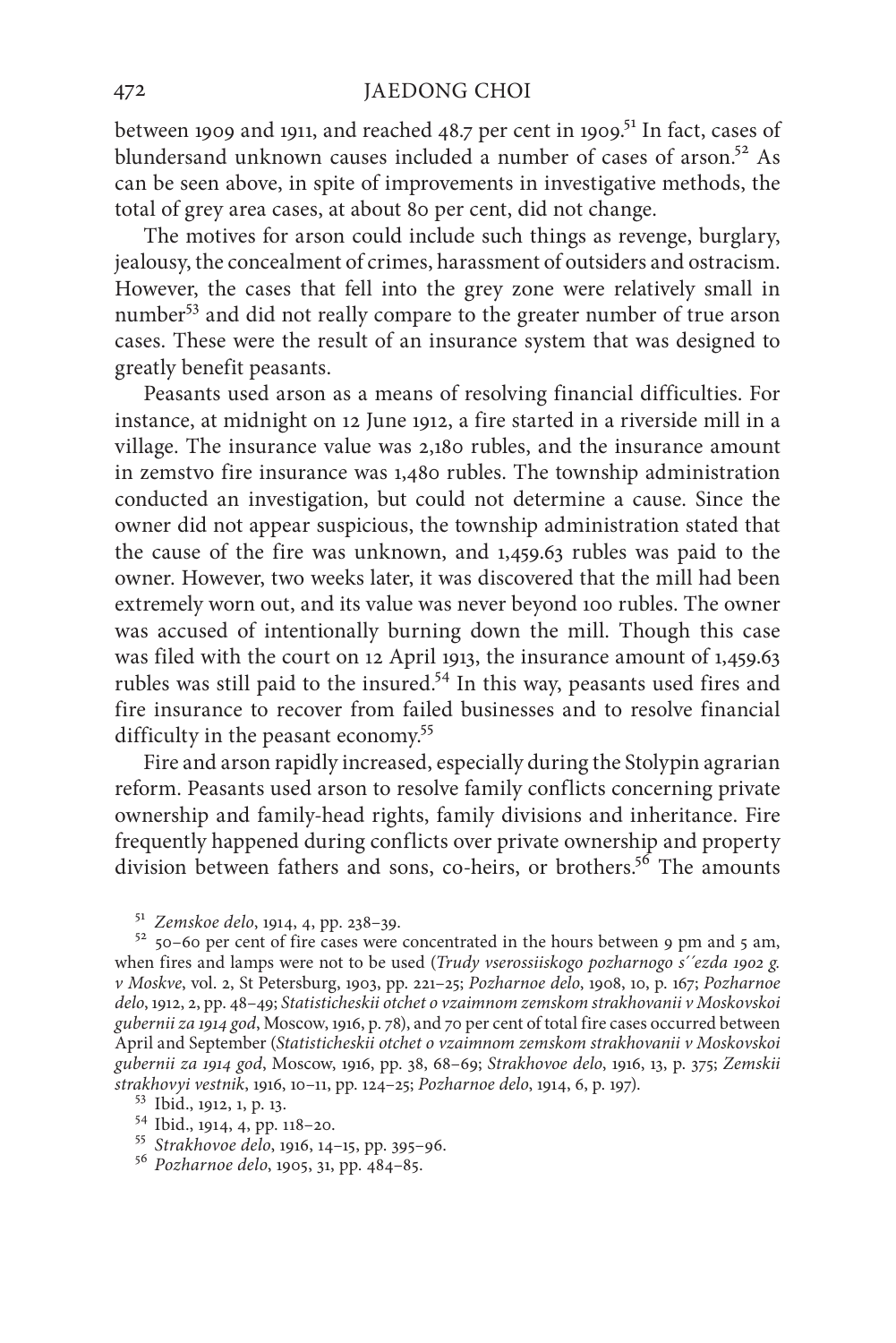between 1909 and 1911, and reached 48.7 per cent in 1909.[51] In fact, cases of blundersand unknown causes included a number of cases of arson.[52] As can be seen above, in spite of improvements in investigative methods, the total of grey area cases, at about 80 per cent, did not change.

The motives for arson could include such things as revenge, burglary, jealousy, the concealment of crimes, harassment of outsiders and ostracism. However, the cases that fell into the grey zone were relatively small in number[53] and did not really compare to the greater number of true arson cases. These were the result of an insurance system that was designed to greatly benefit peasants.

Peasants used arson as a means of resolving financial difficulties. For instance, at midnight on 12 June 1912, a fire started in a riverside mill in a village. The insurance value was 2,180 rubles, and the insurance amount in zemstvo fire insurance was 1,480 rubles. The township administration conducted an investigation, but could not determine a cause. Since the owner did not appear suspicious, the township administration stated that the cause of the fire was unknown, and 1,459.63 rubles was paid to the owner. However, two weeks later, it was discovered that the mill had been extremely worn out, and its value was never beyond 100 rubles. The owner was accused of intentionally burning down the mill. Though this case was filed with the court on 12 April 1913, the insurance amount of 1,459.63 rubles was still paid to the insured.[54] In this way, peasants used fires and fire insurance to recover from failed businesses and to resolve financial difficulty in the peasant economy.[55]

Fire and arson rapidly increased, especially during the Stolypin agrarian reform. Peasants used arson to resolve family conflicts concerning private ownership and family-head rights, family divisions and inheritance. Fire frequently happened during conflicts over private ownership and property division between fathers and sons, co-heirs, or brothers.[56] The amounts

[51] *Zemskoe delo*, 1914, 4, pp. 238–39.

[52] 50–60 per cent of fire cases were concentrated in the hours between 9 pm and 5 am, when fires and lamps were not to be used (*Trudy vserossiiskogo pozharnogo s´´ezda 1902 g. v Moskve*, vol. 2, St Petersburg, 1903, pp. 221–25; *Pozharnoe delo*, 1908, 10, p. 167; *Pozharnoe delo*, 1912, 2, pp. 48–49; *Statisticheskii otchet o vzaimnom zemskom strakhovanii v Moskovskoi gubernii za 1914 god*, Moscow, 1916, p. 78), and 70 per cent of total fire cases occurred between April and September (*Statisticheskii otchet o vzaimnom zemskom strakhovanii v Moskovskoi gubernii za 1914 god*, Moscow, 1916, pp. 38, 68–69; *Strakhovoe delo*, 1916, 13, p. 375; *Zemskii strakhovyi vestnik*, 1916, 10–11, pp. 124–25; *Pozharnoe delo*, 1914, 6, p. 197).

[53] Ibid., 1912, 1, p. 13.

[54] Ibid., 1914, 4, pp. 118–20.

[55] *Strakhovoe delo*, 1916, 14–15, pp. 395–96.

[56] *Pozharnoe delo*, 1905, 31, pp. 484–85.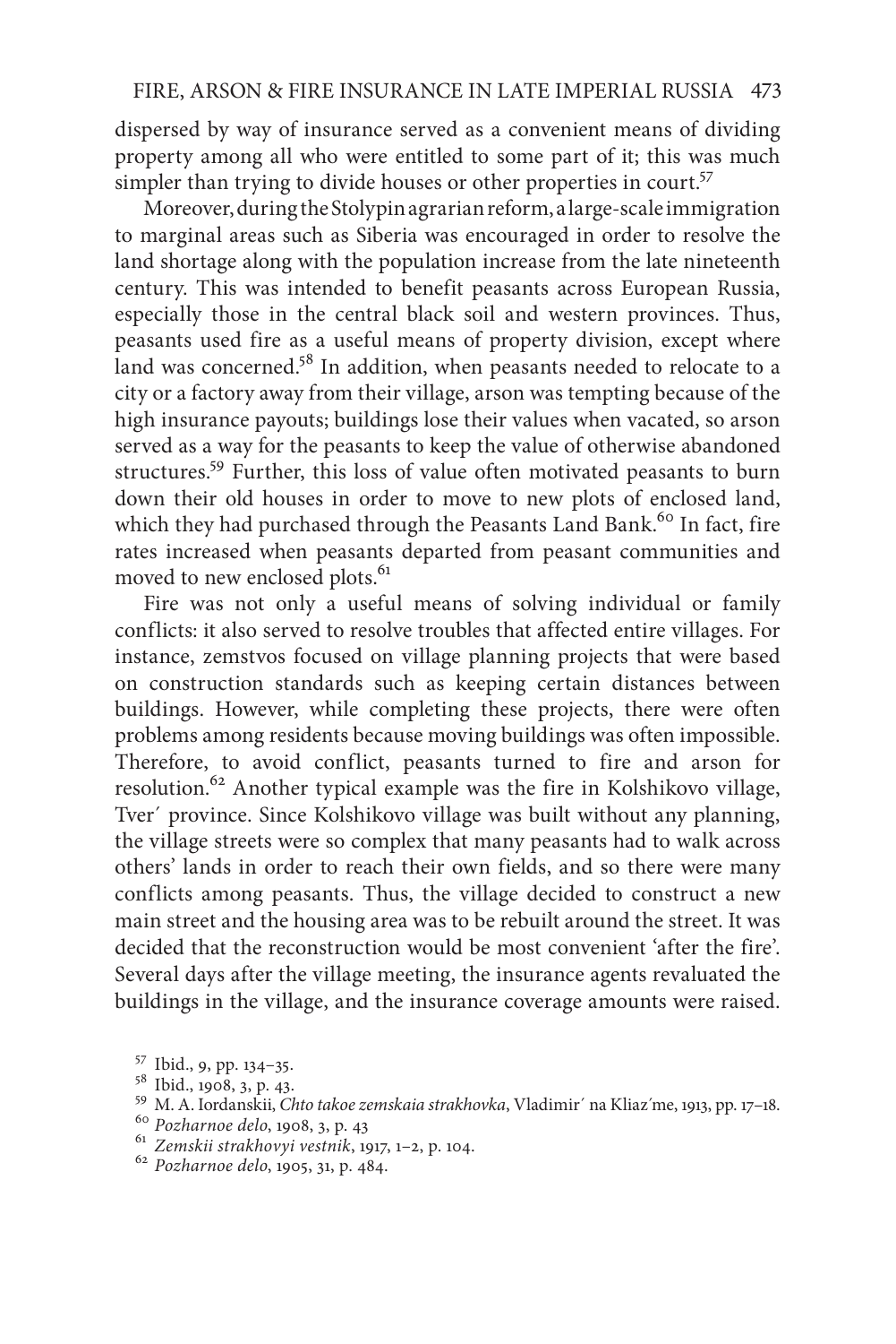dispersed by way of insurance served as a convenient means of dividing property among all who were entitled to some part of it; this was much simpler than trying to divide houses or other properties in court.[57]

Moreover, during the Stolypin agrarian reform, a large-scale immigration to marginal areas such as Siberia was encouraged in order to resolve the land shortage along with the population increase from the late nineteenth century. This was intended to benefit peasants across European Russia, especially those in the central black soil and western provinces. Thus, peasants used fire as a useful means of property division, except where land was concerned.[58] In addition, when peasants needed to relocate to a city or a factory away from their village, arson was tempting because of the high insurance payouts; buildings lose their values when vacated, so arson served as a way for the peasants to keep the value of otherwise abandoned structures.[59] Further, this loss of value often motivated peasants to burn down their old houses in order to move to new plots of enclosed land, which they had purchased through the Peasants Land Bank.[60] In fact, fire rates increased when peasants departed from peasant communities and moved to new enclosed plots.[61]

Fire was not only a useful means of solving individual or family conflicts: it also served to resolve troubles that affected entire villages. For instance, zemstvos focused on village planning projects that were based on construction standards such as keeping certain distances between buildings. However, while completing these projects, there were often problems among residents because moving buildings was often impossible. Therefore, to avoid conflict, peasants turned to fire and arson for resolution.[62] Another typical example was the fire in Kolshikovo village, Tver′ province. Since Kolshikovo village was built without any planning, the village streets were so complex that many peasants had to walk across others' lands in order to reach their own fields, and so there were many conflicts among peasants. Thus, the village decided to construct a new main street and the housing area was to be rebuilt around the street. It was decided that the reconstruction would be most convenient 'after the fire'. Several days after the village meeting, the insurance agents revaluated the buildings in the village, and the insurance coverage amounts were raised.

[57] Ibid., 9, pp. 134–35.

[58] Ibid., 1908, 3, p. 43.

[59] M. A. Iordanskii, *Chto takoe zemskaia strakhovka*, Vladimir′ na Kliaz′me, 1913, pp. 17–18.

[60] *Pozharnoe delo*, 1908, 3, p. 43

[61] *Zemskii strakhovyi vestnik*, 1917, 1–2, p. 104.

[62] *Pozharnoe delo*, 1905, 31, p. 484.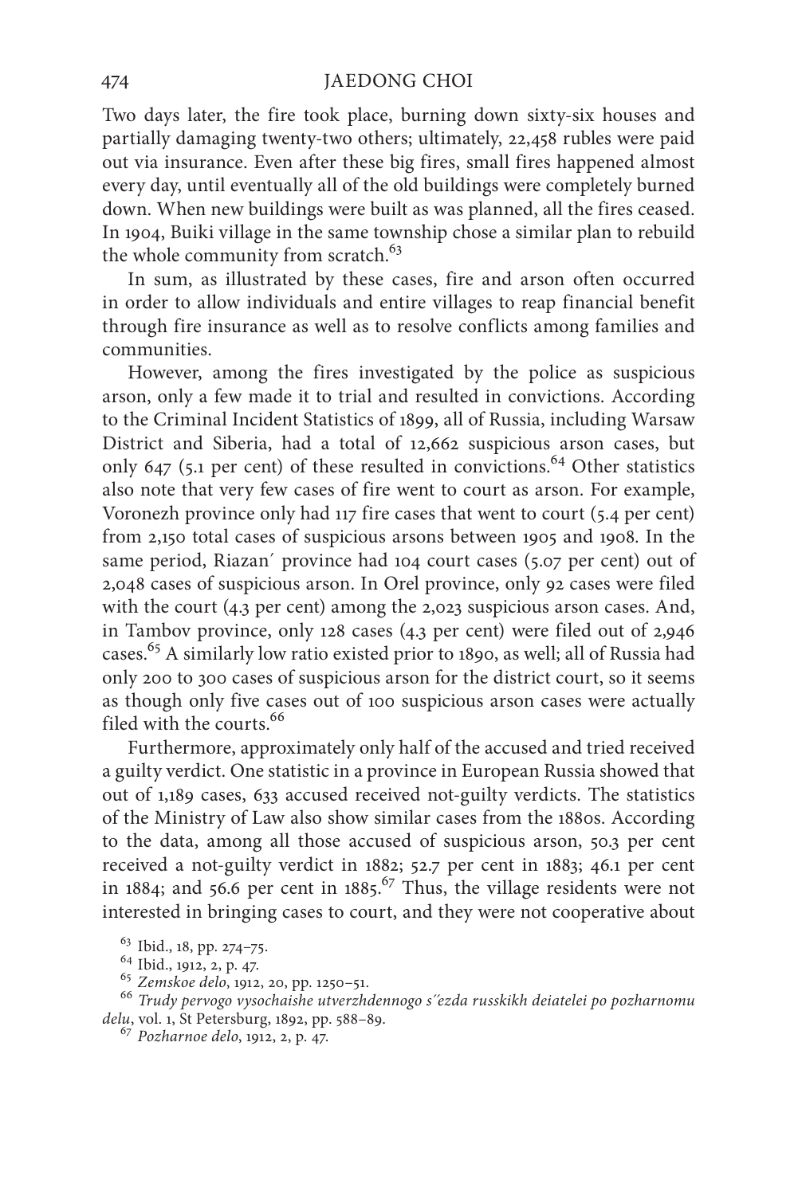Two days later, the fire took place, burning down sixty-six houses and partially damaging twenty-two others; ultimately, 22,458 rubles were paid out via insurance. Even after these big fires, small fires happened almost every day, until eventually all of the old buildings were completely burned down. When new buildings were built as was planned, all the fires ceased. In 1904, Buiki village in the same township chose a similar plan to rebuild the whole community from scratch.[63]

In sum, as illustrated by these cases, fire and arson often occurred in order to allow individuals and entire villages to reap financial benefit through fire insurance as well as to resolve conflicts among families and communities.

However, among the fires investigated by the police as suspicious arson, only a few made it to trial and resulted in convictions. According to the Criminal Incident Statistics of 1899, all of Russia, including Warsaw District and Siberia, had a total of 12,662 suspicious arson cases, but only 647 (5.1 per cent) of these resulted in convictions.[64] Other statistics also note that very few cases of fire went to court as arson. For example, Voronezh province only had 117 fire cases that went to court (5.4 per cent) from 2,150 total cases of suspicious arsons between 1905 and 1908. In the same period, Riazan´ province had 104 court cases (5.07 per cent) out of 2,048 cases of suspicious arson. In Orel province, only 92 cases were filed with the court (4.3 per cent) among the 2,023 suspicious arson cases. And, in Tambov province, only 128 cases (4.3 per cent) were filed out of 2,946 cases.[65] A similarly low ratio existed prior to 1890, as well; all of Russia had only 200 to 300 cases of suspicious arson for the district court, so it seems as though only five cases out of 100 suspicious arson cases were actually filed with the courts.[66]

Furthermore, approximately only half of the accused and tried received a guilty verdict. One statistic in a province in European Russia showed that out of 1,189 cases, 633 accused received not-guilty verdicts. The statistics of the Ministry of Law also show similar cases from the 1880s. According to the data, among all those accused of suspicious arson, 50.3 per cent received a not-guilty verdict in 1882; 52.7 per cent in 1883; 46.1 per cent in 1884; and 56.6 per cent in 1885.[67] Thus, the village residents were not interested in bringing cases to court, and they were not cooperative about

[63] Ibid., 18, pp. 274–75.

[64] Ibid., 1912, 2, p. 47.

[65] *Zemskoe delo*, 1912, 20, pp. 1250–51.

[66] *Trudy pervogo vysochaishe utverzhdennogo s´´ezda russkikh deiatelei po pozharnomu delu*, vol. 1, St Petersburg, 1892, pp. 588–89.

[67] *Pozharnoe delo*, 1912, 2, p. 47.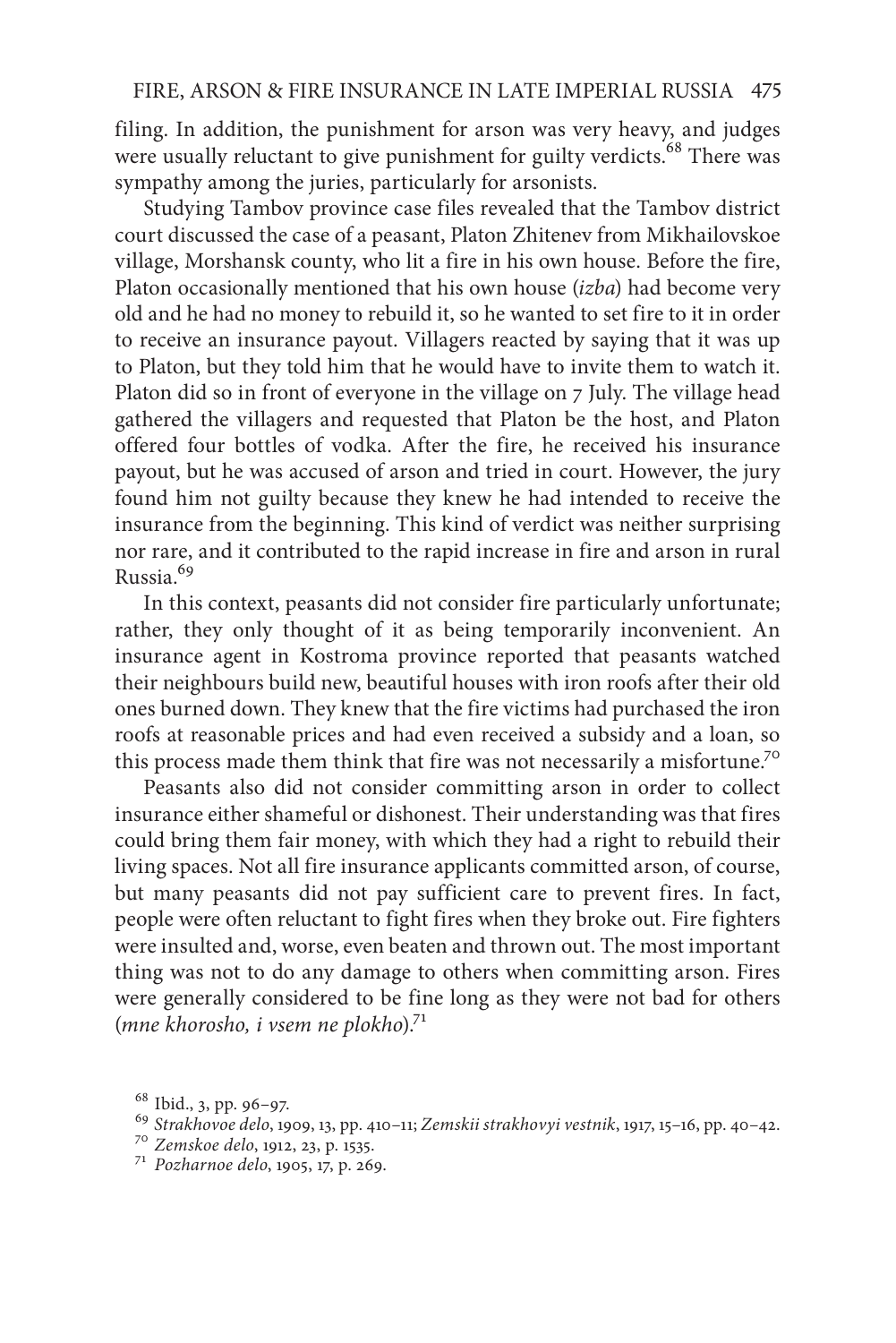filing. In addition, the punishment for arson was very heavy, and judges were usually reluctant to give punishment for guilty verdicts.[68] There was sympathy among the juries, particularly for arsonists.

Studying Tambov province case files revealed that the Tambov district court discussed the case of a peasant, Platon Zhitenev from Mikhailovskoe village, Morshansk county, who lit a fire in his own house. Before the fire, Platon occasionally mentioned that his own house (*izba*) had become very old and he had no money to rebuild it, so he wanted to set fire to it in order to receive an insurance payout. Villagers reacted by saying that it was up to Platon, but they told him that he would have to invite them to watch it. Platon did so in front of everyone in the village on 7 July. The village head gathered the villagers and requested that Platon be the host, and Platon offered four bottles of vodka. After the fire, he received his insurance payout, but he was accused of arson and tried in court. However, the jury found him not guilty because they knew he had intended to receive the insurance from the beginning. This kind of verdict was neither surprising nor rare, and it contributed to the rapid increase in fire and arson in rural Russia.[69]

In this context, peasants did not consider fire particularly unfortunate; rather, they only thought of it as being temporarily inconvenient. An insurance agent in Kostroma province reported that peasants watched their neighbours build new, beautiful houses with iron roofs after their old ones burned down. They knew that the fire victims had purchased the iron roofs at reasonable prices and had even received a subsidy and a loan, so this process made them think that fire was not necessarily a misfortune.[70]

Peasants also did not consider committing arson in order to collect insurance either shameful or dishonest. Their understanding was that fires could bring them fair money, with which they had a right to rebuild their living spaces. Not all fire insurance applicants committed arson, of course, but many peasants did not pay sufficient care to prevent fires. In fact, people were often reluctant to fight fires when they broke out. Fire fighters were insulted and, worse, even beaten and thrown out. The most important thing was not to do any damage to others when committing arson. Fires were generally considered to be fine long as they were not bad for others (*mne khorosho, i vsem ne plokho*).[71]

[68] Ibid., 3, pp. 96–97.

[69] *Strakhovoe delo*, 1909, 13, pp. 410–11; *Zemskii strakhovyi vestnik*, 1917, 15–16, pp. 40–42.

[70] *Zemskoe delo*, 1912, 23, p. 1535.

[71] *Pozharnoe delo*, 1905, 17, p. 269.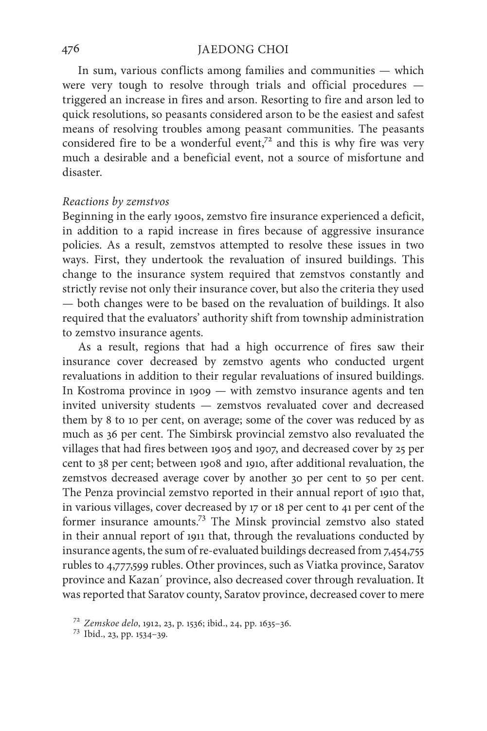In sum, various conflicts among families and communities — which were very tough to resolve through trials and official procedures — triggered an increase in fires and arson. Resorting to fire and arson led to quick resolutions, so peasants considered arson to be the easiest and safest means of resolving troubles among peasant communities. The peasants considered fire to be a wonderful event,[72] and this is why fire was very much a desirable and a beneficial event, not a source of misfortune and disaster.

*Reactions by zemstvos*

Beginning in the early 1900s, zemstvo fire insurance experienced a deficit, in addition to a rapid increase in fires because of aggressive insurance policies. As a result, zemstvos attempted to resolve these issues in two ways. First, they undertook the revaluation of insured buildings. This change to the insurance system required that zemstvos constantly and strictly revise not only their insurance cover, but also the criteria they used — both changes were to be based on the revaluation of buildings. It also required that the evaluators' authority shift from township administration to zemstvo insurance agents.

As a result, regions that had a high occurrence of fires saw their insurance cover decreased by zemstvo agents who conducted urgent revaluations in addition to their regular revaluations of insured buildings. In Kostroma province in 1909 — with zemstvo insurance agents and ten invited university students — zemstvos revaluated cover and decreased them by 8 to 10 per cent, on average; some of the cover was reduced by as much as 36 per cent. The Simbirsk provincial zemstvo also revaluated the villages that had fires between 1905 and 1907, and decreased cover by 25 per cent to 38 per cent; between 1908 and 1910, after additional revaluation, the zemstvos decreased average cover by another 30 per cent to 50 per cent. The Penza provincial zemstvo reported in their annual report of 1910 that, in various villages, cover decreased by 17 or 18 per cent to 41 per cent of the former insurance amounts.[73] The Minsk provincial zemstvo also stated in their annual report of 1911 that, through the revaluations conducted by insurance agents, the sum of re-evaluated buildings decreased from 7,454,755 rubles to 4,777,599 rubles. Other provinces, such as Viatka province, Saratov province and Kazan´ province, also decreased cover through revaluation. It was reported that Saratov county, Saratov province, decreased cover to mere

[72] *Zemskoe delo*, 1912, 23, p. 1536; ibid., 24, pp. 1635–36.

[73] Ibid., 23, pp. 1534–39.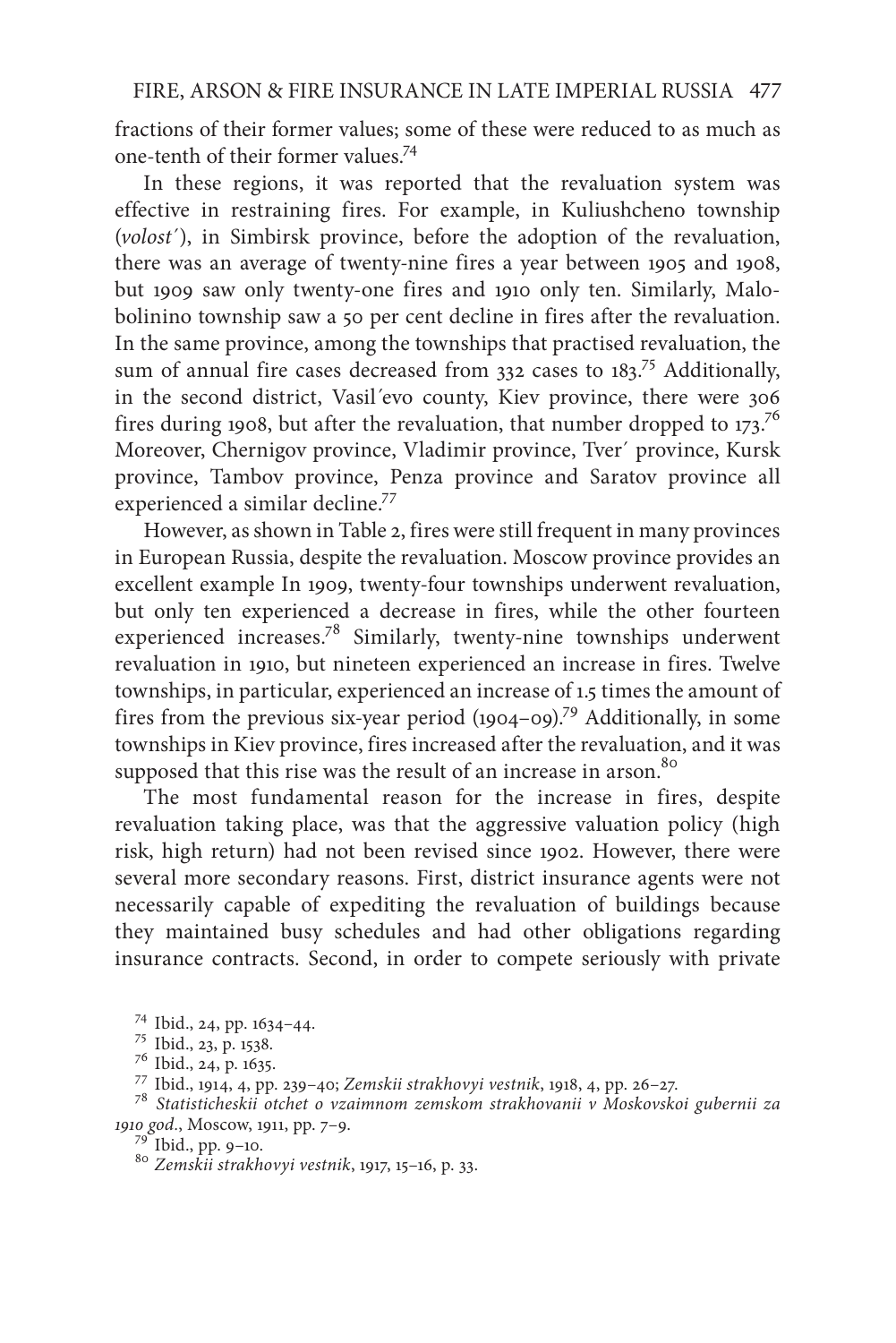fractions of their former values; some of these were reduced to as much as one-tenth of their former values.[74]

In these regions, it was reported that the revaluation system was effective in restraining fires. For example, in Kuliushcheno township (*volost´*), in Simbirsk province, before the adoption of the revaluation, there was an average of twenty-nine fires a year between 1905 and 1908, but 1909 saw only twenty-one fires and 1910 only ten. Similarly, Malo-bolinino township saw a 50 per cent decline in fires after the revaluation. In the same province, among the townships that practised revaluation, the sum of annual fire cases decreased from 332 cases to 183.[75] Additionally, in the second district, Vasil´evo county, Kiev province, there were 306 fires during 1908, but after the revaluation, that number dropped to 173.[76] Moreover, Chernigov province, Vladimir province, Tver´ province, Kursk province, Tambov province, Penza province and Saratov province all experienced a similar decline.[77]

However, as shown in Table 2, fires were still frequent in many provinces in European Russia, despite the revaluation. Moscow province provides an excellent example In 1909, twenty-four townships underwent revaluation, but only ten experienced a decrease in fires, while the other fourteen experienced increases.[78] Similarly, twenty-nine townships underwent revaluation in 1910, but nineteen experienced an increase in fires. Twelve townships, in particular, experienced an increase of 1.5 times the amount of fires from the previous six-year period (1904–09).[79] Additionally, in some townships in Kiev province, fires increased after the revaluation, and it was supposed that this rise was the result of an increase in arson.[80]

The most fundamental reason for the increase in fires, despite revaluation taking place, was that the aggressive valuation policy (high risk, high return) had not been revised since 1902. However, there were several more secondary reasons. First, district insurance agents were not necessarily capable of expediting the revaluation of buildings because they maintained busy schedules and had other obligations regarding insurance contracts. Second, in order to compete seriously with private

[74] Ibid., 24, pp. 1634–44.

[75] Ibid., 23, p. 1538.

[76] Ibid., 24, p. 1635.

[77] Ibid., 1914, 4, pp. 239–40; *Zemskii strakhovyi vestnik*, 1918, 4, pp. 26–27.

[78] *Statisticheskii otchet o vzaimnom zemskom strakhovanii v Moskovskoi gubernii za 1910 god.*, Moscow, 1911, pp. 7–9.

[79] Ibid., pp. 9–10.

[80] *Zemskii strakhovyi vestnik*, 1917, 15–16, p. 33.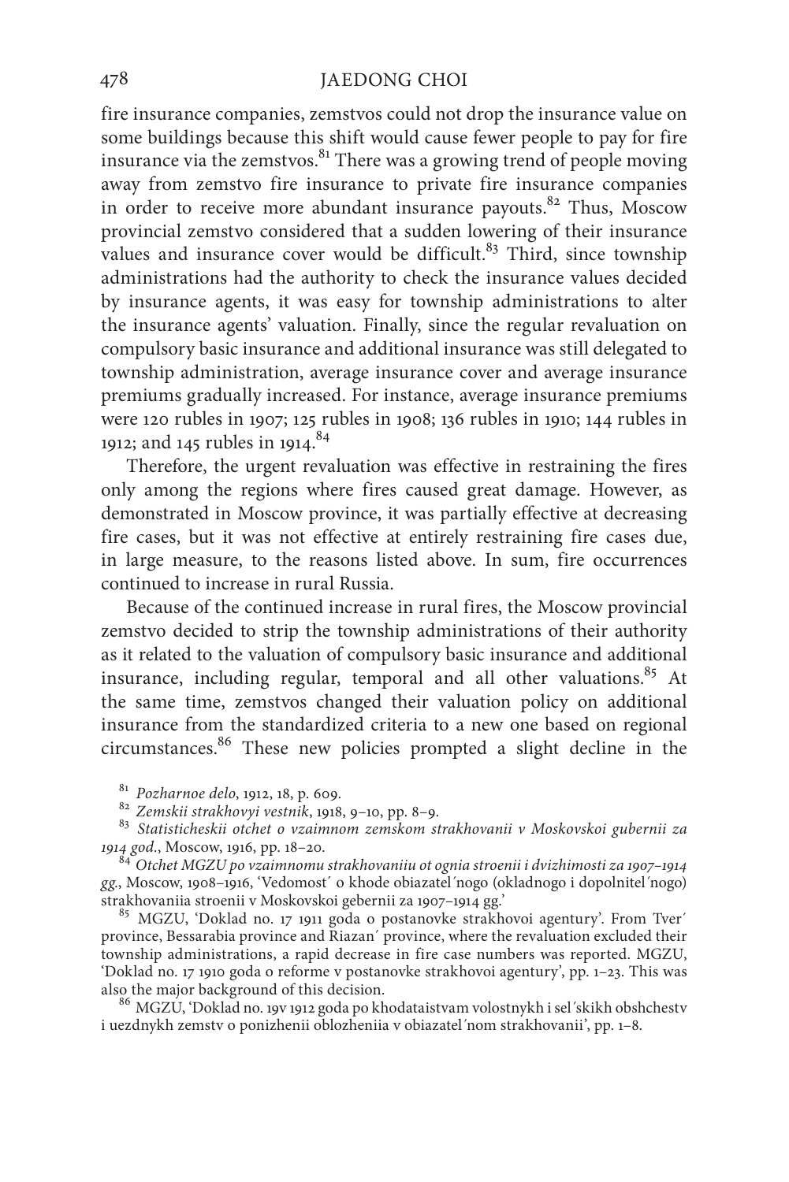fire insurance companies, zemstvos could not drop the insurance value on some buildings because this shift would cause fewer people to pay for fire insurance via the zemstvos.[81] There was a growing trend of people moving away from zemstvo fire insurance to private fire insurance companies in order to receive more abundant insurance payouts.[82] Thus, Moscow provincial zemstvo considered that a sudden lowering of their insurance values and insurance cover would be difficult.[83] Third, since township administrations had the authority to check the insurance values decided by insurance agents, it was easy for township administrations to alter the insurance agents' valuation. Finally, since the regular revaluation on compulsory basic insurance and additional insurance was still delegated to township administration, average insurance cover and average insurance premiums gradually increased. For instance, average insurance premiums were 120 rubles in 1907; 125 rubles in 1908; 136 rubles in 1910; 144 rubles in 1912; and 145 rubles in 1914.[84]

Therefore, the urgent revaluation was effective in restraining the fires only among the regions where fires caused great damage. However, as demonstrated in Moscow province, it was partially effective at decreasing fire cases, but it was not effective at entirely restraining fire cases due, in large measure, to the reasons listed above. In sum, fire occurrences continued to increase in rural Russia.

Because of the continued increase in rural fires, the Moscow provincial zemstvo decided to strip the township administrations of their authority as it related to the valuation of compulsory basic insurance and additional insurance, including regular, temporal and all other valuations.[85] At the same time, zemstvos changed their valuation policy on additional insurance from the standardized criteria to a new one based on regional circumstances.[86] These new policies prompted a slight decline in the

[81] *Pozharnoe delo*, 1912, 18, p. 609.

[82] *Zemskii strakhovyi vestnik*, 1918, 9–10, pp. 8–9.

[83] *Statisticheskii otchet o vzaimnom zemskom strakhovanii v Moskovskoi gubernii za 1914 god.*, Moscow, 1916, pp. 18–20.

[84] *Otchet MGZU po vzaimnomu strakhovaniiu ot ognia stroenii i dvizhimosti za 1907–1914 gg.*, Moscow, 1908–1916, 'Vedomost´ o khode obiazatel´nogo (okladnogo i dopolnitel´nogo) strakhovaniia stroenii v Moskovskoi gebernii za 1907–1914 gg.'

[85] MGZU, 'Doklad no. 17 1911 goda o postanovke strakhovoi agentury'. From Tver´ province, Bessarabia province and Riazan´ province, where the revaluation excluded their township administrations, a rapid decrease in fire case numbers was reported. MGZU, 'Doklad no. 17 1910 goda o reforme v postanovke strakhovoi agentury', pp. 1–23. This was also the major background of this decision.

[86] MGZU, 'Doklad no. 19v 1912 goda po khodataistvam volostnykh i sel´skikh obshchestv i uezdnykh zemstv o ponizhenii oblozheniia v obiazatel´nom strakhovanii', pp. 1–8.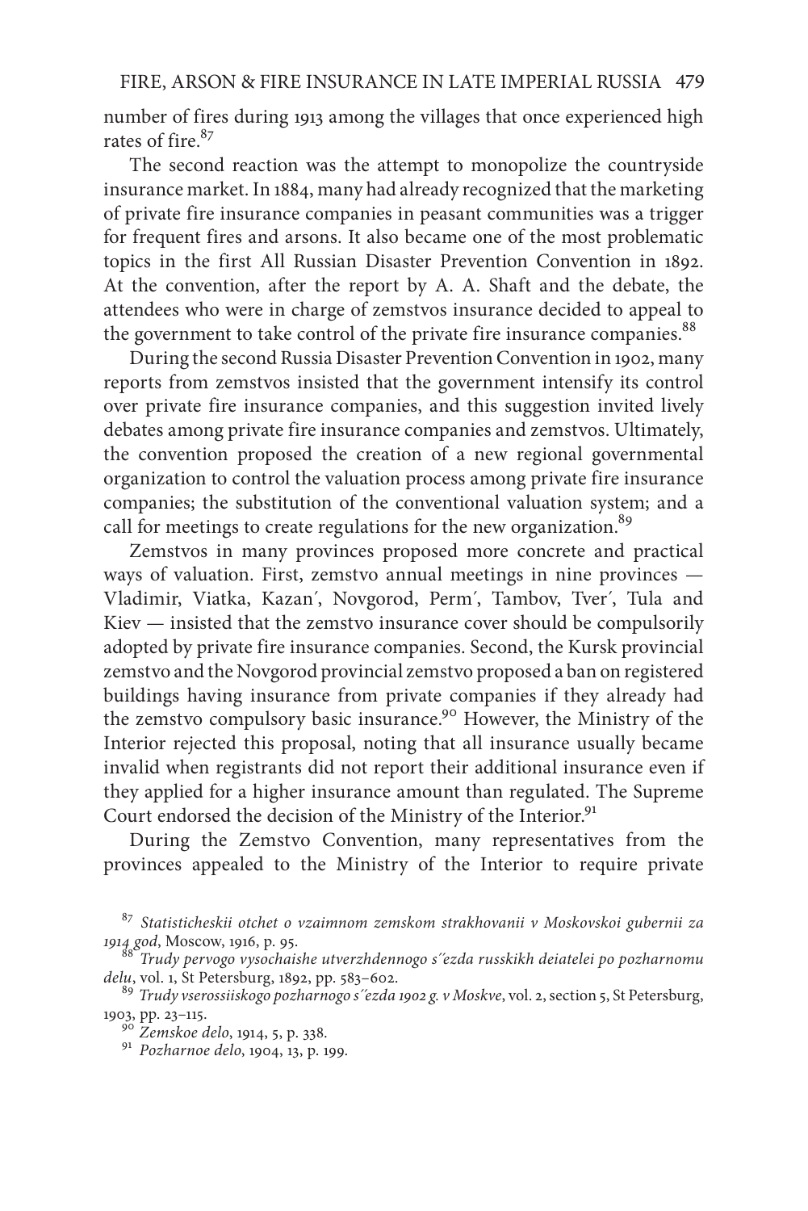number of fires during 1913 among the villages that once experienced high rates of fire.[87]

The second reaction was the attempt to monopolize the countryside insurance market. In 1884, many had already recognized that the marketing of private fire insurance companies in peasant communities was a trigger for frequent fires and arsons. It also became one of the most problematic topics in the first All Russian Disaster Prevention Convention in 1892. At the convention, after the report by A. A. Shaft and the debate, the attendees who were in charge of zemstvos insurance decided to appeal to the government to take control of the private fire insurance companies.[88]

During the second Russia Disaster Prevention Convention in 1902, many reports from zemstvos insisted that the government intensify its control over private fire insurance companies, and this suggestion invited lively debates among private fire insurance companies and zemstvos. Ultimately, the convention proposed the creation of a new regional governmental organization to control the valuation process among private fire insurance companies; the substitution of the conventional valuation system; and a call for meetings to create regulations for the new organization.[89]

Zemstvos in many provinces proposed more concrete and practical ways of valuation. First, zemstvo annual meetings in nine provinces — Vladimir, Viatka, Kazan′, Novgorod, Perm′, Tambov, Tver′, Tula and Kiev — insisted that the zemstvo insurance cover should be compulsorily adopted by private fire insurance companies. Second, the Kursk provincial zemstvo and the Novgorod provincial zemstvo proposed a ban on registered buildings having insurance from private companies if they already had the zemstvo compulsory basic insurance.[90] However, the Ministry of the Interior rejected this proposal, noting that all insurance usually became invalid when registrants did not report their additional insurance even if they applied for a higher insurance amount than regulated. The Supreme Court endorsed the decision of the Ministry of the Interior.[91]

During the Zemstvo Convention, many representatives from the provinces appealed to the Ministry of the Interior to require private

[87] *Statisticheskii otchet o vzaimnom zemskom strakhovanii v Moskovskoi gubernii za 1914 god*, Moscow, 1916, p. 95.

[88] *Trudy pervogo vysochaishe utverzhdennogo s″ezda russkikh deiatelei po pozharnomu delu*, vol. 1, St Petersburg, 1892, pp. 583–602.

[89] *Trudy vserossiiskogo pozharnogo s″ezda 1902 g. v Moskve*, vol. 2, section 5, St Petersburg, 1903, pp. 23–115.

[90] *Zemskoe delo*, 1914, 5, p. 338.

[91] *Pozharnoe delo*, 1904, 13, p. 199.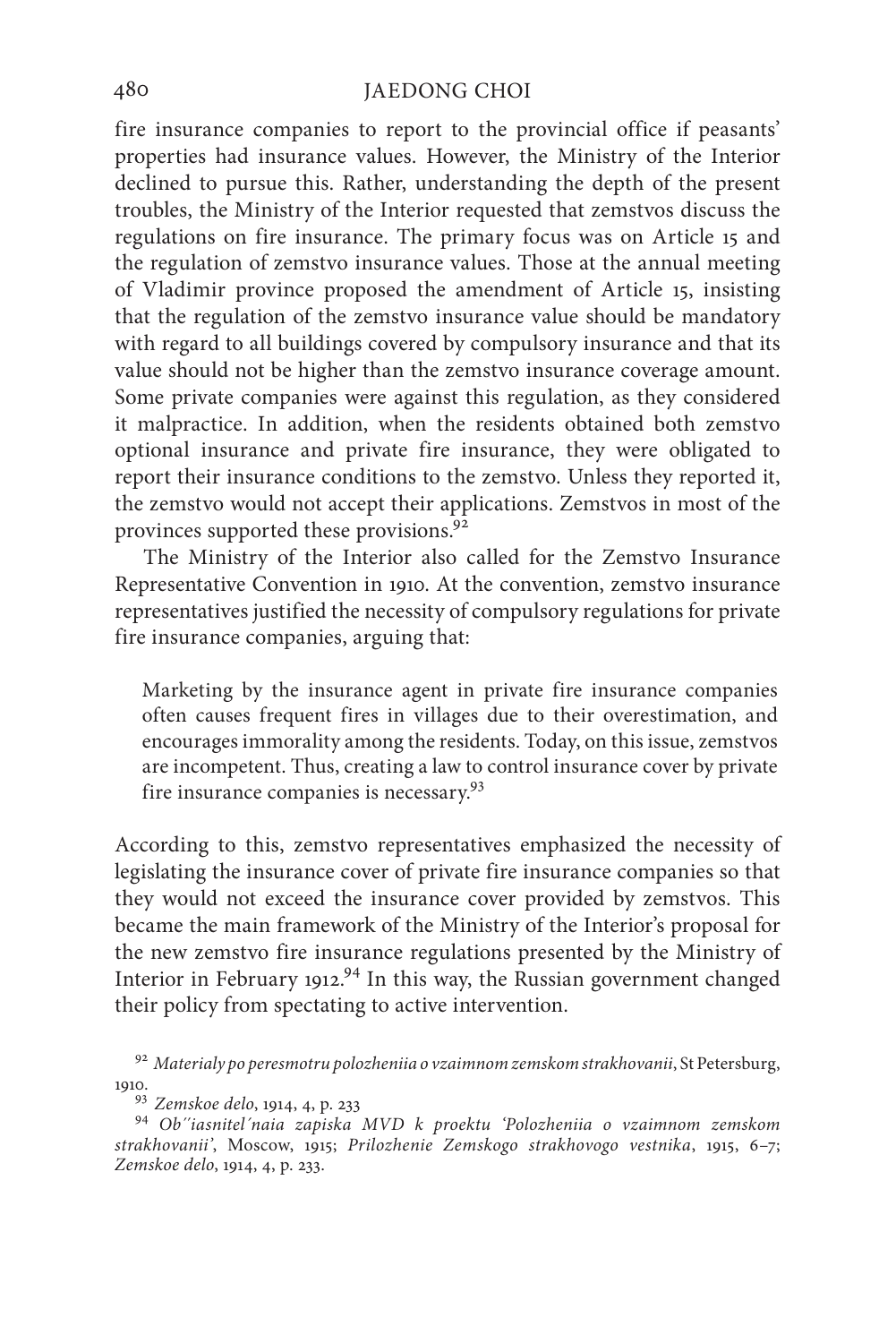fire insurance companies to report to the provincial office if peasants' properties had insurance values. However, the Ministry of the Interior declined to pursue this. Rather, understanding the depth of the present troubles, the Ministry of the Interior requested that zemstvos discuss the regulations on fire insurance. The primary focus was on Article 15 and the regulation of zemstvo insurance values. Those at the annual meeting of Vladimir province proposed the amendment of Article 15, insisting that the regulation of the zemstvo insurance value should be mandatory with regard to all buildings covered by compulsory insurance and that its value should not be higher than the zemstvo insurance coverage amount. Some private companies were against this regulation, as they considered it malpractice. In addition, when the residents obtained both zemstvo optional insurance and private fire insurance, they were obligated to report their insurance conditions to the zemstvo. Unless they reported it, the zemstvo would not accept their applications. Zemstvos in most of the provinces supported these provisions.[92]

The Ministry of the Interior also called for the Zemstvo Insurance Representative Convention in 1910. At the convention, zemstvo insurance representatives justified the necessity of compulsory regulations for private fire insurance companies, arguing that:

> Marketing by the insurance agent in private fire insurance companies often causes frequent fires in villages due to their overestimation, and encourages immorality among the residents. Today, on this issue, zemstvos are incompetent. Thus, creating a law to control insurance cover by private fire insurance companies is necessary.[93]

According to this, zemstvo representatives emphasized the necessity of legislating the insurance cover of private fire insurance companies so that they would not exceed the insurance cover provided by zemstvos. This became the main framework of the Ministry of the Interior's proposal for the new zemstvo fire insurance regulations presented by the Ministry of Interior in February 1912.[94] In this way, the Russian government changed their policy from spectating to active intervention.

[92] *Materialy po peresmotru polozheniia o vzaimnom zemskom strakhovanii*, St Petersburg, 1910.

[93] *Zemskoe delo*, 1914, 4, p. 233

[94] *Ob''iasnitel'naia zapiska MVD k proektu 'Polozheniia o vzaimnom zemskom strakhovanii'*, Moscow, 1915; *Prilozhenie Zemskogo strakhovogo vestnika*, 1915, 6–7; *Zemskoe delo*, 1914, 4, p. 233.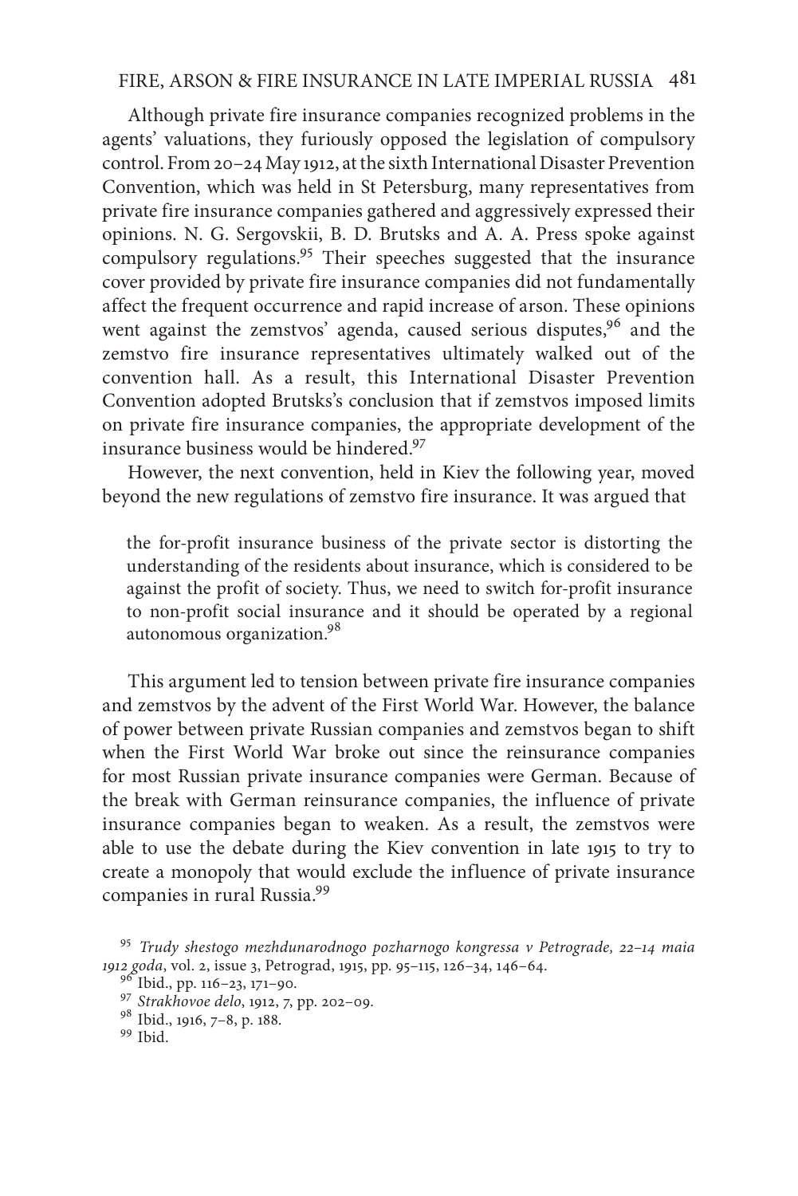Although private fire insurance companies recognized problems in the agents' valuations, they furiously opposed the legislation of compulsory control. From 20–24 May 1912, at the sixth International Disaster Prevention Convention, which was held in St Petersburg, many representatives from private fire insurance companies gathered and aggressively expressed their opinions. N. G. Sergovskii, B. D. Brutsks and A. A. Press spoke against compulsory regulations.[95] Their speeches suggested that the insurance cover provided by private fire insurance companies did not fundamentally affect the frequent occurrence and rapid increase of arson. These opinions went against the zemstvos' agenda, caused serious disputes,[96] and the zemstvo fire insurance representatives ultimately walked out of the convention hall. As a result, this International Disaster Prevention Convention adopted Brutsks's conclusion that if zemstvos imposed limits on private fire insurance companies, the appropriate development of the insurance business would be hindered.[97]

However, the next convention, held in Kiev the following year, moved beyond the new regulations of zemstvo fire insurance. It was argued that

> the for-profit insurance business of the private sector is distorting the understanding of the residents about insurance, which is considered to be against the profit of society. Thus, we need to switch for-profit insurance to non-profit social insurance and it should be operated by a regional autonomous organization.[98]

This argument led to tension between private fire insurance companies and zemstvos by the advent of the First World War. However, the balance of power between private Russian companies and zemstvos began to shift when the First World War broke out since the reinsurance companies for most Russian private insurance companies were German. Because of the break with German reinsurance companies, the influence of private insurance companies began to weaken. As a result, the zemstvos were able to use the debate during the Kiev convention in late 1915 to try to create a monopoly that would exclude the influence of private insurance companies in rural Russia.[99]

[95] *Trudy shestogo mezhdunarodnogo pozharnogo kongressa v Petrograde, 22–14 maia 1912 goda*, vol. 2, issue 3, Petrograd, 1915, pp. 95–115, 126–34, 146–64.

[96] Ibid., pp. 116–23, 171–90.

[97] *Strakhovoe delo*, 1912, 7, pp. 202–09.

[98] Ibid., 1916, 7–8, p. 188.

[99] Ibid.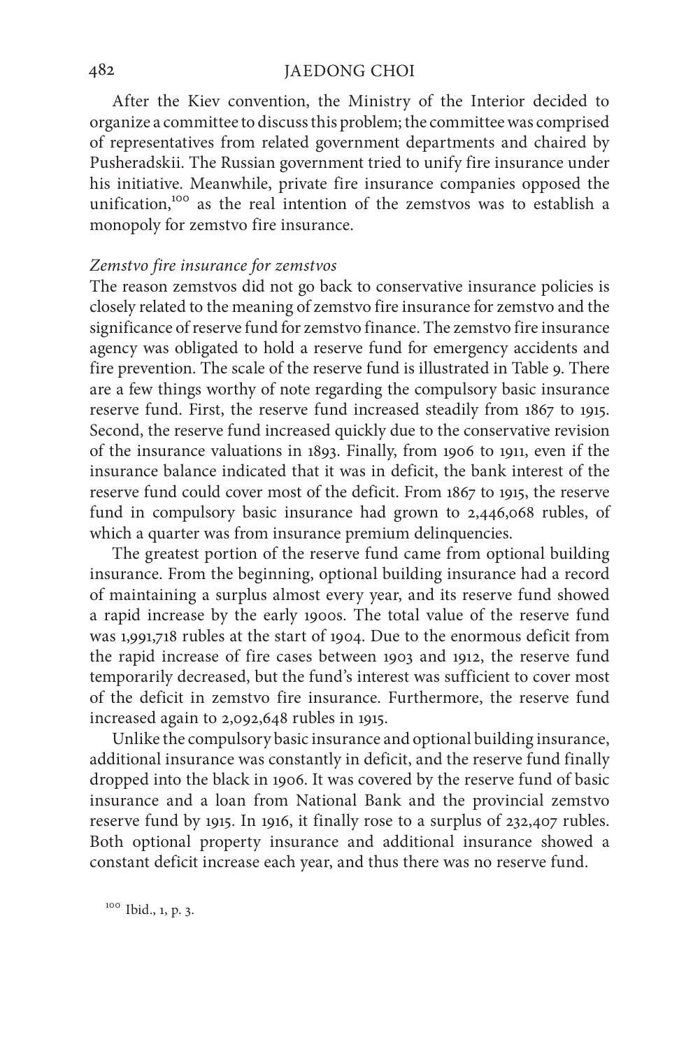After the Kiev convention, the Ministry of the Interior decided to organize a committee to discuss this problem; the committee was comprised of representatives from related government departments and chaired by Pusheradskii. The Russian government tried to unify fire insurance under his initiative. Meanwhile, private fire insurance companies opposed the unification,[100] as the real intention of the zemstvos was to establish a monopoly for zemstvo fire insurance.

*Zemstvo fire insurance for zemstvos*

The reason zemstvos did not go back to conservative insurance policies is closely related to the meaning of zemstvo fire insurance for zemstvo and the significance of reserve fund for zemstvo finance. The zemstvo fire insurance agency was obligated to hold a reserve fund for emergency accidents and fire prevention. The scale of the reserve fund is illustrated in Table 9. There are a few things worthy of note regarding the compulsory basic insurance reserve fund. First, the reserve fund increased steadily from 1867 to 1915. Second, the reserve fund increased quickly due to the conservative revision of the insurance valuations in 1893. Finally, from 1906 to 1911, even if the insurance balance indicated that it was in deficit, the bank interest of the reserve fund could cover most of the deficit. From 1867 to 1915, the reserve fund in compulsory basic insurance had grown to 2,446,068 rubles, of which a quarter was from insurance premium delinquencies.

The greatest portion of the reserve fund came from optional building insurance. From the beginning, optional building insurance had a record of maintaining a surplus almost every year, and its reserve fund showed a rapid increase by the early 1900s. The total value of the reserve fund was 1,991,718 rubles at the start of 1904. Due to the enormous deficit from the rapid increase of fire cases between 1903 and 1912, the reserve fund temporarily decreased, but the fund's interest was sufficient to cover most of the deficit in zemstvo fire insurance. Furthermore, the reserve fund increased again to 2,092,648 rubles in 1915.

Unlike the compulsory basic insurance and optional building insurance, additional insurance was constantly in deficit, and the reserve fund finally dropped into the black in 1906. It was covered by the reserve fund of basic insurance and a loan from National Bank and the provincial zemstvo reserve fund by 1915. In 1916, it finally rose to a surplus of 232,407 rubles. Both optional property insurance and additional insurance showed a constant deficit increase each year, and thus there was no reserve fund.

[100] Ibid., 1, p. 3.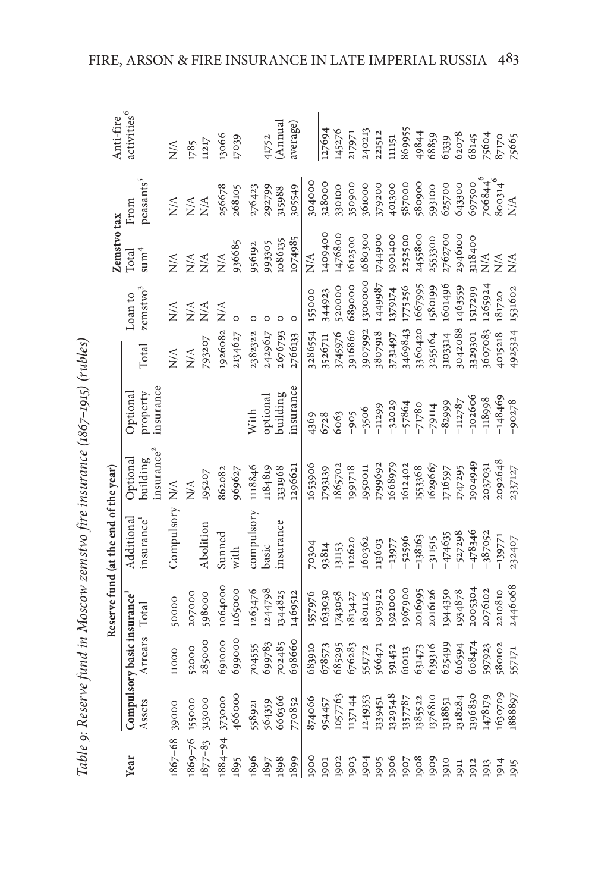*Table 9: Reserve fund in Moscow zemstvo fire insurance (1867–1915) (rubles)*

| Year | Reserve fund (at the end of the year) | | | | | | | | Zemstvo tax | | Anti-fire activities[6] |
|---|---|---|---|---|---|---|---|---|---|---|---|
| | Compulsory basic insurance[1] | | | Additional insurance[1] | Optional building insurance[2] | Optional property insurance | Total | Loan to zemstvo[3] | Total sum[4] | From peasants[5] | |
| | Assets | Arrears | Total | | | | | | | | |
| 1867–68 | 39000 | 11000 | 50000 | Compulsory | N/A | | N/A | N/A | N/A | N/A | N/A |
| 1869–76 | 155000 | 52000 | 207000 | | N/A | | N/A | N/A | N/A | N/A | 1785 |
| 1877–83 | 313000 | 285000 | 598000 | Abolition | 195207 | | 793207 | N/A | N/A | N/A | 1217 |
| 1884–94 | 373000 | 691000 | 1064000 | Sunned | 862082 | | 1926082 | N/A | N/A | 256678 | 13066 |
| 1895 | 466000 | 699000 | 1165000 | with | 969627 | | 2134627 | 0 | 936685 | 268105 | 17039 |
| 1896 | 558921 | 704555 | 1263476 | compulsory | 1118846 | With | 2382322 | 0 | 956192 | 276423 | |
| 1897 | 564359 | 699783 | 1244798 | basic | 1184819 | optional | 2429617 | 0 | 993305 | 292799 | 41752 |
| 1898 | 666366 | 702485 | 1344825 | insurance | 1331968 | building | 2676793 | 0 | 1086135 | 315988 | (Annual |
| 1899 | 770852 | 698660 | 1469512 | | 1296621 | insurance | 2766133 | 0 | 1074985 | 305549 | average) |
| 1900 | 874066 | 683910 | 1557976 | 70304 | 1653906 | 4369 | 3286554 | 155000 | N/A | 304000 | |
| 1901 | 954457 | 678573 | 1633030 | 93814 | 1793139 | 6728 | 3526711 | 344923 | 1409400 | 328000 | 127694 |
| 1902 | 1057763 | 685295 | 1743058 | 131153 | 1865702 | 6063 | 3745976 | 520000 | 1476800 | 330100 | 145276 |
| 1903 | 1137144 | 676283 | 1813427 | 112620 | 1991718 | -905 | 3916860 | 689000 | 1612500 | 350900 | 217971 |
| 1904 | 1249353 | 551772 | 1801125 | 160362 | 1950011 | -3506 | 3907992 | 1300000 | 1680300 | 361000 | 240213 |
| 1905 | 1339451 | 566471 | 1905922 | 113603 | 1799692 | -11299 | 3807918 | 1449987 | 1744900 | 379200 | 221512 |
| 1906 | 1329548 | 591452 | 1921000 | -13977 | 1668979 | -32029 | 3731497 | 1379174 | 1901400 | 401300 | 111151 |
| 1907 | 1357787 | 610113 | 1967900 | -52596 | 1612402 | -57864 | 3469843 | 1775256 | 2252500 | 587000 | 869955 |
| 1908 | 1385522 | 631473 | 2016995 | -138163 | 1553368 | -71780 | 3360420 | 1667995 | 2455800 | 580900 | 49844 |
| 1909 | 1376810 | 639316 | 2016126 | -31515 | 1629667 | -79114 | 3255164 | 1580199 | 2553300 | 593100 | 68859 |
| 1910 | 1318851 | 625499 | 1944350 | -474635 | 1716597 | -82999 | 3103314 | 1601496 | 2762700 | 625700 | 61339 |
| 1911 | 1318284 | 616594 | 1934878 | -527298 | 1747295 | -112787 | 3042088 | 1463559 | 2946100 | 643300 | 62078 |
| 1912 | 1396830 | 608474 | 2005304 | -478346 | 1904949 | -102606 | 3329301 | 1517299 | 3118400 | 697500 | 68145 |
| 1913 | 1478179 | 597923 | 2076102 | -387052 | 2037031 | -118998 | 3607083 | 1265924 | N/A | 706844[6] | 75604 |
| 1914 | 1630709 | 580102 | 2210810 | -139771 | 2092648 | -148469 | 4015218 | 181720 | N/A | 800314[6] | 87170 |
| 1915 | 1888897 | 557171 | 2446068 | 232407 | 2337127 | -90278 | 4925324 | 1531602 | N/A | N/A | 75665 |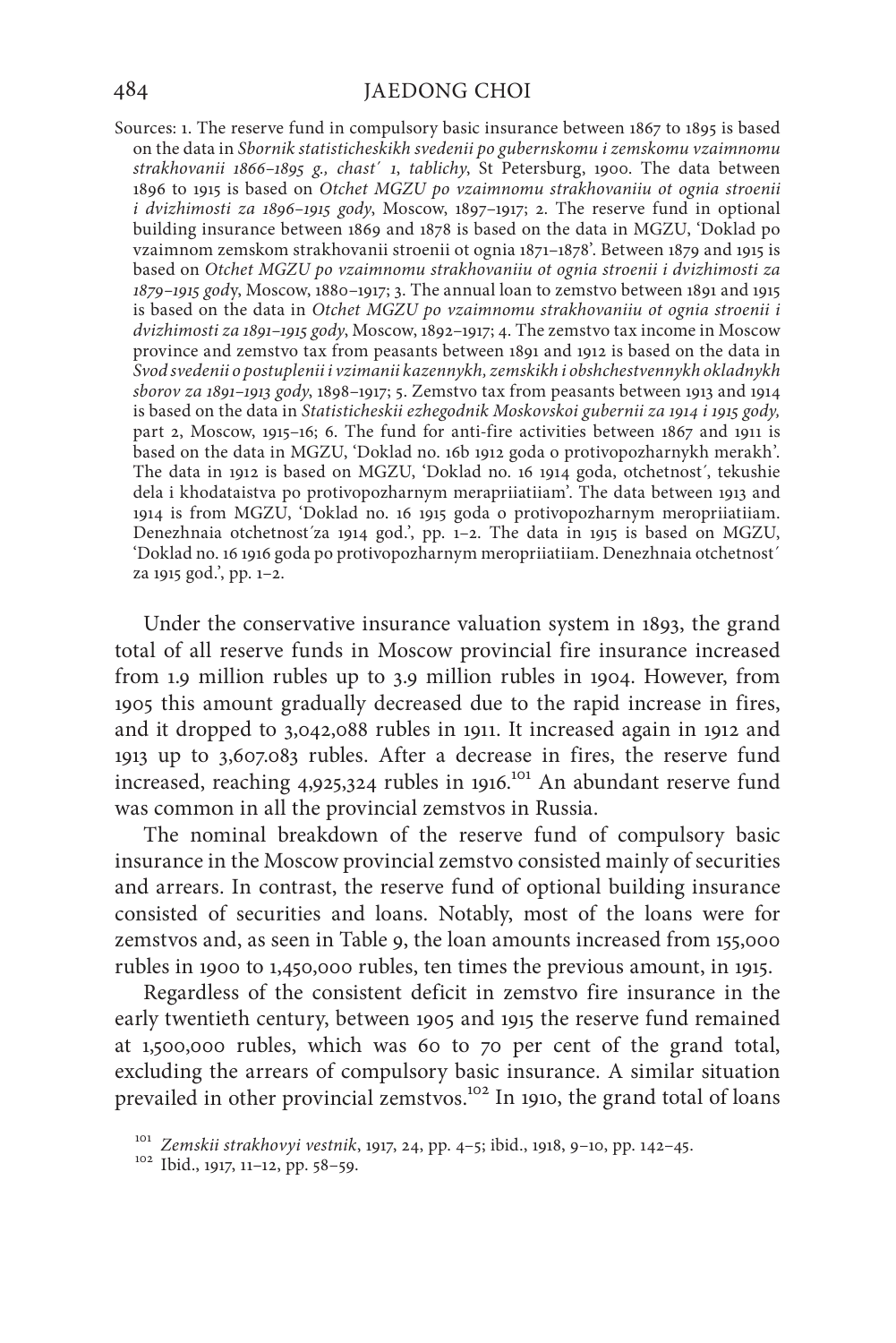Sources: 1. The reserve fund in compulsory basic insurance between 1867 to 1895 is based on the data in *Sbornik statisticheskikh svedenii po gubernskomu i zemskomu vzaimnomu strakhovanii 1866–1895 g., chast´ 1, tablichy*, St Petersburg, 1900. The data between 1896 to 1915 is based on *Otchet MGZU po vzaimnomu strakhovaniiu ot ognia stroenii i dvizhimosti za 1896–1915 gody*, Moscow, 1897–1917; 2. The reserve fund in optional building insurance between 1869 and 1878 is based on the data in MGZU, 'Doklad po vzaimnom zemskom strakhovanii stroenii ot ognia 1871–1878'. Between 1879 and 1915 is based on *Otchet MGZU po vzaimnomu strakhovaniiu ot ognia stroenii i dvizhimosti za 1879–1915 gody*, Moscow, 1880–1917; 3. The annual loan to zemstvo between 1891 and 1915 is based on the data in *Otchet MGZU po vzaimnomu strakhovaniiu ot ognia stroenii i dvizhimosti za 1891–1915 gody*, Moscow, 1892–1917; 4. The zemstvo tax income in Moscow province and zemstvo tax from peasants between 1891 and 1912 is based on the data in *Svod svedenii o postuplenii i vzimanii kazennykh, zemskikh i obshchestvennykh okladnykh sborov za 1891–1913 gody*, 1898–1917; 5. Zemstvo tax from peasants between 1913 and 1914 is based on the data in *Statisticheskii ezhegodnik Moskovskoi gubernii za 1914 i 1915 gody,* part 2, Moscow, 1915–16; 6. The fund for anti-fire activities between 1867 and 1911 is based on the data in MGZU, 'Doklad no. 16b 1912 goda o protivopozharnykh merakh'. The data in 1912 is based on MGZU, 'Doklad no. 16 1914 goda, otchetnost´, tekushie dela i khodataistva po protivopozharnym merapriiatiiam'. The data between 1913 and 1914 is from MGZU, 'Doklad no. 16 1915 goda o protivopozharnym meropriiatiiam. Denezhnaia otchetnost´za 1914 god.', pp. 1–2. The data in 1915 is based on MGZU, 'Doklad no. 16 1916 goda po protivopozharnym meropriiatiiam. Denezhnaia otchetnost´ za 1915 god.', pp. 1–2.

Under the conservative insurance valuation system in 1893, the grand total of all reserve funds in Moscow provincial fire insurance increased from 1.9 million rubles up to 3.9 million rubles in 1904. However, from 1905 this amount gradually decreased due to the rapid increase in fires, and it dropped to 3,042,088 rubles in 1911. It increased again in 1912 and 1913 up to 3,607.083 rubles. After a decrease in fires, the reserve fund increased, reaching 4,925,324 rubles in 1916.[101] An abundant reserve fund was common in all the provincial zemstvos in Russia.

The nominal breakdown of the reserve fund of compulsory basic insurance in the Moscow provincial zemstvo consisted mainly of securities and arrears. In contrast, the reserve fund of optional building insurance consisted of securities and loans. Notably, most of the loans were for zemstvos and, as seen in Table 9, the loan amounts increased from 155,000 rubles in 1900 to 1,450,000 rubles, ten times the previous amount, in 1915.

Regardless of the consistent deficit in zemstvo fire insurance in the early twentieth century, between 1905 and 1915 the reserve fund remained at 1,500,000 rubles, which was 60 to 70 per cent of the grand total, excluding the arrears of compulsory basic insurance. A similar situation prevailed in other provincial zemstvos.[102] In 1910, the grand total of loans

[101] *Zemskii strakhovyi vestnik*, 1917, 24, pp. 4–5; ibid., 1918, 9–10, pp. 142–45.

[102] Ibid., 1917, 11–12, pp. 58–59.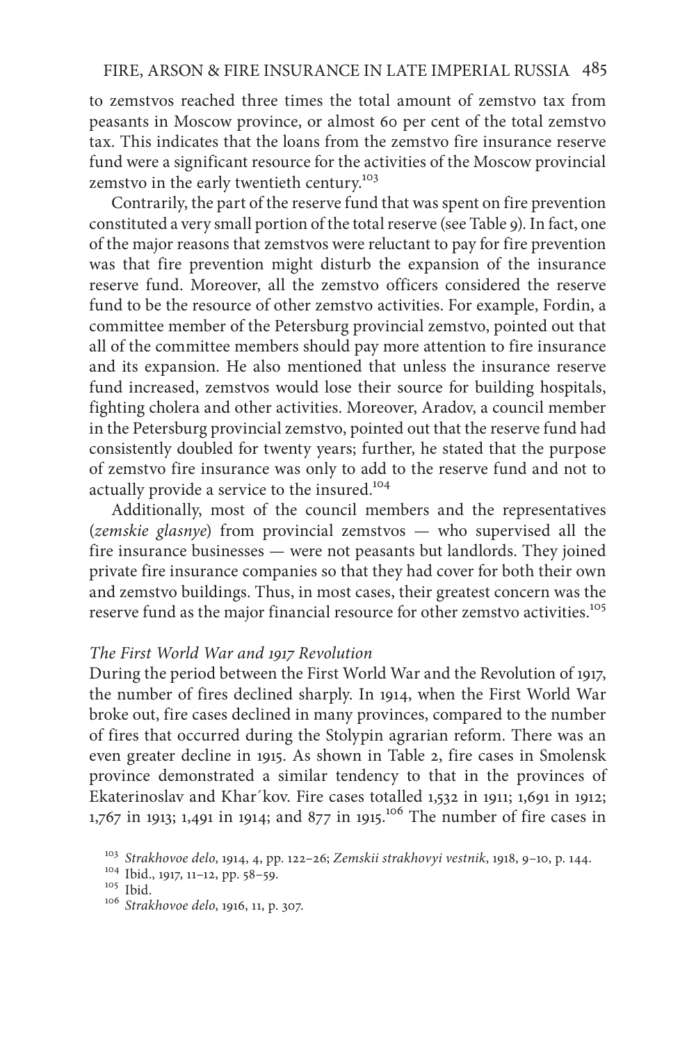to zemstvos reached three times the total amount of zemstvo tax from peasants in Moscow province, or almost 60 per cent of the total zemstvo tax. This indicates that the loans from the zemstvo fire insurance reserve fund were a significant resource for the activities of the Moscow provincial zemstvo in the early twentieth century.[103]

Contrarily, the part of the reserve fund that was spent on fire prevention constituted a very small portion of the total reserve (see Table 9). In fact, one of the major reasons that zemstvos were reluctant to pay for fire prevention was that fire prevention might disturb the expansion of the insurance reserve fund. Moreover, all the zemstvo officers considered the reserve fund to be the resource of other zemstvo activities. For example, Fordin, a committee member of the Petersburg provincial zemstvo, pointed out that all of the committee members should pay more attention to fire insurance and its expansion. He also mentioned that unless the insurance reserve fund increased, zemstvos would lose their source for building hospitals, fighting cholera and other activities. Moreover, Aradov, a council member in the Petersburg provincial zemstvo, pointed out that the reserve fund had consistently doubled for twenty years; further, he stated that the purpose of zemstvo fire insurance was only to add to the reserve fund and not to actually provide a service to the insured.[104]

Additionally, most of the council members and the representatives (*zemskie glasnye*) from provincial zemstvos — who supervised all the fire insurance businesses — were not peasants but landlords. They joined private fire insurance companies so that they had cover for both their own and zemstvo buildings. Thus, in most cases, their greatest concern was the reserve fund as the major financial resource for other zemstvo activities.[105]

### *The First World War and 1917 Revolution*

During the period between the First World War and the Revolution of 1917, the number of fires declined sharply. In 1914, when the First World War broke out, fire cases declined in many provinces, compared to the number of fires that occurred during the Stolypin agrarian reform. There was an even greater decline in 1915. As shown in Table 2, fire cases in Smolensk province demonstrated a similar tendency to that in the provinces of Ekaterinoslav and Khar´kov. Fire cases totalled 1,532 in 1911; 1,691 in 1912; 1,767 in 1913; 1,491 in 1914; and 877 in 1915.[106] The number of fire cases in

[103] *Strakhovoe delo*, 1914, 4, pp. 122–26; *Zemskii strakhovyi vestnik*, 1918, 9–10, p. 144.

[104] Ibid., 1917, 11–12, pp. 58–59.

[105] Ibid.

[106] *Strakhovoe delo*, 1916, 11, p. 307.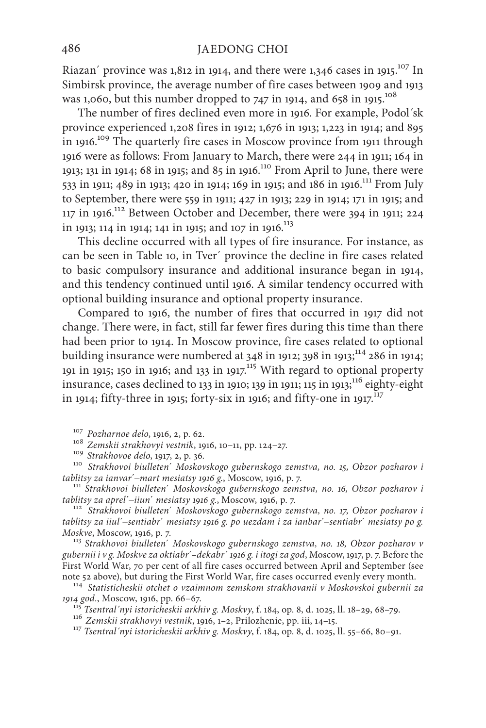Riazan´ province was 1,812 in 1914, and there were 1,346 cases in 1915.[107] In Simbirsk province, the average number of fire cases between 1909 and 1913 was 1,060, but this number dropped to 747 in 1914, and 658 in 1915.[108]

The number of fires declined even more in 1916. For example, Podol´sk province experienced 1,208 fires in 1912; 1,676 in 1913; 1,223 in 1914; and 895 in 1916.[109] The quarterly fire cases in Moscow province from 1911 through 1916 were as follows: From January to March, there were 244 in 1911; 164 in 1913; 131 in 1914; 68 in 1915; and 85 in 1916.[110] From April to June, there were 533 in 1911; 489 in 1913; 420 in 1914; 169 in 1915; and 186 in 1916.[111] From July to September, there were 559 in 1911; 427 in 1913; 229 in 1914; 171 in 1915; and 117 in 1916.[112] Between October and December, there were 394 in 1911; 224 in 1913; 114 in 1914; 141 in 1915; and 107 in 1916.[113]

This decline occurred with all types of fire insurance. For instance, as can be seen in Table 10, in Tver´ province the decline in fire cases related to basic compulsory insurance and additional insurance began in 1914, and this tendency continued until 1916. A similar tendency occurred with optional building insurance and optional property insurance.

Compared to 1916, the number of fires that occurred in 1917 did not change. There were, in fact, still far fewer fires during this time than there had been prior to 1914. In Moscow province, fire cases related to optional building insurance were numbered at 348 in 1912; 398 in 1913;[114] 286 in 1914; 191 in 1915; 150 in 1916; and 133 in 1917.[115] With regard to optional property insurance, cases declined to 133 in 1910; 139 in 1911; 115 in 1913;[116] eighty-eight in 1914; fifty-three in 1915; forty-six in 1916; and fifty-one in 1917.[117]

---

[107] *Pozharnoe delo*, 1916, 2, p. 62.

[108] *Zemskii strakhovyi vestnik*, 1916, 10–11, pp. 124–27.

[109] *Strakhovoe delo*, 1917, 2, p. 36.

[110] *Strakhovoi biulleten´ Moskovskogo gubernskogo zemstva, no. 15, Obzor pozharov i tablitsy za ianvar´–mart mesiatsy 1916 g.*, Moscow, 1916, p. 7.

[111] *Strakhovoi biulleten´ Moskovskogo gubernskogo zemstva, no. 16, Obzor pozharov i tablitsy za aprel´–iiun´ mesiatsy 1916 g.*, Moscow, 1916, p. 7.

[112] *Strakhovoi biulleten´ Moskovskogo gubernskogo zemstva, no. 17, Obzor pozharov i tablitsy za iiul´–sentiabr´ mesiatsy 1916 g. po uezdam i za ianbar´–sentiabr´ mesiatsy po g. Moskve*, Moscow, 1916, p. 7.

[113] *Strakhovoi biulleten´ Moskovskogo gubernskogo zemstva, no. 18, Obzor pozharov v gubernii i v g. Moskve za oktiabr´–dekabr´ 1916 g. i itogi za god*, Moscow, 1917, p. 7. Before the First World War, 70 per cent of all fire cases occurred between April and September (see note 52 above), but during the First World War, fire cases occurred evenly every month.

[114] *Statisticheskii otchet o vzaimnom zemskom strakhovanii v Moskovskoi gubernii za 1914 god.*, Moscow, 1916, pp. 66–67.

[115] *Tsentral´nyi istoricheskii arkhiv g. Moskvy*, f. 184, op. 8, d. 1025, ll. 18–29, 68–79.

[116] *Zemskii strakhovyi vestnik*, 1916, 1–2, Prilozhenie, pp. iii, 14–15.

[117] *Tsentral´nyi istoricheskii arkhiv g. Moskvy*, f. 184, op. 8, d. 1025, ll. 55–66, 80–91.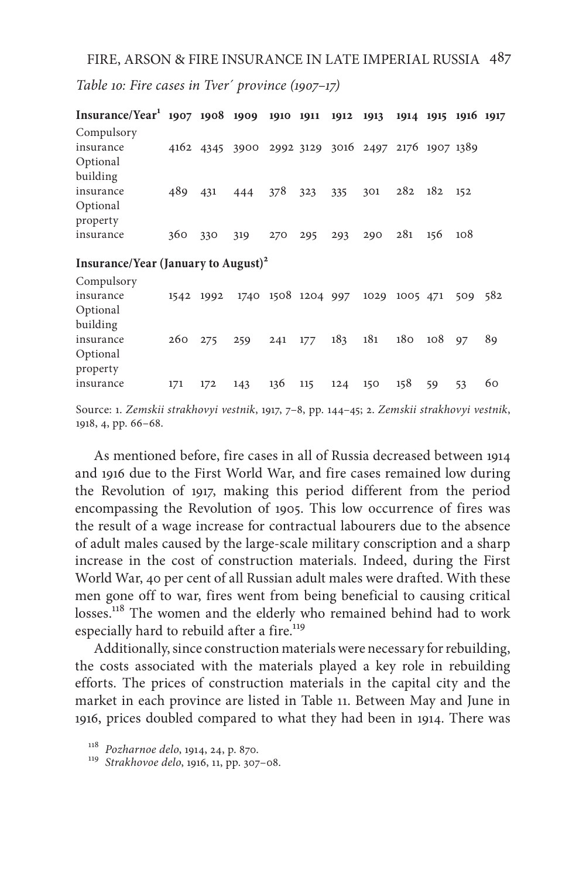*Table 10: Fire cases in Tver´ province (1907–17)*

| Insurance/Year[1] | 1907 | 1908 | 1909 | 1910 | 1911 | 1912 | 1913 | 1914 | 1915 | 1916 | 1917 |
|---|---|---|---|---|---|---|---|---|---|---|---|
| Compulsory insurance | 4162 | 4345 | 3900 | 2992 | 3129 | 3016 | 2497 | 2176 | 1907 | 1389 | |
| Optional building insurance | 489 | 431 | 444 | 378 | 323 | 335 | 301 | 282 | 182 | 152 | |
| Optional property insurance | 360 | 330 | 319 | 270 | 295 | 293 | 290 | 281 | 156 | 108 | |
| **Insurance/Year (January to August)[2]** | | | | | | | | | | | |
| Compulsory insurance | 1542 | 1992 | 1740 | 1508 | 1204 | 997 | 1029 | 1005 | 471 | 509 | 582 |
| Optional building insurance | 260 | 275 | 259 | 241 | 177 | 183 | 181 | 180 | 108 | 97 | 89 |
| Optional property insurance | 171 | 172 | 143 | 136 | 115 | 124 | 150 | 158 | 59 | 53 | 60 |

Source: 1. *Zemskii strakhovyi vestnik*, 1917, 7–8, pp. 144–45; 2. *Zemskii strakhovyi vestnik*, 1918, 4, pp. 66–68.

As mentioned before, fire cases in all of Russia decreased between 1914 and 1916 due to the First World War, and fire cases remained low during the Revolution of 1917, making this period different from the period encompassing the Revolution of 1905. This low occurrence of fires was the result of a wage increase for contractual labourers due to the absence of adult males caused by the large-scale military conscription and a sharp increase in the cost of construction materials. Indeed, during the First World War, 40 per cent of all Russian adult males were drafted. With these men gone off to war, fires went from being beneficial to causing critical losses.[118] The women and the elderly who remained behind had to work especially hard to rebuild after a fire.[119]

Additionally, since construction materials were necessary for rebuilding, the costs associated with the materials played a key role in rebuilding efforts. The prices of construction materials in the capital city and the market in each province are listed in Table 11. Between May and June in 1916, prices doubled compared to what they had been in 1914. There was

[118] *Pozharnoe delo*, 1914, 24, p. 870.

[119] *Strakhovoe delo*, 1916, 11, pp. 307–08.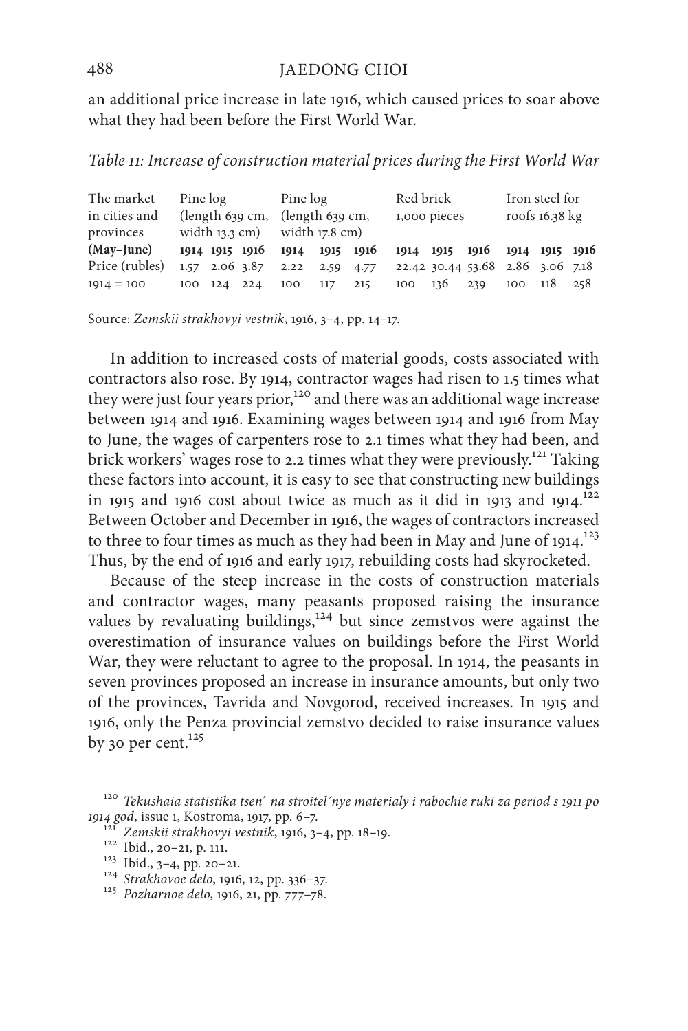an additional price increase in late 1916, which caused prices to soar above what they had been before the First World War.

*Table 11: Increase of construction material prices during the First World War*

| The market in cities and provinces | Pine log (length 639 cm, width 13.3 cm) | | | Pine log (length 639 cm, width 17.8 cm) | | | Red brick 1,000 pieces | | | Iron steel for roofs 16.38 kg | | |
|---|---|---|---|---|---|---|---|---|---|---|---|---|
| **(May–June)** | **1914** | **1915** | **1916** | **1914** | **1915** | **1916** | **1914** | **1915** | **1916** | **1914** | **1915** | **1916** |
| Price (rubles) | 1.57 | 2.06 | 3.87 | 2.22 | 2.59 | 4.77 | 22.42 | 30.44 | 53.68 | 2.86 | 3.06 | 7.18 |
| 1914 = 100 | 100 | 124 | 224 | 100 | 117 | 215 | 100 | 136 | 239 | 100 | 118 | 258 |

Source: *Zemskii strakhovyi vestnik*, 1916, 3–4, pp. 14–17.

In addition to increased costs of material goods, costs associated with contractors also rose. By 1914, contractor wages had risen to 1.5 times what they were just four years prior,[120] and there was an additional wage increase between 1914 and 1916. Examining wages between 1914 and 1916 from May to June, the wages of carpenters rose to 2.1 times what they had been, and brick workers' wages rose to 2.2 times what they were previously.[121] Taking these factors into account, it is easy to see that constructing new buildings in 1915 and 1916 cost about twice as much as it did in 1913 and 1914.[122] Between October and December in 1916, the wages of contractors increased to three to four times as much as they had been in May and June of 1914.[123] Thus, by the end of 1916 and early 1917, rebuilding costs had skyrocketed.

Because of the steep increase in the costs of construction materials and contractor wages, many peasants proposed raising the insurance values by revaluating buildings,[124] but since zemstvos were against the overestimation of insurance values on buildings before the First World War, they were reluctant to agree to the proposal. In 1914, the peasants in seven provinces proposed an increase in insurance amounts, but only two of the provinces, Tavrida and Novgorod, received increases. In 1915 and 1916, only the Penza provincial zemstvo decided to raise insurance values by 30 per cent.[125]

[120] *Tekushaia statistika tsen´ na stroitel´nye materialy i rabochie ruki za period s 1911 po 1914 god*, issue 1, Kostroma, 1917, pp. 6–7.

[121] *Zemskii strakhovyi vestnik*, 1916, 3–4, pp. 18–19.

[122] Ibid., 20–21, p. 111.

[123] Ibid., 3–4, pp. 20–21.

[124] *Strakhovoe delo*, 1916, 12, pp. 336–37.

[125] *Pozharnoe delo*, 1916, 21, pp. 777–78.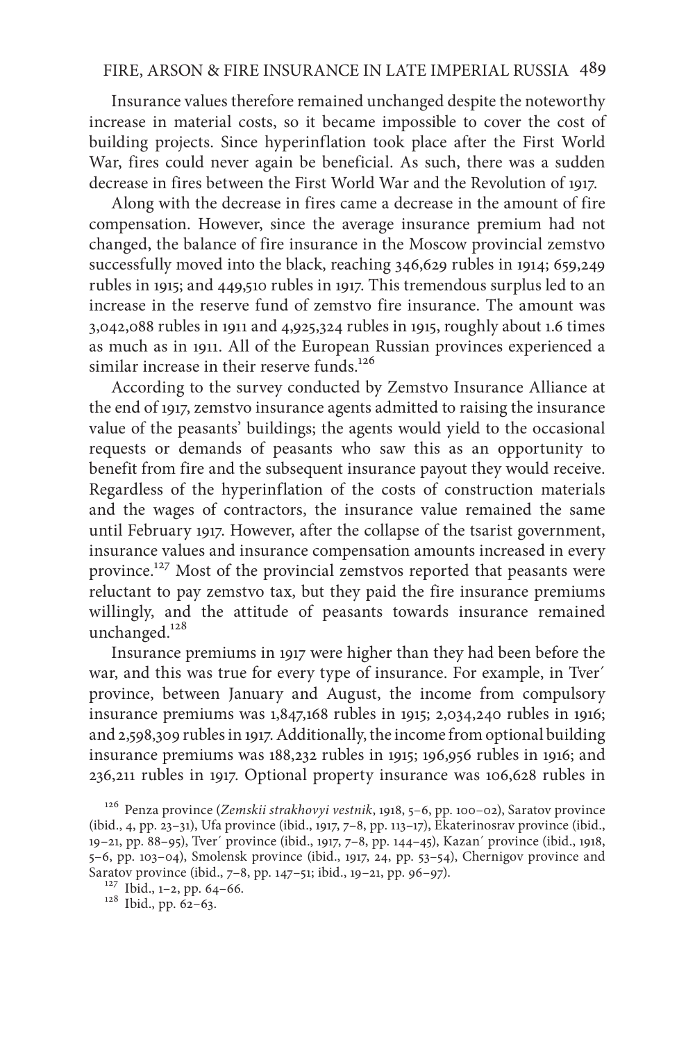Insurance values therefore remained unchanged despite the noteworthy increase in material costs, so it became impossible to cover the cost of building projects. Since hyperinflation took place after the First World War, fires could never again be beneficial. As such, there was a sudden decrease in fires between the First World War and the Revolution of 1917.

Along with the decrease in fires came a decrease in the amount of fire compensation. However, since the average insurance premium had not changed, the balance of fire insurance in the Moscow provincial zemstvo successfully moved into the black, reaching 346,629 rubles in 1914; 659,249 rubles in 1915; and 449,510 rubles in 1917. This tremendous surplus led to an increase in the reserve fund of zemstvo fire insurance. The amount was 3,042,088 rubles in 1911 and 4,925,324 rubles in 1915, roughly about 1.6 times as much as in 1911. All of the European Russian provinces experienced a similar increase in their reserve funds.[126]

According to the survey conducted by Zemstvo Insurance Alliance at the end of 1917, zemstvo insurance agents admitted to raising the insurance value of the peasants' buildings; the agents would yield to the occasional requests or demands of peasants who saw this as an opportunity to benefit from fire and the subsequent insurance payout they would receive. Regardless of the hyperinflation of the costs of construction materials and the wages of contractors, the insurance value remained the same until February 1917. However, after the collapse of the tsarist government, insurance values and insurance compensation amounts increased in every province.[127] Most of the provincial zemstvos reported that peasants were reluctant to pay zemstvo tax, but they paid the fire insurance premiums willingly, and the attitude of peasants towards insurance remained unchanged.[128]

Insurance premiums in 1917 were higher than they had been before the war, and this was true for every type of insurance. For example, in Tver´ province, between January and August, the income from compulsory insurance premiums was 1,847,168 rubles in 1915; 2,034,240 rubles in 1916; and 2,598,309 rubles in 1917. Additionally, the income from optional building insurance premiums was 188,232 rubles in 1915; 196,956 rubles in 1916; and 236,211 rubles in 1917. Optional property insurance was 106,628 rubles in

[126] Penza province (*Zemskii strakhovyi vestnik*, 1918, 5–6, pp. 100–02), Saratov province (ibid., 4, pp. 23–31), Ufa province (ibid., 1917, 7–8, pp. 113–17), Ekaterinosrav province (ibid., 19–21, pp. 88–95), Tver´ province (ibid., 1917, 7–8, pp. 144–45), Kazan´ province (ibid., 1918, 5–6, pp. 103–04), Smolensk province (ibid., 1917, 24, pp. 53–54), Chernigov province and Saratov province (ibid., 7–8, pp. 147–51; ibid., 19–21, pp. 96–97).

[127] Ibid., 1–2, pp. 64–66.

[128] Ibid., pp. 62–63.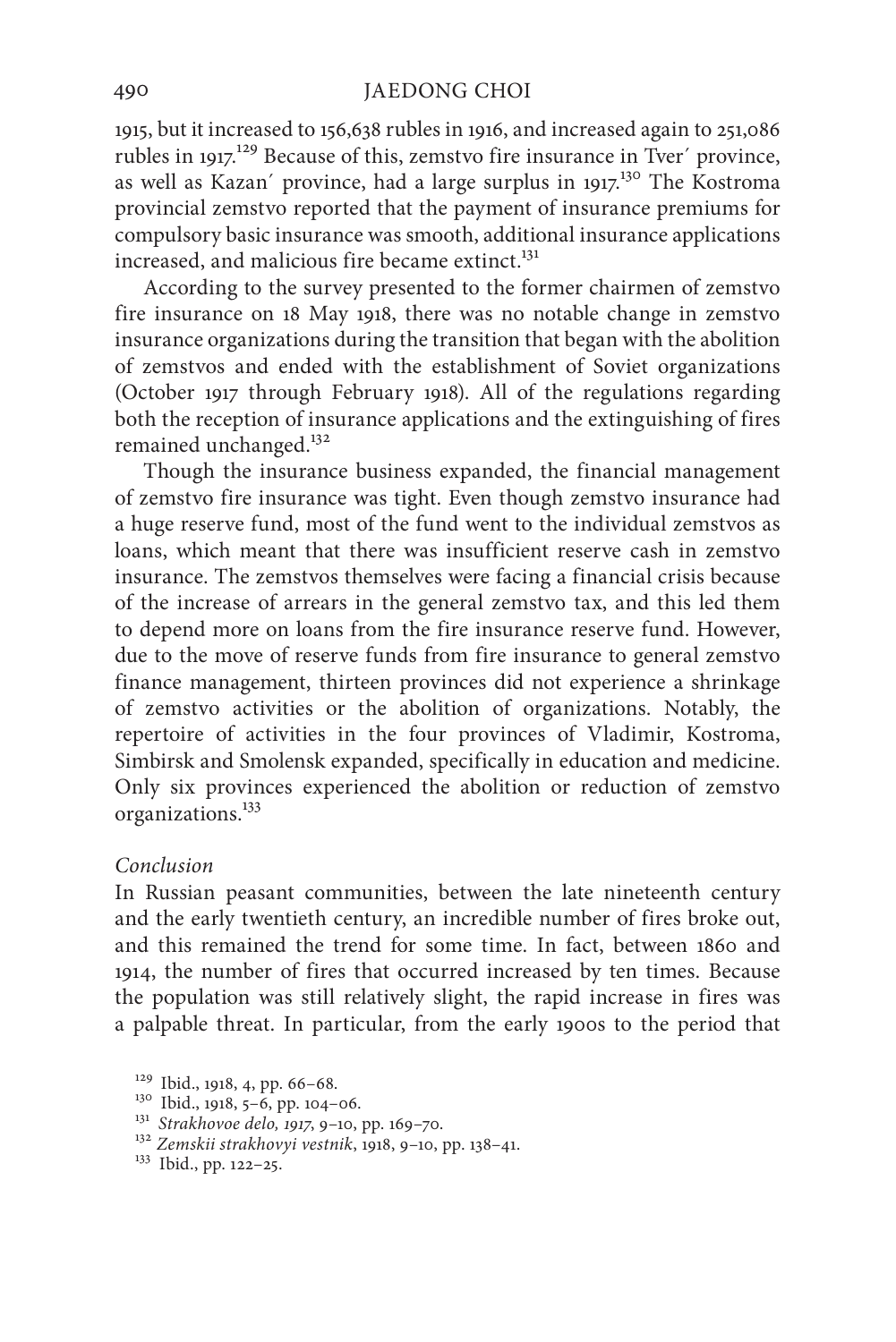1915, but it increased to 156,638 rubles in 1916, and increased again to 251,086 rubles in 1917.[129] Because of this, zemstvo fire insurance in Tver′ province, as well as Kazan′ province, had a large surplus in 1917.[130] The Kostroma provincial zemstvo reported that the payment of insurance premiums for compulsory basic insurance was smooth, additional insurance applications increased, and malicious fire became extinct.[131]

According to the survey presented to the former chairmen of zemstvo fire insurance on 18 May 1918, there was no notable change in zemstvo insurance organizations during the transition that began with the abolition of zemstvos and ended with the establishment of Soviet organizations (October 1917 through February 1918). All of the regulations regarding both the reception of insurance applications and the extinguishing of fires remained unchanged.[132]

Though the insurance business expanded, the financial management of zemstvo fire insurance was tight. Even though zemstvo insurance had a huge reserve fund, most of the fund went to the individual zemstvos as loans, which meant that there was insufficient reserve cash in zemstvo insurance. The zemstvos themselves were facing a financial crisis because of the increase of arrears in the general zemstvo tax, and this led them to depend more on loans from the fire insurance reserve fund. However, due to the move of reserve funds from fire insurance to general zemstvo finance management, thirteen provinces did not experience a shrinkage of zemstvo activities or the abolition of organizations. Notably, the repertoire of activities in the four provinces of Vladimir, Kostroma, Simbirsk and Smolensk expanded, specifically in education and medicine. Only six provinces experienced the abolition or reduction of zemstvo organizations.[133]

### *Conclusion*

In Russian peasant communities, between the late nineteenth century and the early twentieth century, an incredible number of fires broke out, and this remained the trend for some time. In fact, between 1860 and 1914, the number of fires that occurred increased by ten times. Because the population was still relatively slight, the rapid increase in fires was a palpable threat. In particular, from the early 1900s to the period that

[129] Ibid., 1918, 4, pp. 66–68.
[130] Ibid., 1918, 5–6, pp. 104–06.
[131] *Strakhovoe delo, 1917*, 9–10, pp. 169–70.
[132] *Zemskii strakhovyi vestnik*, 1918, 9–10, pp. 138–41.
[133] Ibid., pp. 122–25.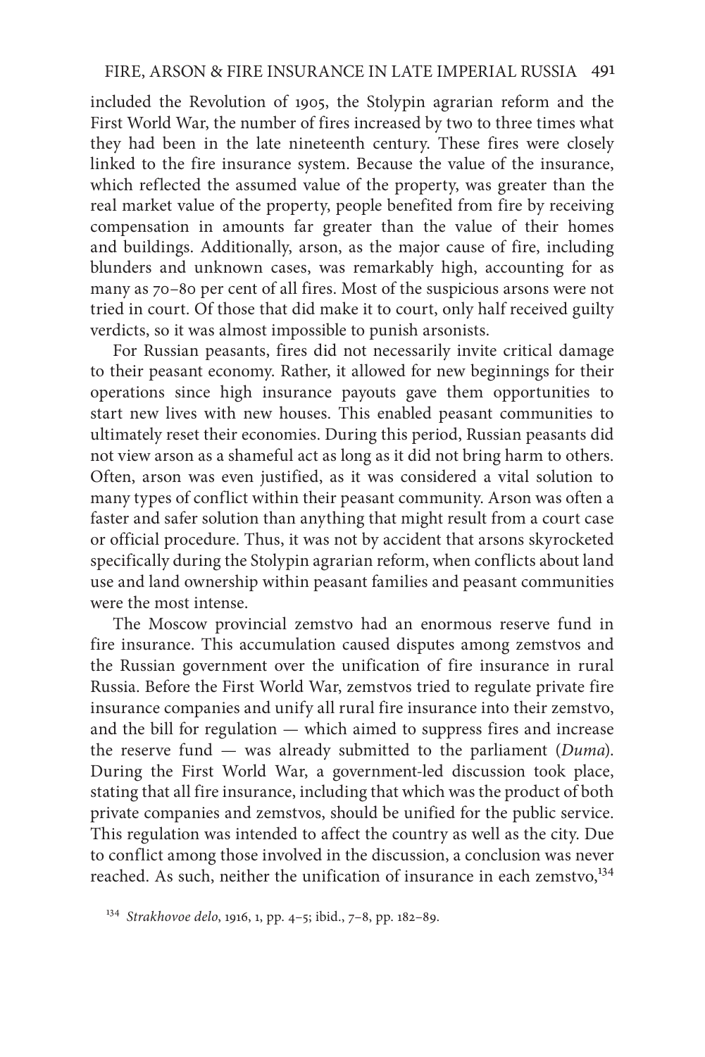included the Revolution of 1905, the Stolypin agrarian reform and the First World War, the number of fires increased by two to three times what they had been in the late nineteenth century. These fires were closely linked to the fire insurance system. Because the value of the insurance, which reflected the assumed value of the property, was greater than the real market value of the property, people benefited from fire by receiving compensation in amounts far greater than the value of their homes and buildings. Additionally, arson, as the major cause of fire, including blunders and unknown cases, was remarkably high, accounting for as many as 70–80 per cent of all fires. Most of the suspicious arsons were not tried in court. Of those that did make it to court, only half received guilty verdicts, so it was almost impossible to punish arsonists.

For Russian peasants, fires did not necessarily invite critical damage to their peasant economy. Rather, it allowed for new beginnings for their operations since high insurance payouts gave them opportunities to start new lives with new houses. This enabled peasant communities to ultimately reset their economies. During this period, Russian peasants did not view arson as a shameful act as long as it did not bring harm to others. Often, arson was even justified, as it was considered a vital solution to many types of conflict within their peasant community. Arson was often a faster and safer solution than anything that might result from a court case or official procedure. Thus, it was not by accident that arsons skyrocketed specifically during the Stolypin agrarian reform, when conflicts about land use and land ownership within peasant families and peasant communities were the most intense.

The Moscow provincial zemstvo had an enormous reserve fund in fire insurance. This accumulation caused disputes among zemstvos and the Russian government over the unification of fire insurance in rural Russia. Before the First World War, zemstvos tried to regulate private fire insurance companies and unify all rural fire insurance into their zemstvo, and the bill for regulation — which aimed to suppress fires and increase the reserve fund — was already submitted to the parliament (*Duma*). During the First World War, a government-led discussion took place, stating that all fire insurance, including that which was the product of both private companies and zemstvos, should be unified for the public service. This regulation was intended to affect the country as well as the city. Due to conflict among those involved in the discussion, a conclusion was never reached. As such, neither the unification of insurance in each zemstvo,[134]

[134] *Strakhovoe delo*, 1916, 1, pp. 4–5; ibid., 7–8, pp. 182–89.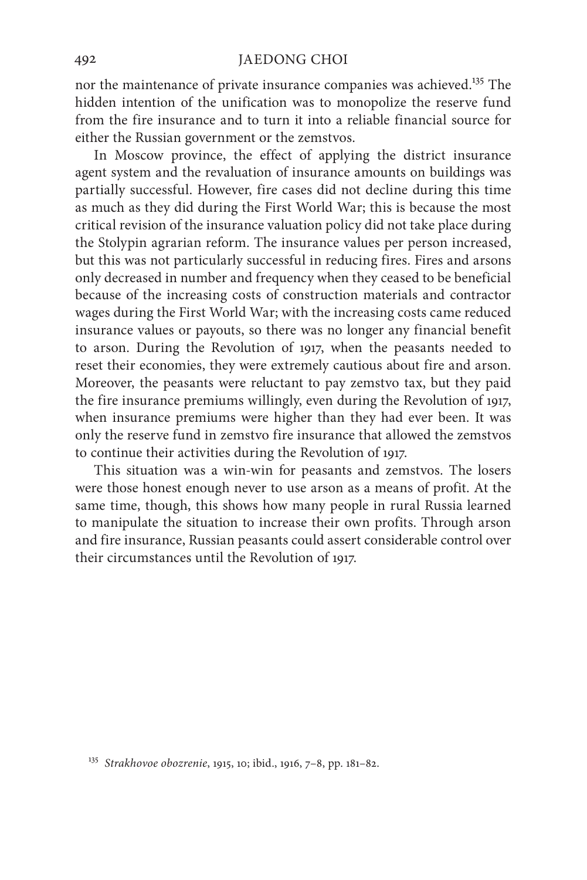nor the maintenance of private insurance companies was achieved.[135] The hidden intention of the unification was to monopolize the reserve fund from the fire insurance and to turn it into a reliable financial source for either the Russian government or the zemstvos.

In Moscow province, the effect of applying the district insurance agent system and the revaluation of insurance amounts on buildings was partially successful. However, fire cases did not decline during this time as much as they did during the First World War; this is because the most critical revision of the insurance valuation policy did not take place during the Stolypin agrarian reform. The insurance values per person increased, but this was not particularly successful in reducing fires. Fires and arsons only decreased in number and frequency when they ceased to be beneficial because of the increasing costs of construction materials and contractor wages during the First World War; with the increasing costs came reduced insurance values or payouts, so there was no longer any financial benefit to arson. During the Revolution of 1917, when the peasants needed to reset their economies, they were extremely cautious about fire and arson. Moreover, the peasants were reluctant to pay zemstvo tax, but they paid the fire insurance premiums willingly, even during the Revolution of 1917, when insurance premiums were higher than they had ever been. It was only the reserve fund in zemstvo fire insurance that allowed the zemstvos to continue their activities during the Revolution of 1917.

This situation was a win-win for peasants and zemstvos. The losers were those honest enough never to use arson as a means of profit. At the same time, though, this shows how many people in rural Russia learned to manipulate the situation to increase their own profits. Through arson and fire insurance, Russian peasants could assert considerable control over their circumstances until the Revolution of 1917.

[135] *Strakhovoe obozrenie*, 1915, 10; ibid., 1916, 7–8, pp. 181–82.